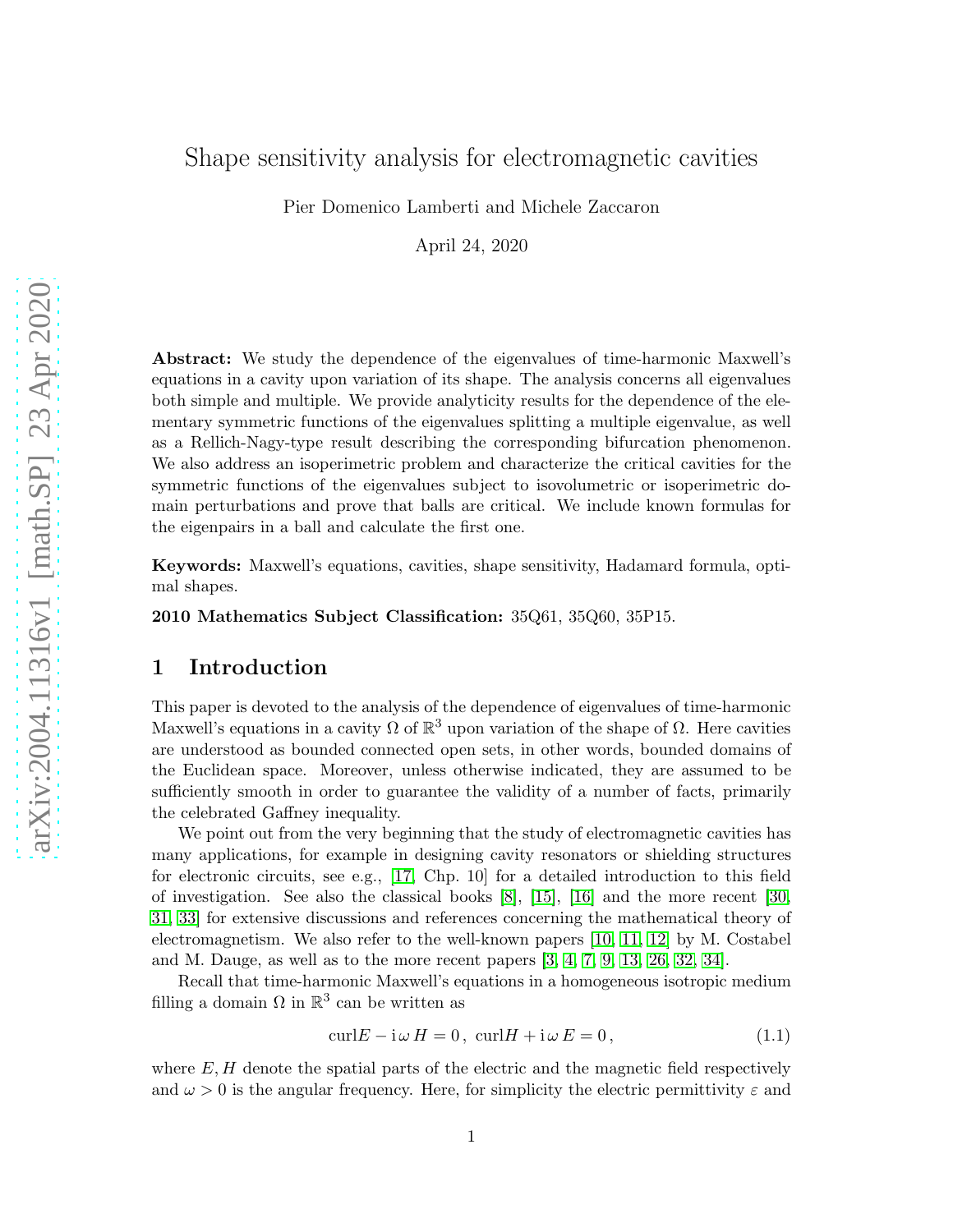# Shape sensitivity analysis for electromagnetic cavities

Pier Domenico Lamberti and Michele Zaccaron

April 24, 2020

**Abstract:** We study the dependence of the eigenvalues of time-harmonic Maxwell's equations in a cavity upon variation of its shape. The analysis concerns all eigenvalues both simple and multiple. We provide analyticity results for the dependence of the elementary symmetric functions of the eigenvalues splitting a multiple eigenvalue, as well as a Rellich-Nagy-type result describing the corresponding bifurcation phenomenon. We also address an isoperimetric problem and characterize the critical cavities for the symmetric functions of the eigenvalues subject to isovolumetric or isoperimetric domain perturbations and prove that balls are critical. We include known formulas for the eigenpairs in a ball and calculate the first one.

**Keywords:** Maxwell's equations, cavities, shape sensitivity, Hadamard formula, optimal shapes.

**2010 Mathematics Subject Classification:** 35Q61, 35Q60, 35P15.

## 1 Introduction

This paper is devoted to the analysis of the dependence of eigenvalues of time-harmonic Maxwell's equations in a cavity $\Omega$ of $\mathbb{R}^3$ upon variation of the shape of $\Omega$. Here cavities are understood as bounded connected open sets, in other words, bounded domains of the Euclidean space. Moreover, unless otherwise indicated, they are assumed to be sufficiently smooth in order to guarantee the validity of a number of facts, primarily the celebrated Gaffney inequality.

We point out from the very beginning that the study of electromagnetic cavities has many applications, for example in designing cavity resonators or shielding structures for electronic circuits, see e.g., [17, Chp. 10] for a detailed introduction to this field of investigation. See also the classical books [8], [15], [16] and the more recent [30, 31, 33] for extensive discussions and references concerning the mathematical theory of electromagnetism. We also refer to the well-known papers [10, 11, 12] by M. Costabel and M. Dauge, as well as to the more recent papers [3, 4, 7, 9, 13, 26, 32, 34].

Recall that time-harmonic Maxwell's equations in a homogeneous isotropic medium filling a domain $\Omega$ in $\mathbb{R}^3$ can be written as

$$\mathrm{curl} E - \mathrm{i}\,\omega\, H = 0\,,\ \mathrm{curl} H + \mathrm{i}\,\omega\, E = 0\,, \tag{1.1}$$

where $E, H$ denote the spatial parts of the electric and the magnetic field respectively and $\omega > 0$ is the angular frequency. Here, for simplicity the electric permittivity $\varepsilon$ and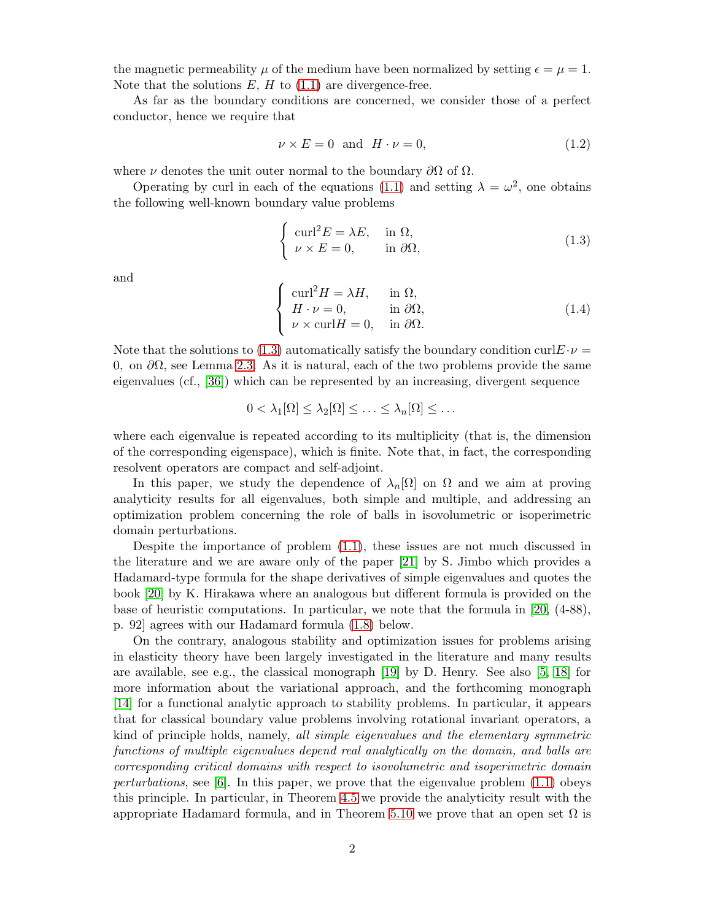the magnetic permeability $\mu$ of the medium have been normalized by setting $\epsilon = \mu = 1$. Note that the solutions $E$, $H$ to (1.1) are divergence-free.

As far as the boundary conditions are concerned, we consider those of a perfect conductor, hence we require that

$$\nu \times E = 0 \quad \text{and} \quad H \cdot \nu = 0, \tag{1.2}$$

where $\nu$ denotes the unit outer normal to the boundary $\partial\Omega$ of $\Omega$.

Operating by curl in each of the equations (1.1) and setting $\lambda = \omega^2$, one obtains the following well-known boundary value problems

$$\begin{cases} \mathrm{curl}^2 E = \lambda E, & \text{in } \Omega, \\ \nu \times E = 0, & \text{in } \partial\Omega, \end{cases} \tag{1.3}$$

and

$$\begin{cases} \mathrm{curl}^2 H = \lambda H, & \text{in } \Omega, \\ H \cdot \nu = 0, & \text{in } \partial\Omega, \\ \nu \times \mathrm{curl} H = 0, & \text{in } \partial\Omega. \end{cases} \tag{1.4}$$

Note that the solutions to (1.3) automatically satisfy the boundary condition $\mathrm{curl}E \cdot \nu = 0$, on $\partial\Omega$, see Lemma 2.3. As it is natural, each of the two problems provide the same eigenvalues (cf., [36]) which can be represented by an increasing, divergent sequence

$$0 < \lambda_1[\Omega] \leq \lambda_2[\Omega] \leq \ldots \leq \lambda_n[\Omega] \leq \ldots$$

where each eigenvalue is repeated according to its multiplicity (that is, the dimension of the corresponding eigenspace), which is finite. Note that, in fact, the corresponding resolvent operators are compact and self-adjoint.

In this paper, we study the dependence of $\lambda_n[\Omega]$ on $\Omega$ and we aim at proving analyticity results for all eigenvalues, both simple and multiple, and addressing an optimization problem concerning the role of balls in isovolumetric or isoperimetric domain perturbations.

Despite the importance of problem (1.1), these issues are not much discussed in the literature and we are aware only of the paper [21] by S. Jimbo which provides a Hadamard-type formula for the shape derivatives of simple eigenvalues and quotes the book [20] by K. Hirakawa where an analogous but different formula is provided on the base of heuristic computations. In particular, we note that the formula in [20, (4-88), p. 92] agrees with our Hadamard formula (1.8) below.

On the contrary, analogous stability and optimization issues for problems arising in elasticity theory have been largely investigated in the literature and many results are available, see e.g., the classical monograph [19] by D. Henry. See also [5, 18] for more information about the variational approach, and the forthcoming monograph [14] for a functional analytic approach to stability problems. In particular, it appears that for classical boundary value problems involving rotational invariant operators, a kind of principle holds, namely, *all simple eigenvalues and the elementary symmetric functions of multiple eigenvalues depend real analytically on the domain, and balls are corresponding critical domains with respect to isovolumetric and isoperimetric domain perturbations*, see [6]. In this paper, we prove that the eigenvalue problem (1.1) obeys this principle. In particular, in Theorem 4.5 we provide the analyticity result with the appropriate Hadamard formula, and in Theorem 5.10 we prove that an open set $\Omega$ is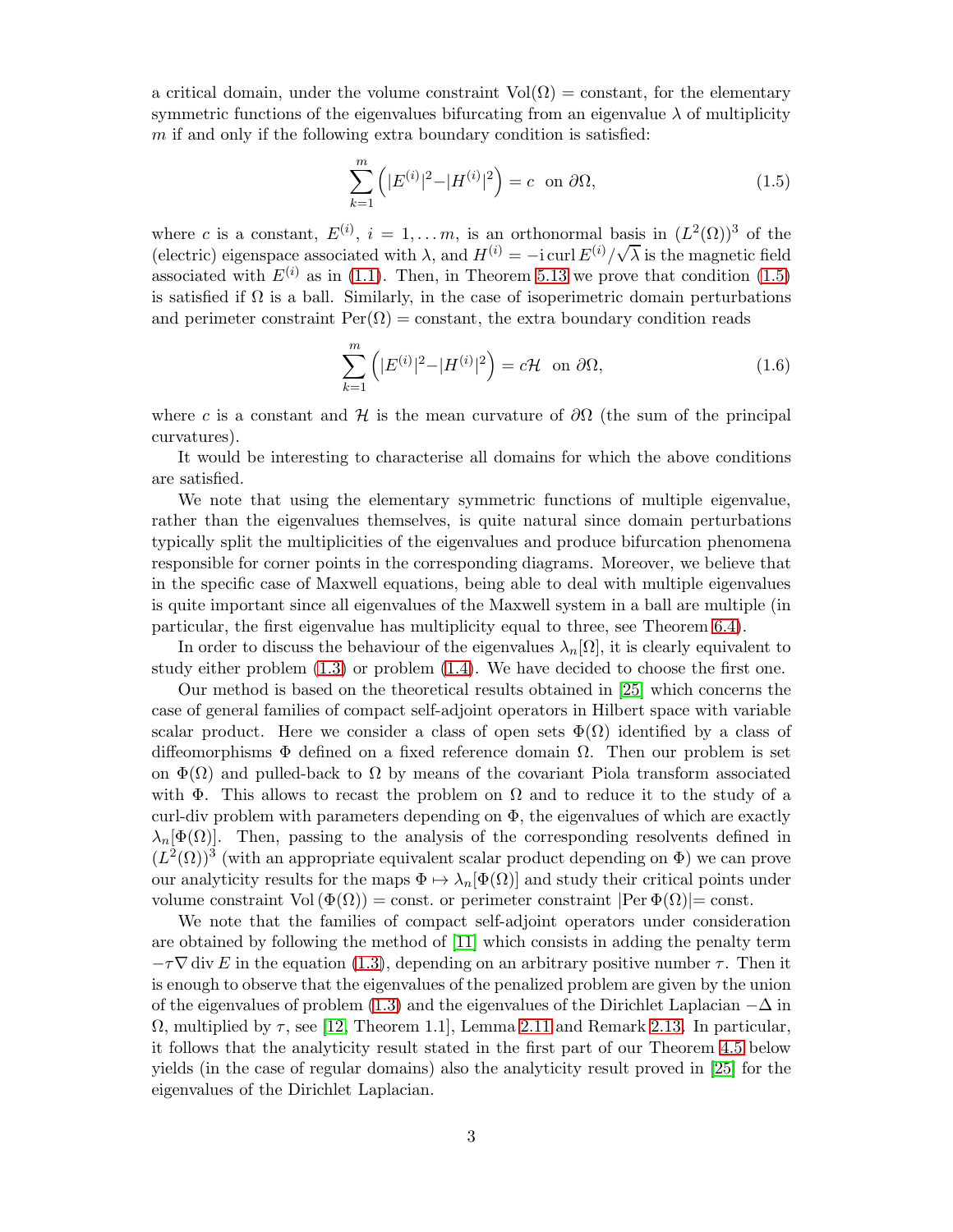a critical domain, under the volume constraint $\mathrm{Vol}(\Omega) = \text{constant}$, for the elementary symmetric functions of the eigenvalues bifurcating from an eigenvalue $\lambda$ of multiplicity $m$ if and only if the following extra boundary condition is satisfied:

$$\sum_{k=1}^{m} \left( |E^{(i)}|^2 - |H^{(i)}|^2 \right) = c \ \text{ on } \partial\Omega, \tag{1.5}$$

where $c$ is a constant, $E^{(i)}$, $i = 1, \dots m$, is an orthonormal basis in $(L^2(\Omega))^3$ of the (electric) eigenspace associated with $\lambda$, and $H^{(i)} = -\mathrm{i} \,\mathrm{curl}\, E^{(i)}/\sqrt{\lambda}$ is the magnetic field associated with $E^{(i)}$ as in (1.1). Then, in Theorem 5.13 we prove that condition (1.5) is satisfied if $\Omega$ is a ball. Similarly, in the case of isoperimetric domain perturbations and perimeter constraint $\mathrm{Per}(\Omega) = \text{constant}$, the extra boundary condition reads

$$\sum_{k=1}^{m} \left( |E^{(i)}|^2 - |H^{(i)}|^2 \right) = c\mathcal{H} \ \text{ on } \partial\Omega, \tag{1.6}$$

where $c$ is a constant and $\mathcal{H}$ is the mean curvature of $\partial\Omega$ (the sum of the principal curvatures).

It would be interesting to characterise all domains for which the above conditions are satisfied.

We note that using the elementary symmetric functions of multiple eigenvalue, rather than the eigenvalues themselves, is quite natural since domain perturbations typically split the multiplicities of the eigenvalues and produce bifurcation phenomena responsible for corner points in the corresponding diagrams. Moreover, we believe that in the specific case of Maxwell equations, being able to deal with multiple eigenvalues is quite important since all eigenvalues of the Maxwell system in a ball are multiple (in particular, the first eigenvalue has multiplicity equal to three, see Theorem 6.4).

In order to discuss the behaviour of the eigenvalues $\lambda_n[\Omega]$, it is clearly equivalent to study either problem (1.3) or problem (1.4). We have decided to choose the first one.

Our method is based on the theoretical results obtained in [25] which concerns the case of general families of compact self-adjoint operators in Hilbert space with variable scalar product. Here we consider a class of open sets $\Phi(\Omega)$ identified by a class of diffeomorphisms $\Phi$ defined on a fixed reference domain $\Omega$. Then our problem is set on $\Phi(\Omega)$ and pulled-back to $\Omega$ by means of the covariant Piola transform associated with $\Phi$. This allows to recast the problem on $\Omega$ and to reduce it to the study of a curl-div problem with parameters depending on $\Phi$, the eigenvalues of which are exactly $\lambda_n[\Phi(\Omega)]$. Then, passing to the analysis of the corresponding resolvents defined in $(L^2(\Omega))^3$ (with an appropriate equivalent scalar product depending on $\Phi$) we can prove our analyticity results for the maps $\Phi \mapsto \lambda_n[\Phi(\Omega)]$ and study their critical points under volume constraint $\mathrm{Vol}\,(\Phi(\Omega)) = \text{const.}$ or perimeter constraint $|\mathrm{Per}\,\Phi(\Omega)| = \text{const.}$

We note that the families of compact self-adjoint operators under consideration are obtained by following the method of [11] which consists in adding the penalty term $-\tau\nabla\,\mathrm{div}\,E$ in the equation (1.3), depending on an arbitrary positive number $\tau$. Then it is enough to observe that the eigenvalues of the penalized problem are given by the union of the eigenvalues of problem (1.3) and the eigenvalues of the Dirichlet Laplacian $-\Delta$ in $\Omega$, multiplied by $\tau$, see [12, Theorem 1.1], Lemma 2.11 and Remark 2.13. In particular, it follows that the analyticity result stated in the first part of our Theorem 4.5 below yields (in the case of regular domains) also the analyticity result proved in [25] for the eigenvalues of the Dirichlet Laplacian.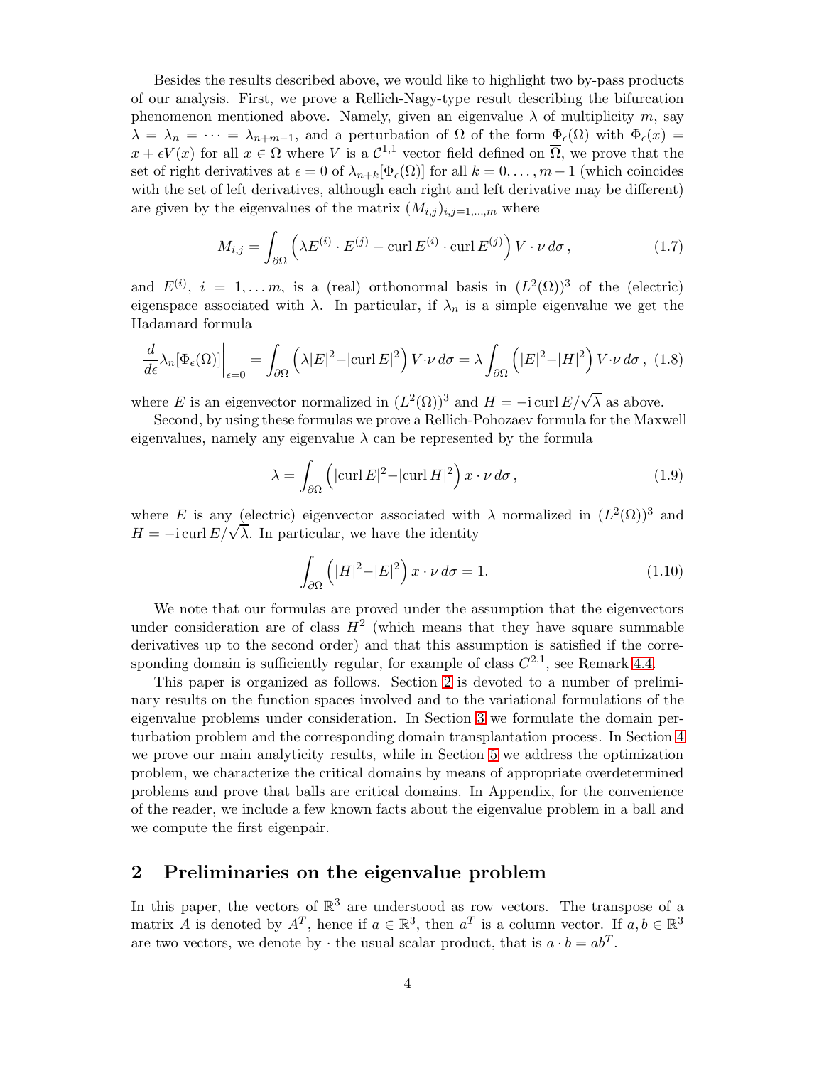Besides the results described above, we would like to highlight two by-pass products of our analysis. First, we prove a Rellich-Nagy-type result describing the bifurcation phenomenon mentioned above. Namely, given an eigenvalue $\lambda$ of multiplicity $m$, say $\lambda = \lambda_n = \cdots = \lambda_{n+m-1}$, and a perturbation of $\Omega$ of the form $\Phi_\epsilon(\Omega)$ with $\Phi_\epsilon(x) = x + \epsilon V(x)$ for all $x \in \Omega$ where $V$ is a $\mathcal{C}^{1,1}$ vector field defined on $\overline{\Omega}$, we prove that the set of right derivatives at $\epsilon = 0$ of $\lambda_{n+k}[\Phi_\epsilon(\Omega)]$ for all $k = 0, \ldots, m-1$ (which coincides with the set of left derivatives, although each right and left derivative may be different) are given by the eigenvalues of the matrix $(M_{i,j})_{i,j=1,\ldots,m}$ where

$$
M_{i,j} = \int_{\partial\Omega} \left( \lambda E^{(i)} \cdot E^{(j)} - \operatorname{curl} E^{(i)} \cdot \operatorname{curl} E^{(j)} \right) V \cdot \nu \, d\sigma \,, \tag{1.7}
$$

and $E^{(i)}$, $i = 1, \ldots m$, is a (real) orthonormal basis in $(L^2(\Omega))^3$ of the (electric) eigenspace associated with $\lambda$. In particular, if $\lambda_n$ is a simple eigenvalue we get the Hadamard formula

$$
\frac{d}{d\epsilon} \lambda_n[\Phi_\epsilon(\Omega)] \bigg|_{\epsilon=0} = \int_{\partial\Omega} \left( \lambda |E|^2 - |\operatorname{curl} E|^2 \right) V \cdot \nu \, d\sigma = \lambda \int_{\partial\Omega} \left( |E|^2 - |H|^2 \right) V \cdot \nu \, d\sigma \,, \tag{1.8}
$$

where $E$ is an eigenvector normalized in $(L^2(\Omega))^3$ and $H = -\mathrm{i} \operatorname{curl} E / \sqrt{\lambda}$ as above.

Second, by using these formulas we prove a Rellich-Pohozaev formula for the Maxwell eigenvalues, namely any eigenvalue $\lambda$ can be represented by the formula

$$
\lambda = \int_{\partial\Omega} \left( |\operatorname{curl} E|^2 - |\operatorname{curl} H|^2 \right) x \cdot \nu \, d\sigma \,, \tag{1.9}
$$

where $E$ is any (electric) eigenvector associated with $\lambda$ normalized in $(L^2(\Omega))^3$ and $H = -\mathrm{i} \operatorname{curl} E / \sqrt{\lambda}$. In particular, we have the identity

$$
\int_{\partial\Omega} \left( |H|^2 - |E|^2 \right) x \cdot \nu \, d\sigma = 1. \tag{1.10}
$$

We note that our formulas are proved under the assumption that the eigenvectors under consideration are of class $H^2$ (which means that they have square summable derivatives up to the second order) and that this assumption is satisfied if the corresponding domain is sufficiently regular, for example of class $C^{2,1}$, see Remark 4.4.

This paper is organized as follows. Section 2 is devoted to a number of preliminary results on the function spaces involved and to the variational formulations of the eigenvalue problems under consideration. In Section 3 we formulate the domain perturbation problem and the corresponding domain transplantation process. In Section 4 we prove our main analyticity results, while in Section 5 we address the optimization problem, we characterize the critical domains by means of appropriate overdetermined problems and prove that balls are critical domains. In Appendix, for the convenience of the reader, we include a few known facts about the eigenvalue problem in a ball and we compute the first eigenpair.

## 2 Preliminaries on the eigenvalue problem

In this paper, the vectors of $\mathbb{R}^3$ are understood as row vectors. The transpose of a matrix $A$ is denoted by $A^T$, hence if $a \in \mathbb{R}^3$, then $a^T$ is a column vector. If $a, b \in \mathbb{R}^3$ are two vectors, we denote by $\cdot$ the usual scalar product, that is $a \cdot b = ab^T$.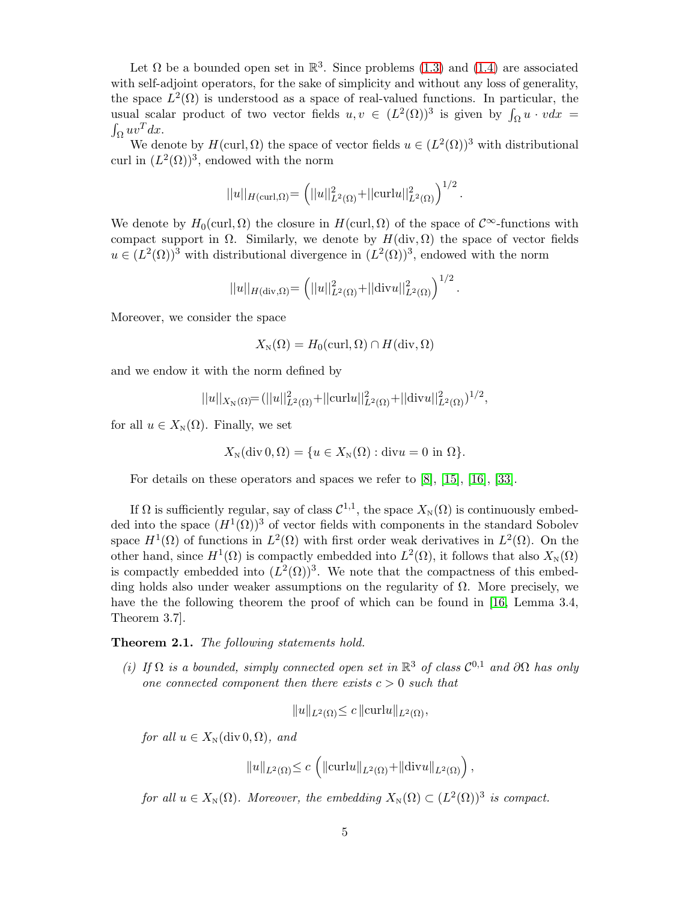Let $\Omega$ be a bounded open set in $\mathbb{R}^3$. Since problems (1.3) and (1.4) are associated with self-adjoint operators, for the sake of simplicity and without any loss of generality, the space $L^2(\Omega)$ is understood as a space of real-valued functions. In particular, the usual scalar product of two vector fields $u, v \in (L^2(\Omega))^3$ is given by $\int_\Omega u \cdot v dx = \int_\Omega uv^T dx$.

We denote by $H(\mathrm{curl}, \Omega)$ the space of vector fields $u \in (L^2(\Omega))^3$ with distributional curl in $(L^2(\Omega))^3$, endowed with the norm

$$||u||_{H(\mathrm{curl},\Omega)} = \left(||u||^2_{L^2(\Omega)} + ||\mathrm{curl} u||^2_{L^2(\Omega)}\right)^{1/2}.$$

We denote by $H_0(\mathrm{curl}, \Omega)$ the closure in $H(\mathrm{curl}, \Omega)$ of the space of $\mathcal{C}^\infty$-functions with compact support in $\Omega$. Similarly, we denote by $H(\mathrm{div}, \Omega)$ the space of vector fields $u \in (L^2(\Omega))^3$ with distributional divergence in $(L^2(\Omega))^3$, endowed with the norm

$$||u||_{H(\mathrm{div},\Omega)} = \left(||u||^2_{L^2(\Omega)} + ||\mathrm{div} u||^2_{L^2(\Omega)}\right)^{1/2}.$$

Moreover, we consider the space

$$X_{\mathrm{N}}(\Omega) = H_0(\mathrm{curl}, \Omega) \cap H(\mathrm{div}, \Omega)$$

and we endow it with the norm defined by

$$||u||_{X_{\mathrm{N}}(\Omega)} = (||u||^2_{L^2(\Omega)} + ||\mathrm{curl} u||^2_{L^2(\Omega)} + ||\mathrm{div} u||^2_{L^2(\Omega)})^{1/2},$$

for all $u \in X_{\mathrm{N}}(\Omega)$. Finally, we set

$$X_{\mathrm{N}}(\mathrm{div}\, 0, \Omega) = \{u \in X_{\mathrm{N}}(\Omega) : \mathrm{div} u = 0 \text{ in } \Omega\}.$$

For details on these operators and spaces we refer to [8], [15], [16], [33].

If $\Omega$ is sufficiently regular, say of class $\mathcal{C}^{1,1}$, the space $X_{\mathrm{N}}(\Omega)$ is continuously embedded into the space $(H^1(\Omega))^3$ of vector fields with components in the standard Sobolev space $H^1(\Omega)$ of functions in $L^2(\Omega)$ with first order weak derivatives in $L^2(\Omega)$. On the other hand, since $H^1(\Omega)$ is compactly embedded into $L^2(\Omega)$, it follows that also $X_{\mathrm{N}}(\Omega)$ is compactly embedded into $(L^2(\Omega))^3$. We note that the compactness of this embedding holds also under weaker assumptions on the regularity of $\Omega$. More precisely, we have the the following theorem the proof of which can be found in [16, Lemma 3.4, Theorem 3.7].

**Theorem 2.1.** *The following statements hold.*

*(i) If $\Omega$ is a bounded, simply connected open set in $\mathbb{R}^3$ of class $\mathcal{C}^{0,1}$ and $\partial\Omega$ has only one connected component then there exists $c > 0$ such that*

$$\|u\|_{L^2(\Omega)} \leq c \, \|\mathrm{curl} u\|_{L^2(\Omega)},$$

*for all $u \in X_{\mathrm{N}}(\mathrm{div}\, 0, \Omega)$, and*

$$\|u\|_{L^2(\Omega)} \leq c \left( \|\mathrm{curl} u\|_{L^2(\Omega)} + \|\mathrm{div} u\|_{L^2(\Omega)} \right),$$

*for all $u \in X_{\mathrm{N}}(\Omega)$. Moreover, the embedding $X_{\mathrm{N}}(\Omega) \subset (L^2(\Omega))^3$ is compact.*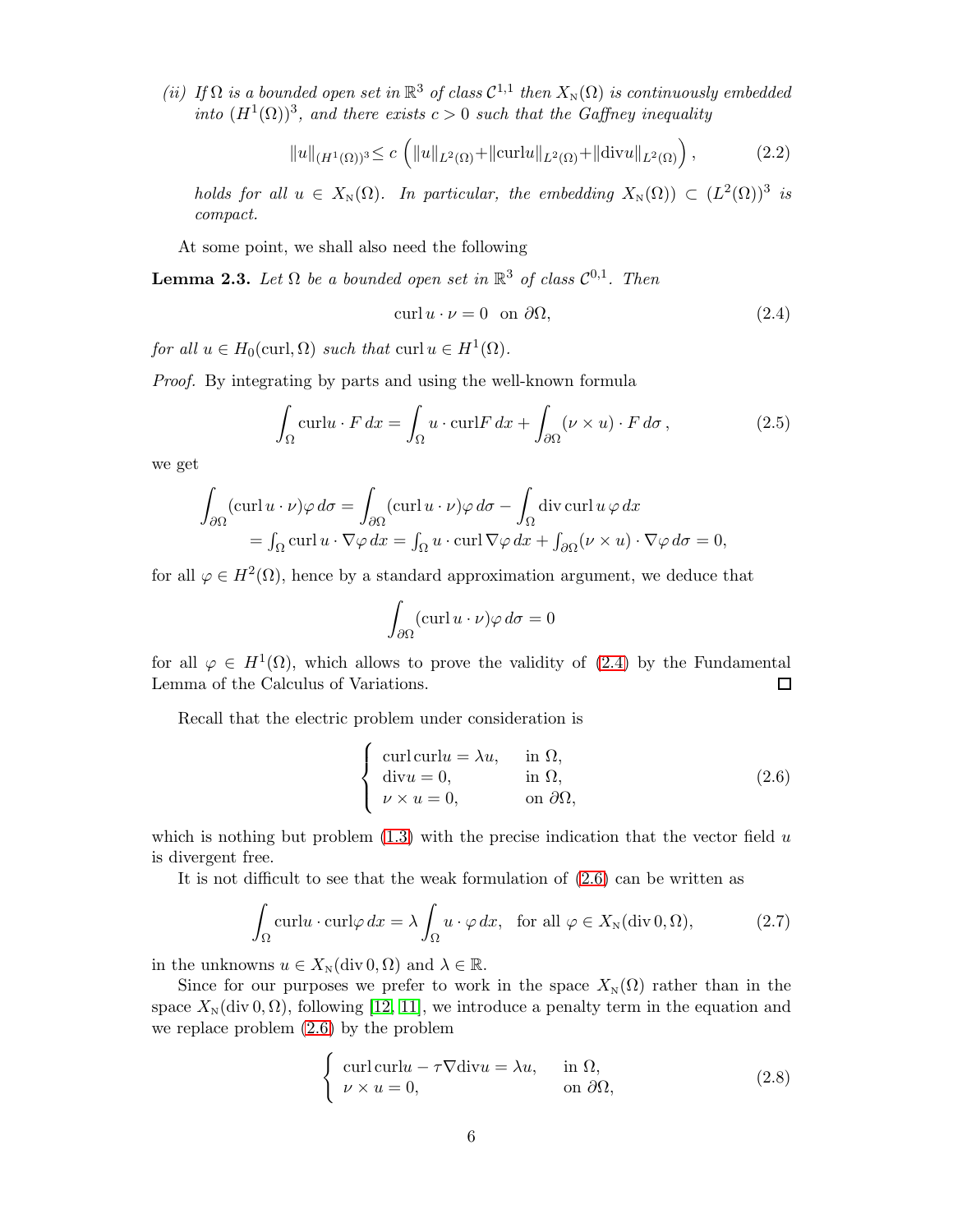*(ii) If $\Omega$ is a bounded open set in $\mathbb{R}^3$ of class $\mathcal{C}^{1,1}$ then $X_{\rm N}(\Omega)$ is continuously embedded into $(H^1(\Omega))^3$, and there exists $c > 0$ such that the Gaffney inequality*

$$\|u\|_{(H^1(\Omega))^3} \leq c \left( \|u\|_{L^2(\Omega)} + \|{\rm curl} u\|_{L^2(\Omega)} + \|{\rm div} u\|_{L^2(\Omega)} \right), \tag{2.2}$$

*holds for all $u \in X_{\rm N}(\Omega)$. In particular, the embedding $X_{\rm N}(\Omega)) \subset (L^2(\Omega))^3$ is compact.*

At some point, we shall also need the following

**Lemma 2.3.** *Let $\Omega$ be a bounded open set in $\mathbb{R}^3$ of class $\mathcal{C}^{0,1}$. Then*

$$\operatorname{curl} u \cdot \nu = 0 \quad \text{on } \partial\Omega, \tag{2.4}$$

*for all $u \in H_0(\operatorname{curl}, \Omega)$ such that $\operatorname{curl} u \in H^1(\Omega)$.*

*Proof.* By integrating by parts and using the well-known formula

$$\int_\Omega {\rm curl} u \cdot F \, dx = \int_\Omega u \cdot {\rm curl} F \, dx + \int_{\partial\Omega} (\nu \times u) \cdot F \, d\sigma \,, \tag{2.5}$$

we get

$$\int_{\partial\Omega} (\operatorname{curl} u \cdot \nu)\varphi \, d\sigma = \int_{\partial\Omega} (\operatorname{curl} u \cdot \nu)\varphi \, d\sigma - \int_\Omega \operatorname{div} \operatorname{curl} u \, \varphi \, dx$$
$$= \int_\Omega \operatorname{curl} u \cdot \nabla\varphi \, dx = \int_\Omega u \cdot \operatorname{curl} \nabla\varphi \, dx + \int_{\partial\Omega} (\nu \times u) \cdot \nabla\varphi \, d\sigma = 0,$$

for all $\varphi \in H^2(\Omega)$, hence by a standard approximation argument, we deduce that

$$\int_{\partial\Omega} (\operatorname{curl} u \cdot \nu)\varphi \, d\sigma = 0$$

for all $\varphi \in H^1(\Omega)$, which allows to prove the validity of (2.4) by the Fundamental Lemma of the Calculus of Variations. □

Recall that the electric problem under consideration is

$$\begin{cases} \operatorname{curl} \operatorname{curl} u = \lambda u, & \text{in } \Omega, \\ \operatorname{div} u = 0, & \text{in } \Omega, \\ \nu \times u = 0, & \text{on } \partial\Omega, \end{cases} \tag{2.6}$$

which is nothing but problem (1.3) with the precise indication that the vector field $u$ is divergent free.

It is not difficult to see that the weak formulation of (2.6) can be written as

$$\int_\Omega {\rm curl} u \cdot {\rm curl} \varphi \, dx = \lambda \int_\Omega u \cdot \varphi \, dx, \quad \text{for all } \varphi \in X_{\rm N}(\operatorname{div} 0, \Omega), \tag{2.7}$$

in the unknowns $u \in X_{\rm N}(\operatorname{div} 0, \Omega)$ and $\lambda \in \mathbb{R}$.

Since for our purposes we prefer to work in the space $X_{\rm N}(\Omega)$ rather than in the space $X_{\rm N}(\operatorname{div} 0, \Omega)$, following [12, 11], we introduce a penalty term in the equation and we replace problem (2.6) by the problem

$$\begin{cases} \operatorname{curl} \operatorname{curl} u - \tau \nabla \operatorname{div} u = \lambda u, & \text{in } \Omega, \\ \nu \times u = 0, & \text{on } \partial\Omega, \end{cases} \tag{2.8}$$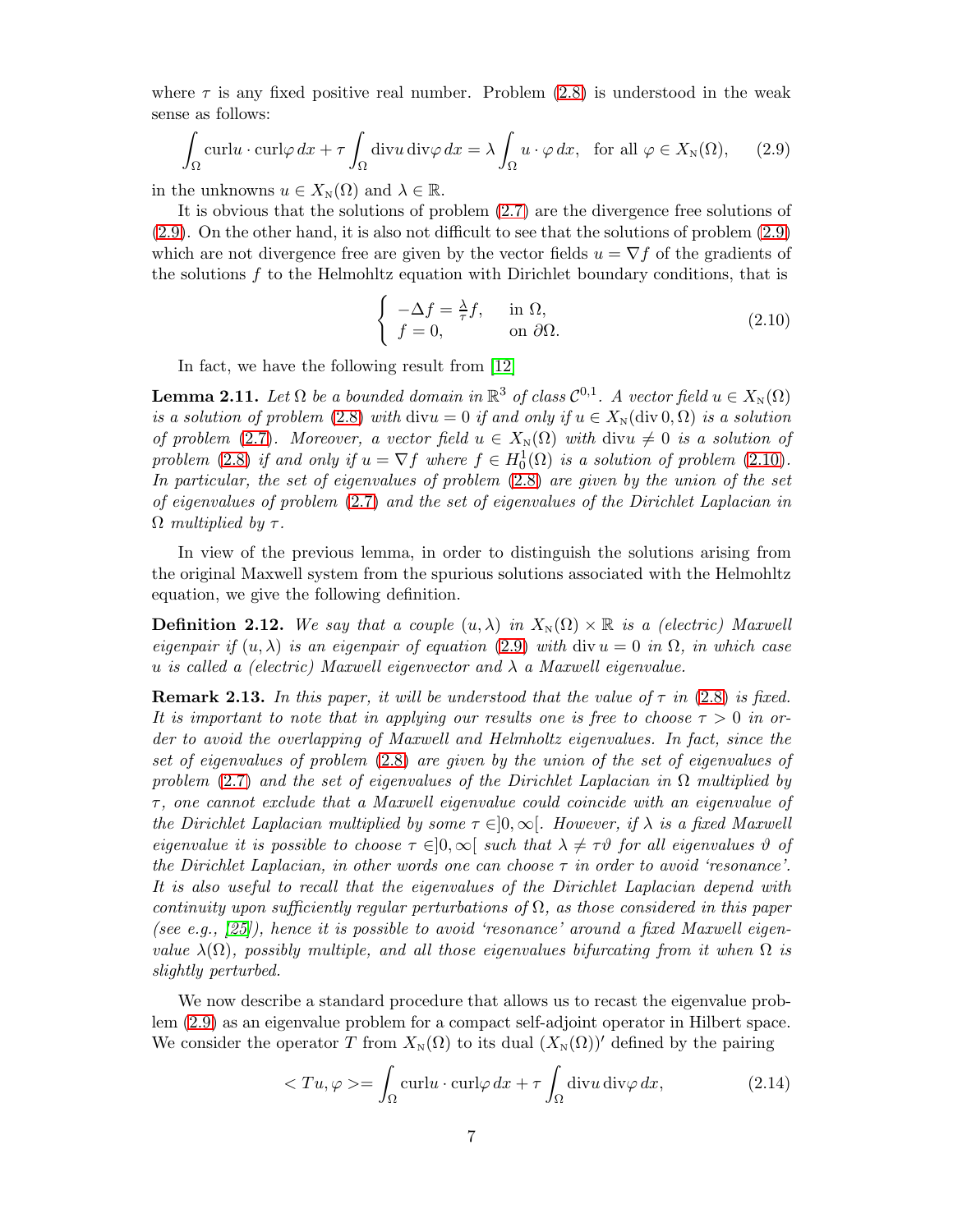where $\tau$ is any fixed positive real number. Problem (2.8) is understood in the weak sense as follows:

$$\int_\Omega \mathrm{curl} u \cdot \mathrm{curl}\varphi \, dx + \tau \int_\Omega \mathrm{div} u \, \mathrm{div}\varphi \, dx = \lambda \int_\Omega u \cdot \varphi \, dx, \quad \text{for all } \varphi \in X_{\mathrm{N}}(\Omega), \tag{2.9}$$

in the unknowns $u \in X_{\mathrm{N}}(\Omega)$ and $\lambda \in \mathbb{R}$.

It is obvious that the solutions of problem (2.7) are the divergence free solutions of (2.9). On the other hand, it is also not difficult to see that the solutions of problem (2.9) which are not divergence free are given by the vector fields $u = \nabla f$ of the gradients of the solutions $f$ to the Helmohltz equation with Dirichlet boundary conditions, that is

$$\begin{cases} -\Delta f = \frac{\lambda}{\tau} f, & \text{in } \Omega, \\ f = 0, & \text{on } \partial\Omega. \end{cases} \tag{2.10}$$

In fact, we have the following result from [12]

**Lemma 2.11.** *Let $\Omega$ be a bounded domain in $\mathbb{R}^3$ of class $\mathcal{C}^{0,1}$. A vector field $u \in X_{\mathrm{N}}(\Omega)$ is a solution of problem (2.8) with $\mathrm{div} u = 0$ if and only if $u \in X_{\mathrm{N}}(\mathrm{div}\, 0, \Omega)$ is a solution of problem (2.7). Moreover, a vector field $u \in X_{\mathrm{N}}(\Omega)$ with $\mathrm{div} u \neq 0$ is a solution of problem (2.8) if and only if $u = \nabla f$ where $f \in H^1_0(\Omega)$ is a solution of problem (2.10). In particular, the set of eigenvalues of problem (2.8) are given by the union of the set of eigenvalues of problem (2.7) and the set of eigenvalues of the Dirichlet Laplacian in $\Omega$ multiplied by $\tau$.*

In view of the previous lemma, in order to distinguish the solutions arising from the original Maxwell system from the spurious solutions associated with the Helmohltz equation, we give the following definition.

**Definition 2.12.** *We say that a couple $(u, \lambda)$ in $X_{\mathrm{N}}(\Omega) \times \mathbb{R}$ is a (electric) Maxwell eigenpair if $(u, \lambda)$ is an eigenpair of equation (2.9) with $\mathrm{div}\, u = 0$ in $\Omega$, in which case $u$ is called a (electric) Maxwell eigenvector and $\lambda$ a Maxwell eigenvalue.*

**Remark 2.13.** *In this paper, it will be understood that the value of $\tau$ in (2.8) is fixed. It is important to note that in applying our results one is free to choose $\tau > 0$ in order to avoid the overlapping of Maxwell and Helmholtz eigenvalues. In fact, since the set of eigenvalues of problem (2.8) are given by the union of the set of eigenvalues of problem (2.7) and the set of eigenvalues of the Dirichlet Laplacian in $\Omega$ multiplied by $\tau$, one cannot exclude that a Maxwell eigenvalue could coincide with an eigenvalue of the Dirichlet Laplacian multiplied by some $\tau \in ]0, \infty[$. However, if $\lambda$ is a fixed Maxwell eigenvalue it is possible to choose $\tau \in ]0, \infty[$ such that $\lambda \neq \tau\vartheta$ for all eigenvalues $\vartheta$ of the Dirichlet Laplacian, in other words one can choose $\tau$ in order to avoid 'resonance'. It is also useful to recall that the eigenvalues of the Dirichlet Laplacian depend with continuity upon sufficiently regular perturbations of $\Omega$, as those considered in this paper (see e.g., [25]), hence it is possible to avoid 'resonance' around a fixed Maxwell eigenvalue $\lambda(\Omega)$, possibly multiple, and all those eigenvalues bifurcating from it when $\Omega$ is slightly perturbed.*

We now describe a standard procedure that allows us to recast the eigenvalue problem (2.9) as an eigenvalue problem for a compact self-adjoint operator in Hilbert space. We consider the operator $T$ from $X_{\mathrm{N}}(\Omega)$ to its dual $(X_{\mathrm{N}}(\Omega))'$ defined by the pairing

$$< Tu, \varphi >= \int_\Omega \mathrm{curl} u \cdot \mathrm{curl}\varphi \, dx + \tau \int_\Omega \mathrm{div} u \, \mathrm{div}\varphi \, dx, \tag{2.14}$$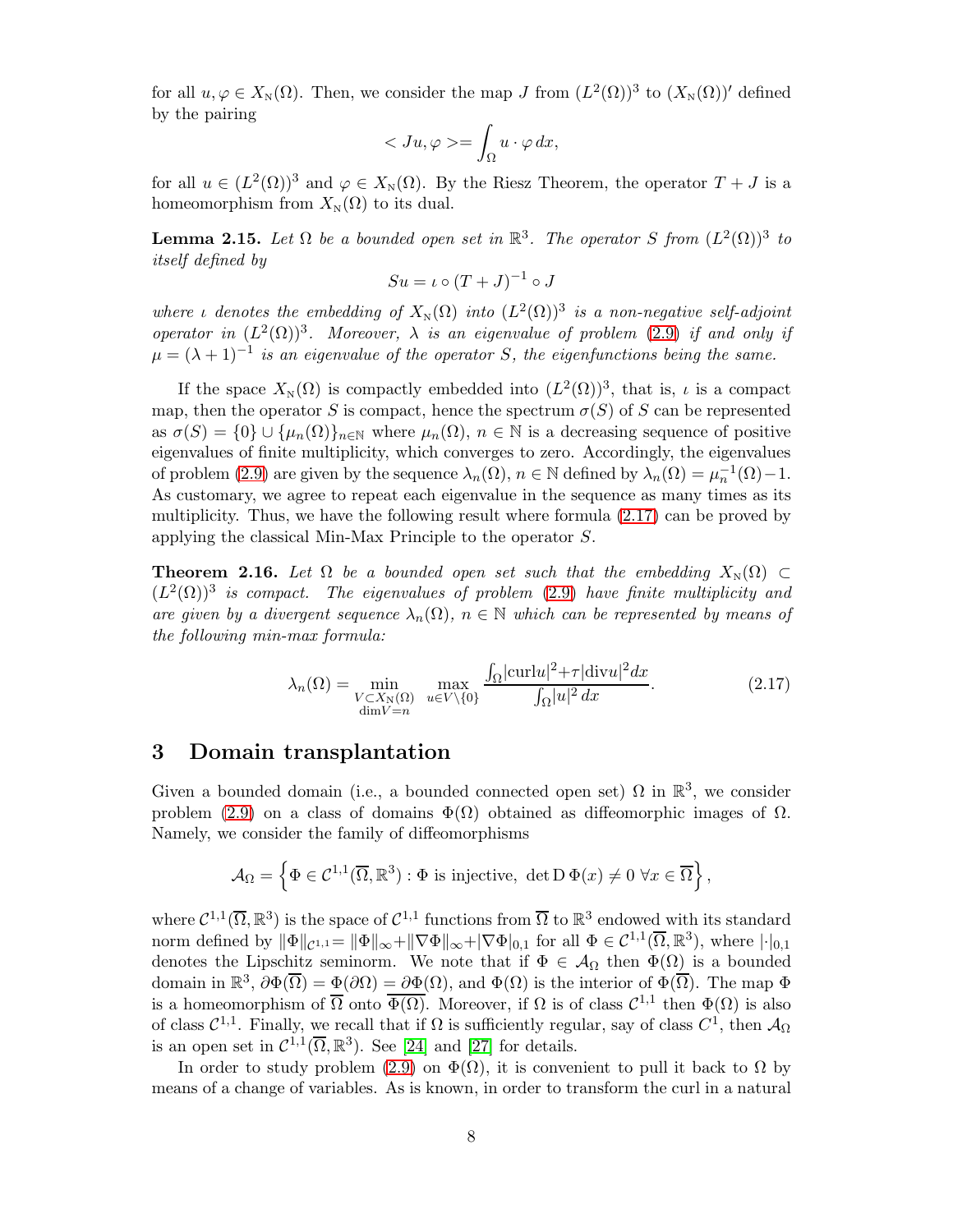for all $u, \varphi \in X_{\rm N}(\Omega)$. Then, we consider the map $J$ from $(L^2(\Omega))^3$ to $(X_{\rm N}(\Omega))'$ defined by the pairing

$$< Ju, \varphi >= \int_\Omega u \cdot \varphi \, dx,$$

for all $u \in (L^2(\Omega))^3$ and $\varphi \in X_{\rm N}(\Omega)$. By the Riesz Theorem, the operator $T + J$ is a homeomorphism from $X_{\rm N}(\Omega)$ to its dual.

**Lemma 2.15.** *Let $\Omega$ be a bounded open set in $\mathbb{R}^3$. The operator $S$ from $(L^2(\Omega))^3$ to itself defined by*

$$Su = \iota \circ (T + J)^{-1} \circ J$$

*where $\iota$ denotes the embedding of $X_{\rm N}(\Omega)$ into $(L^2(\Omega))^3$ is a non-negative self-adjoint operator in $(L^2(\Omega))^3$. Moreover, $\lambda$ is an eigenvalue of problem (2.9) if and only if $\mu = (\lambda + 1)^{-1}$ is an eigenvalue of the operator $S$, the eigenfunctions being the same.*

If the space $X_{\rm N}(\Omega)$ is compactly embedded into $(L^2(\Omega))^3$, that is, $\iota$ is a compact map, then the operator $S$ is compact, hence the spectrum $\sigma(S)$ of $S$ can be represented as $\sigma(S) = \{0\} \cup \{\mu_n(\Omega)\}_{n\in\mathbb{N}}$ where $\mu_n(\Omega)$, $n \in \mathbb{N}$ is a decreasing sequence of positive eigenvalues of finite multiplicity, which converges to zero. Accordingly, the eigenvalues of problem (2.9) are given by the sequence $\lambda_n(\Omega)$, $n \in \mathbb{N}$ defined by $\lambda_n(\Omega) = \mu_n^{-1}(\Omega) - 1$. As customary, we agree to repeat each eigenvalue in the sequence as many times as its multiplicity. Thus, we have the following result where formula (2.17) can be proved by applying the classical Min-Max Principle to the operator $S$.

**Theorem 2.16.** *Let $\Omega$ be a bounded open set such that the embedding $X_{\rm N}(\Omega) \subset (L^2(\Omega))^3$ is compact. The eigenvalues of problem (2.9) have finite multiplicity and are given by a divergent sequence $\lambda_n(\Omega)$, $n \in \mathbb{N}$ which can be represented by means of the following min-max formula:*

$$\lambda_n(\Omega) = \min_{\substack{V \subset X_{\rm N}(\Omega) \\ \dim V = n}} \max_{u \in V \setminus \{0\}} \frac{\int_\Omega |{\rm curl} u|^2 + \tau |{\rm div} u|^2 dx}{\int_\Omega |u|^2 \, dx}. \tag{2.17}$$

## 3 Domain transplantation

Given a bounded domain (i.e., a bounded connected open set) $\Omega$ in $\mathbb{R}^3$, we consider problem (2.9) on a class of domains $\Phi(\Omega)$ obtained as diffeomorphic images of $\Omega$. Namely, we consider the family of diffeomorphisms

$$\mathcal{A}_\Omega = \left\{ \Phi \in \mathcal{C}^{1,1}(\overline{\Omega}, \mathbb{R}^3) : \Phi \text{ is injective, } \det {\rm D}\, \Phi(x) \neq 0 \ \forall x \in \overline{\Omega} \right\},$$

where $\mathcal{C}^{1,1}(\overline{\Omega}, \mathbb{R}^3)$ is the space of $\mathcal{C}^{1,1}$ functions from $\overline{\Omega}$ to $\mathbb{R}^3$ endowed with its standard norm defined by $\|\Phi\|_{\mathcal{C}^{1,1}} = \|\Phi\|_\infty + \|\nabla\Phi\|_\infty + |\nabla\Phi|_{0,1}$ for all $\Phi \in \mathcal{C}^{1,1}(\overline{\Omega}, \mathbb{R}^3)$, where $|\cdot|_{0,1}$ denotes the Lipschitz seminorm. We note that if $\Phi \in \mathcal{A}_\Omega$ then $\Phi(\Omega)$ is a bounded domain in $\mathbb{R}^3$, $\partial\Phi(\overline{\Omega}) = \Phi(\partial\Omega) = \partial\Phi(\Omega)$, and $\Phi(\Omega)$ is the interior of $\Phi(\overline{\Omega})$. The map $\Phi$ is a homeomorphism of $\overline{\Omega}$ onto $\overline{\Phi(\Omega)}$. Moreover, if $\Omega$ is of class $\mathcal{C}^{1,1}$ then $\Phi(\Omega)$ is also of class $\mathcal{C}^{1,1}$. Finally, we recall that if $\Omega$ is sufficiently regular, say of class $C^1$, then $\mathcal{A}_\Omega$ is an open set in $\mathcal{C}^{1,1}(\overline{\Omega}, \mathbb{R}^3)$. See [24] and [27] for details.

In order to study problem (2.9) on $\Phi(\Omega)$, it is convenient to pull it back to $\Omega$ by means of a change of variables. As is known, in order to transform the curl in a natural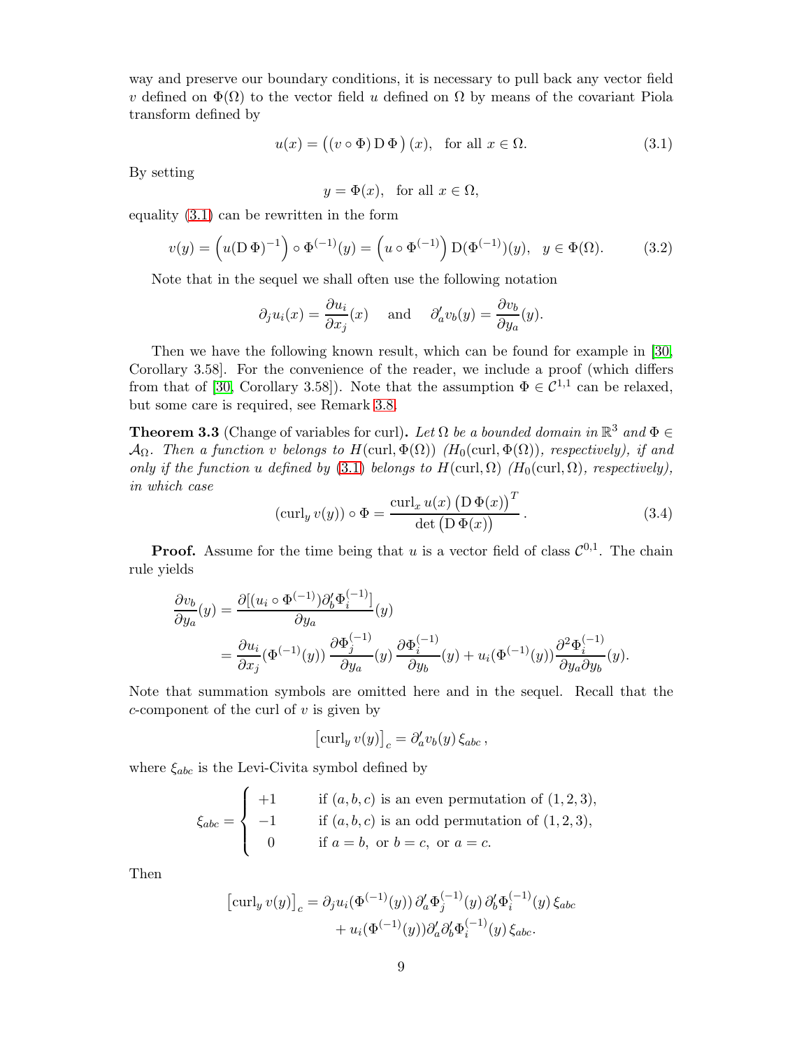way and preserve our boundary conditions, it is necessary to pull back any vector field $v$ defined on $\Phi(\Omega)$ to the vector field $u$ defined on $\Omega$ by means of the covariant Piola transform defined by

$$u(x) = \big((v \circ \Phi)\, \mathrm{D}\,\Phi\big)(x), \quad \text{for all } x \in \Omega. \tag{3.1}$$

By setting

$$y = \Phi(x), \quad \text{for all } x \in \Omega,$$

equality (3.1) can be rewritten in the form

$$v(y) = \Big(u(\mathrm{D}\,\Phi)^{-1}\Big) \circ \Phi^{(-1)}(y) = \Big(u \circ \Phi^{(-1)}\Big)\, \mathrm{D}(\Phi^{(-1)})(y), \quad y \in \Phi(\Omega). \tag{3.2}$$

Note that in the sequel we shall often use the following notation

$$\partial_j u_i(x) = \frac{\partial u_i}{\partial x_j}(x) \quad \text{ and } \quad \partial'_a v_b(y) = \frac{\partial v_b}{\partial y_a}(y).$$

Then we have the following known result, which can be found for example in [30, Corollary 3.58]. For the convenience of the reader, we include a proof (which differs from that of [30, Corollary 3.58]). Note that the assumption $\Phi \in \mathcal{C}^{1,1}$ can be relaxed, but some care is required, see Remark 3.8.

**Theorem 3.3** (Change of variables for curl). *Let $\Omega$ be a bounded domain in $\mathbb{R}^3$ and $\Phi \in \mathcal{A}_\Omega$. Then a function $v$ belongs to $H(\mathrm{curl}, \Phi(\Omega))$ ($H_0(\mathrm{curl}, \Phi(\Omega))$, respectively), if and only if the function $u$ defined by (3.1) belongs to $H(\mathrm{curl}, \Omega)$ ($H_0(\mathrm{curl}, \Omega)$, respectively), in which case*

$$(\mathrm{curl}_y\, v(y)) \circ \Phi = \frac{\mathrm{curl}_x\, u(x) \big(\mathrm{D}\,\Phi(x)\big)^T}{\det\big(\mathrm{D}\,\Phi(x)\big)}. \tag{3.4}$$

**Proof.** Assume for the time being that $u$ is a vector field of class $\mathcal{C}^{0,1}$. The chain rule yields

$$\begin{aligned}
\frac{\partial v_b}{\partial y_a}(y) &= \frac{\partial[(u_i \circ \Phi^{(-1)})\partial'_b \Phi_i^{(-1)}]}{\partial y_a}(y) \\
&= \frac{\partial u_i}{\partial x_j}(\Phi^{(-1)}(y))\, \frac{\partial \Phi_j^{(-1)}}{\partial y_a}(y)\, \frac{\partial \Phi_i^{(-1)}}{\partial y_b}(y) + u_i(\Phi^{(-1)}(y)) \frac{\partial^2 \Phi_i^{(-1)}}{\partial y_a \partial y_b}(y).
\end{aligned}$$

Note that summation symbols are omitted here and in the sequel. Recall that the $c$-component of the curl of $v$ is given by

$$\big[\mathrm{curl}_y\, v(y)\big]_c = \partial'_a v_b(y)\, \xi_{abc}\,,$$

where $\xi_{abc}$ is the Levi-Civita symbol defined by

$$\xi_{abc} = \begin{cases} +1 & \text{if } (a,b,c) \text{ is an even permutation of } (1,2,3), \\ -1 & \text{if } (a,b,c) \text{ is an odd permutation of } (1,2,3), \\ \ \ 0 & \text{if } a = b, \text{ or } b = c, \text{ or } a = c. \end{cases}$$

Then

$$\begin{aligned}
\big[\mathrm{curl}_y\, v(y)\big]_c &= \partial_j u_i(\Phi^{(-1)}(y))\, \partial'_a \Phi_j^{(-1)}(y)\, \partial'_b \Phi_i^{(-1)}(y)\, \xi_{abc} \\
&\quad + u_i(\Phi^{(-1)}(y)) \partial'_a \partial'_b \Phi_i^{(-1)}(y)\, \xi_{abc}.
\end{aligned}$$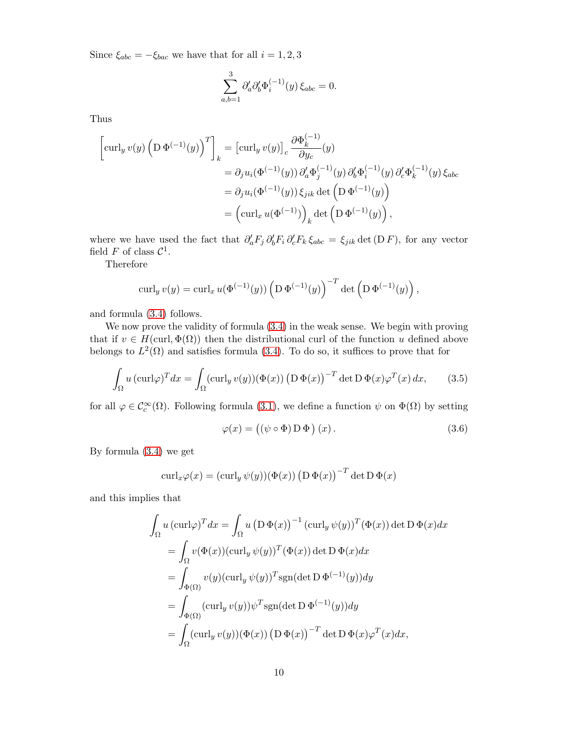Since $\xi_{abc} = -\xi_{bac}$ we have that for all $i = 1, 2, 3$

$$\sum_{a,b=1}^{3} \partial'_a \partial'_b \Phi_i^{(-1)}(y)\, \xi_{abc} = 0.$$

Thus

$$\begin{aligned}
\left[\operatorname{curl}_y v(y) \left(\mathrm{D}\, \Phi^{(-1)}(y)\right)^T\right]_k &= \left[\operatorname{curl}_y v(y)\right]_c \frac{\partial \Phi_k^{(-1)}}{\partial y_c}(y) \\
&= \partial_j u_i(\Phi^{(-1)}(y))\, \partial'_a \Phi_j^{(-1)}(y)\, \partial'_b \Phi_i^{(-1)}(y)\, \partial'_c \Phi_k^{(-1)}(y)\, \xi_{abc} \\
&= \partial_j u_i(\Phi^{(-1)}(y))\, \xi_{jik} \det\left(\mathrm{D}\, \Phi^{(-1)}(y)\right) \\
&= \left(\operatorname{curl}_x u(\Phi^{(-1)})\right)_k \det\left(\mathrm{D}\, \Phi^{(-1)}(y)\right),
\end{aligned}$$

where we have used the fact that $\partial'_a F_j\, \partial'_b F_i\, \partial'_c F_k\, \xi_{abc} = \xi_{jik} \det(\mathrm{D}\, F)$, for any vector field $F$ of class $\mathcal{C}^1$.

Therefore

$$\operatorname{curl}_y v(y) = \operatorname{curl}_x u(\Phi^{(-1)}(y)) \left(\mathrm{D}\, \Phi^{(-1)}(y)\right)^{-T} \det\left(\mathrm{D}\, \Phi^{(-1)}(y)\right),$$

and formula (3.4) follows.

We now prove the validity of formula (3.4) in the weak sense. We begin with proving that if $v \in H(\operatorname{curl}, \Phi(\Omega))$ then the distributional curl of the function $u$ defined above belongs to $L^2(\Omega)$ and satisfies formula (3.4). To do so, it suffices to prove that for

$$\int_\Omega u\, (\operatorname{curl}\varphi)^T dx = \int_\Omega (\operatorname{curl}_y v(y))(\Phi(x)) \left(\mathrm{D}\, \Phi(x)\right)^{-T} \det \mathrm{D}\, \Phi(x) \varphi^T(x)\, dx, \tag{3.5}$$

for all $\varphi \in \mathcal{C}_c^\infty(\Omega)$. Following formula (3.1), we define a function $\psi$ on $\Phi(\Omega)$ by setting

$$\varphi(x) = \left((\psi \circ \Phi)\, \mathrm{D}\, \Phi\right)(x). \tag{3.6}$$

By formula (3.4) we get

$$\operatorname{curl}_x \varphi(x) = (\operatorname{curl}_y \psi(y))(\Phi(x)) \left(\mathrm{D}\, \Phi(x)\right)^{-T} \det \mathrm{D}\, \Phi(x)$$

and this implies that

$$\begin{aligned}
\int_\Omega u\, (\operatorname{curl}\varphi)^T dx &= \int_\Omega u \left(\mathrm{D}\, \Phi(x)\right)^{-1} (\operatorname{curl}_y \psi(y))^T(\Phi(x)) \det \mathrm{D}\, \Phi(x) dx \\
&= \int_\Omega v(\Phi(x)) (\operatorname{curl}_y \psi(y))^T(\Phi(x)) \det \mathrm{D}\, \Phi(x) dx \\
&= \int_{\Phi(\Omega)} v(y) (\operatorname{curl}_y \psi(y))^T \operatorname{sgn}(\det \mathrm{D}\, \Phi^{(-1)}(y)) dy \\
&= \int_{\Phi(\Omega)} (\operatorname{curl}_y v(y)) \psi^T \operatorname{sgn}(\det \mathrm{D}\, \Phi^{(-1)}(y)) dy \\
&= \int_\Omega (\operatorname{curl}_y v(y))(\Phi(x)) \left(\mathrm{D}\, \Phi(x)\right)^{-T} \det \mathrm{D}\, \Phi(x) \varphi^T(x) dx,
\end{aligned}$$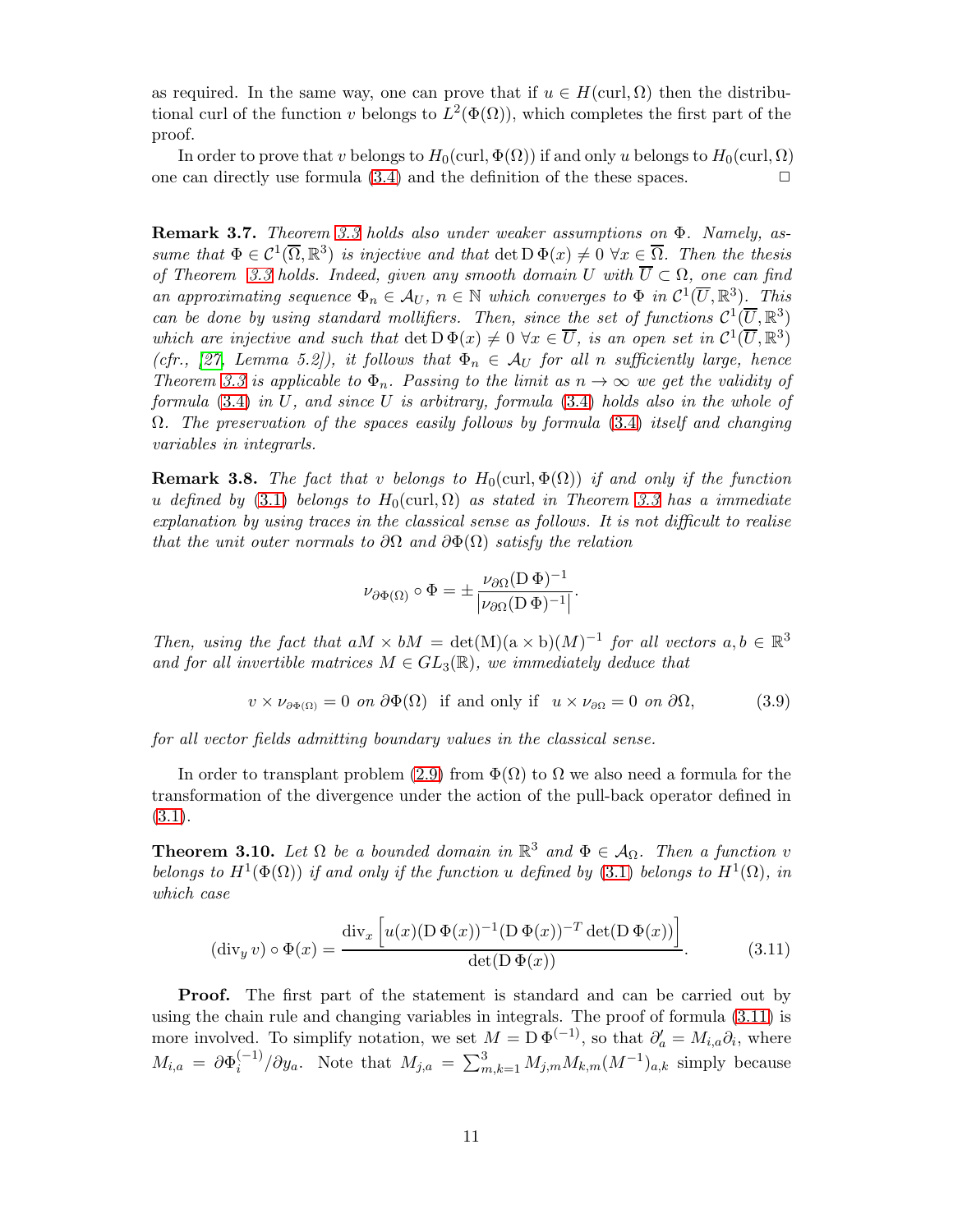as required. In the same way, one can prove that if $u \in H(\mathrm{curl}, \Omega)$ then the distributional curl of the function $v$ belongs to $L^2(\Phi(\Omega))$, which completes the first part of the proof.

In order to prove that $v$ belongs to $H_0(\mathrm{curl}, \Phi(\Omega))$ if and only $u$ belongs to $H_0(\mathrm{curl}, \Omega)$ one can directly use formula (3.4) and the definition of the these spaces. $\square$

**Remark 3.7.** *Theorem 3.3 holds also under weaker assumptions on $\Phi$. Namely, assume that $\Phi \in \mathcal{C}^1(\overline{\Omega}, \mathbb{R}^3)$ is injective and that $\det \mathrm{D}\,\Phi(x) \neq 0 \ \forall x \in \overline{\Omega}$. Then the thesis of Theorem 3.3 holds. Indeed, given any smooth domain $U$ with $\overline{U} \subset \Omega$, one can find an approximating sequence $\Phi_n \in \mathcal{A}_U$, $n \in \mathbb{N}$ which converges to $\Phi$ in $\mathcal{C}^1(\overline{U}, \mathbb{R}^3)$. This can be done by using standard mollifiers. Then, since the set of functions $\mathcal{C}^1(\overline{U}, \mathbb{R}^3)$ which are injective and such that $\det \mathrm{D}\,\Phi(x) \neq 0 \ \forall x \in \overline{U}$, is an open set in $\mathcal{C}^1(\overline{U}, \mathbb{R}^3)$ (cfr., [27, Lemma 5.2]), it follows that $\Phi_n \in \mathcal{A}_U$ for all $n$ sufficiently large, hence Theorem 3.3 is applicable to $\Phi_n$. Passing to the limit as $n \to \infty$ we get the validity of formula (3.4) in $U$, and since $U$ is arbitrary, formula (3.4) holds also in the whole of $\Omega$. The preservation of the spaces easily follows by formula (3.4) itself and changing variables in integrarls.*

**Remark 3.8.** *The fact that $v$ belongs to $H_0(\mathrm{curl}, \Phi(\Omega))$ if and only if the function $u$ defined by (3.1) belongs to $H_0(\mathrm{curl}, \Omega)$ as stated in Theorem 3.3 has a immediate explanation by using traces in the classical sense as follows. It is not difficult to realise that the unit outer normals to $\partial\Omega$ and $\partial\Phi(\Omega)$ satisfy the relation*

$$
\nu_{\partial\Phi(\Omega)} \circ \Phi = \pm \frac{\nu_{\partial\Omega}(\mathrm{D}\,\Phi)^{-1}}{\left|\nu_{\partial\Omega}(\mathrm{D}\,\Phi)^{-1}\right|}.
$$

*Then, using the fact that $aM \times bM = \det(\mathrm{M})(\mathrm{a} \times \mathrm{b})(M)^{-1}$ for all vectors $a, b \in \mathbb{R}^3$ and for all invertible matrices $M \in GL_3(\mathbb{R})$, we immediately deduce that*

$$
v \times \nu_{\partial\Phi(\Omega)} = 0 \ \text{on} \ \partial\Phi(\Omega) \ \text{ if and only if } \ u \times \nu_{\partial\Omega} = 0 \ \text{on} \ \partial\Omega, \tag{3.9}
$$

*for all vector fields admitting boundary values in the classical sense.*

In order to transplant problem (2.9) from $\Phi(\Omega)$ to $\Omega$ we also need a formula for the transformation of the divergence under the action of the pull-back operator defined in (3.1).

**Theorem 3.10.** *Let $\Omega$ be a bounded domain in $\mathbb{R}^3$ and $\Phi \in \mathcal{A}_\Omega$. Then a function $v$ belongs to $H^1(\Phi(\Omega))$ if and only if the function $u$ defined by (3.1) belongs to $H^1(\Omega)$, in which case*

$$
(\mathrm{div}_y\, v) \circ \Phi(x) = \frac{\mathrm{div}_x \left[u(x)(\mathrm{D}\,\Phi(x))^{-1}(\mathrm{D}\,\Phi(x))^{-T} \det(\mathrm{D}\,\Phi(x))\right]}{\det(\mathrm{D}\,\Phi(x))}. \tag{3.11}
$$

**Proof.** The first part of the statement is standard and can be carried out by using the chain rule and changing variables in integrals. The proof of formula (3.11) is more involved. To simplify notation, we set $M = \mathrm{D}\,\Phi^{(-1)}$, so that $\partial'_a = M_{i,a}\partial_i$, where $M_{i,a} = \partial\Phi_i^{(-1)}/\partial y_a$. Note that $M_{j,a} = \sum_{m,k=1}^3 M_{j,m} M_{k,m} (M^{-1})_{a,k}$ simply because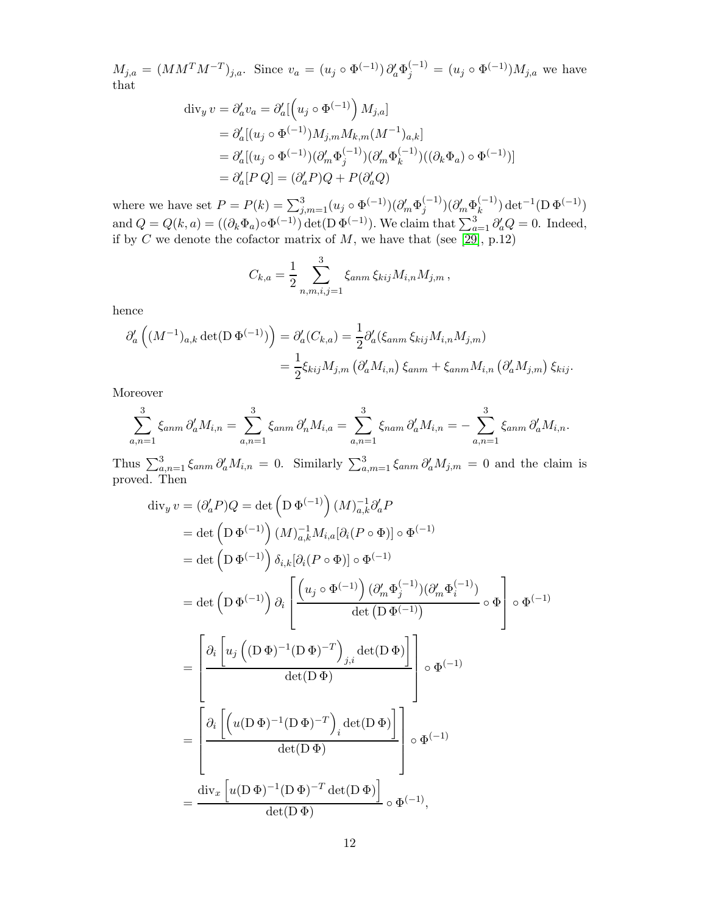$M_{j,a} = (MM^TM^{-T})_{j,a}$. Since $v_a = (u_j \circ \Phi^{(-1)})\, \partial'_a \Phi_j^{(-1)} = (u_j \circ \Phi^{(-1)}) M_{j,a}$ we have that

$$
\begin{aligned}
\operatorname{div}_y v = \partial'_a v_a &= \partial'_a[\Big(u_j \circ \Phi^{(-1)}\Big) M_{j,a}] \\
&= \partial'_a[(u_j \circ \Phi^{(-1)}) M_{j,m} M_{k,m} (M^{-1})_{a,k}] \\
&= \partial'_a[(u_j \circ \Phi^{(-1)})(\partial'_m \Phi_j^{(-1)})(\partial'_m \Phi_k^{(-1)})((\partial_k \Phi_a) \circ \Phi^{(-1)})] \\
&= \partial'_a[P\, Q] = (\partial'_a P) Q + P(\partial'_a Q)
\end{aligned}
$$

where we have set $P = P(k) = \sum_{j,m=1}^3 (u_j \circ \Phi^{(-1)})(\partial'_m \Phi_j^{(-1)})(\partial'_m \Phi_k^{(-1)}) \det^{-1}(\mathrm{D}\,\Phi^{(-1)})$ and $Q = Q(k,a) = ((\partial_k \Phi_a) \circ \Phi^{(-1)}) \det(\mathrm{D}\,\Phi^{(-1)})$. We claim that $\sum_{a=1}^3 \partial'_a Q = 0$. Indeed, if by $C$ we denote the cofactor matrix of $M$, we have that (see [29], p.12)

$$
C_{k,a} = \frac{1}{2} \sum_{n,m,i,j=1}^{3} \xi_{anm}\, \xi_{kij} M_{i,n} M_{j,m}\,,
$$

hence

$$
\begin{aligned}
\partial'_a \left( (M^{-1})_{a,k} \det(\mathrm{D}\,\Phi^{(-1)}) \right) &= \partial'_a (C_{k,a}) = \frac{1}{2} \partial'_a (\xi_{anm}\, \xi_{kij} M_{i,n} M_{j,m}) \\
&= \frac{1}{2} \xi_{kij} M_{j,m} \left( \partial'_a M_{i,n} \right) \xi_{anm} + \xi_{anm} M_{i,n} \left( \partial'_a M_{j,m} \right) \xi_{kij}.
\end{aligned}
$$

Moreover

$$
\sum_{a,n=1}^{3} \xi_{anm}\, \partial'_a M_{i,n} = \sum_{a,n=1}^{3} \xi_{anm}\, \partial'_n M_{i,a} = \sum_{a,n=1}^{3} \xi_{nam}\, \partial'_a M_{i,n} = - \sum_{a,n=1}^{3} \xi_{anm}\, \partial'_a M_{i,n}.
$$

Thus $\sum_{a,n=1}^3 \xi_{anm}\, \partial'_a M_{i,n} = 0$. Similarly $\sum_{a,m=1}^3 \xi_{anm}\, \partial'_a M_{j,m} = 0$ and the claim is proved. Then

$$
\begin{aligned}
\operatorname{div}_y v = (\partial'_a P) Q &= \det\left(\mathrm{D}\,\Phi^{(-1)}\right) (M)^{-1}_{a,k} \partial'_a P \\
&= \det\left(\mathrm{D}\,\Phi^{(-1)}\right) (M)^{-1}_{a,k} M_{i,a} [\partial_i (P \circ \Phi)] \circ \Phi^{(-1)} \\
&= \det\left(\mathrm{D}\,\Phi^{(-1)}\right) \delta_{i,k} [\partial_i (P \circ \Phi)] \circ \Phi^{(-1)} \\
&= \det\left(\mathrm{D}\,\Phi^{(-1)}\right) \partial_i \left[ \frac{\left(u_j \circ \Phi^{(-1)}\right) (\partial'_m \Phi_j^{(-1)})(\partial'_m \Phi_i^{(-1)})}{\det\left(\mathrm{D}\,\Phi^{(-1)}\right)} \circ \Phi \right] \circ \Phi^{(-1)} \\
&= \left[ \frac{\partial_i \left[ u_j \left( (\mathrm{D}\,\Phi)^{-1} (\mathrm{D}\,\Phi)^{-T} \right)_{j,i} \det(\mathrm{D}\,\Phi) \right]}{\det(\mathrm{D}\,\Phi)} \right] \circ \Phi^{(-1)} \\
&= \left[ \frac{\partial_i \left[ \left( u (\mathrm{D}\,\Phi)^{-1} (\mathrm{D}\,\Phi)^{-T} \right)_i \det(\mathrm{D}\,\Phi) \right]}{\det(\mathrm{D}\,\Phi)} \right] \circ \Phi^{(-1)} \\
&= \frac{\operatorname{div}_x \left[ u (\mathrm{D}\,\Phi)^{-1} (\mathrm{D}\,\Phi)^{-T} \det(\mathrm{D}\,\Phi) \right]}{\det(\mathrm{D}\,\Phi)} \circ \Phi^{(-1)},
\end{aligned}
$$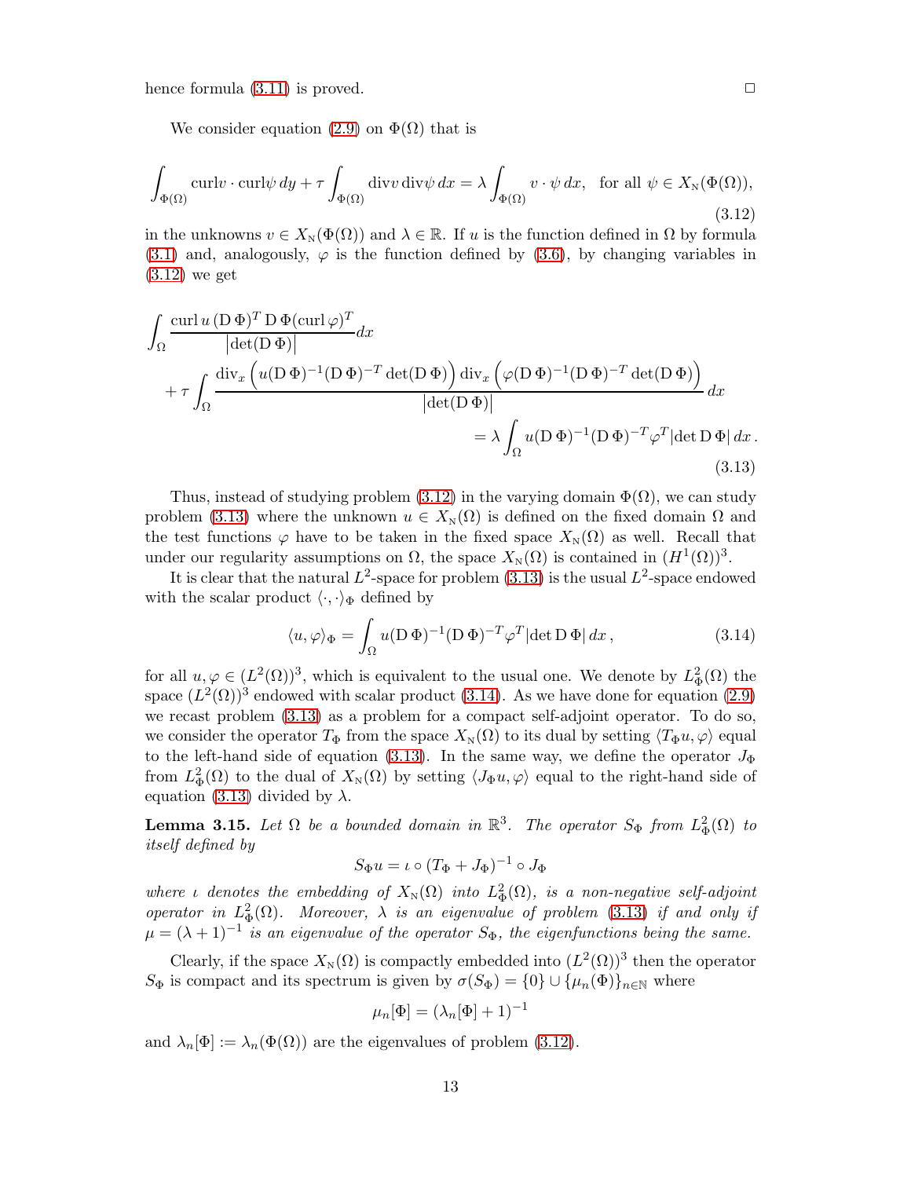hence formula (3.11) is proved. $\square$

We consider equation (2.9) on $\Phi(\Omega)$ that is

$$\int_{\Phi(\Omega)} \mathrm{curl} v \cdot \mathrm{curl} \psi \, dy + \tau \int_{\Phi(\Omega)} \mathrm{div} v \, \mathrm{div} \psi \, dx = \lambda \int_{\Phi(\Omega)} v \cdot \psi \, dx, \quad \text{for all } \psi \in X_{\mathrm{N}}(\Phi(\Omega)), \tag{3.12}$$

in the unknowns $v \in X_{\mathrm{N}}(\Phi(\Omega))$ and $\lambda \in \mathbb{R}$. If $u$ is the function defined in $\Omega$ by formula (3.1) and, analogously, $\varphi$ is the function defined by (3.6), by changing variables in (3.12) we get

$$\begin{aligned}
&\int_\Omega \frac{\mathrm{curl}\, u \, (\mathrm{D}\,\Phi)^T \, \mathrm{D}\,\Phi (\mathrm{curl}\, \varphi)^T}{\big|\det(\mathrm{D}\,\Phi)\big|} dx \\
&\quad + \tau \int_\Omega \frac{\mathrm{div}_x \Big( u (\mathrm{D}\,\Phi)^{-1} (\mathrm{D}\,\Phi)^{-T} \det(\mathrm{D}\,\Phi) \Big) \, \mathrm{div}_x \Big( \varphi (\mathrm{D}\,\Phi)^{-1} (\mathrm{D}\,\Phi)^{-T} \det(\mathrm{D}\,\Phi) \Big)}{\big|\det(\mathrm{D}\,\Phi)\big|} \, dx \\
&\qquad\qquad = \lambda \int_\Omega u (\mathrm{D}\,\Phi)^{-1} (\mathrm{D}\,\Phi)^{-T} \varphi^T |\det \mathrm{D}\,\Phi| \, dx \, .
\end{aligned} \tag{3.13}$$

Thus, instead of studying problem (3.12) in the varying domain $\Phi(\Omega)$, we can study problem (3.13) where the unknown $u \in X_{\mathrm{N}}(\Omega)$ is defined on the fixed domain $\Omega$ and the test functions $\varphi$ have to be taken in the fixed space $X_{\mathrm{N}}(\Omega)$ as well. Recall that under our regularity assumptions on $\Omega$, the space $X_{\mathrm{N}}(\Omega)$ is contained in $(H^1(\Omega))^3$.

It is clear that the natural $L^2$-space for problem (3.13) is the usual $L^2$-space endowed with the scalar product $\langle \cdot, \cdot \rangle_\Phi$ defined by

$$\langle u, \varphi \rangle_\Phi = \int_\Omega u (\mathrm{D}\,\Phi)^{-1} (\mathrm{D}\,\Phi)^{-T} \varphi^T |\det \mathrm{D}\,\Phi| \, dx \, , \tag{3.14}$$

for all $u, \varphi \in (L^2(\Omega))^3$, which is equivalent to the usual one. We denote by $L^2_\Phi(\Omega)$ the space $(L^2(\Omega))^3$ endowed with scalar product (3.14). As we have done for equation (2.9) we recast problem (3.13) as a problem for a compact self-adjoint operator. To do so, we consider the operator $T_\Phi$ from the space $X_{\mathrm{N}}(\Omega)$ to its dual by setting $\langle T_\Phi u, \varphi \rangle$ equal to the left-hand side of equation (3.13). In the same way, we define the operator $J_\Phi$ from $L^2_\Phi(\Omega)$ to the dual of $X_{\mathrm{N}}(\Omega)$ by setting $\langle J_\Phi u, \varphi \rangle$ equal to the right-hand side of equation (3.13) divided by $\lambda$.

**Lemma 3.15.** *Let $\Omega$ be a bounded domain in $\mathbb{R}^3$. The operator $S_\Phi$ from $L^2_\Phi(\Omega)$ to itself defined by*

$$S_\Phi u = \iota \circ (T_\Phi + J_\Phi)^{-1} \circ J_\Phi$$

*where $\iota$ denotes the embedding of $X_{\mathrm{N}}(\Omega)$ into $L^2_\Phi(\Omega)$, is a non-negative self-adjoint operator in $L^2_\Phi(\Omega)$. Moreover, $\lambda$ is an eigenvalue of problem (3.13) if and only if $\mu = (\lambda + 1)^{-1}$ is an eigenvalue of the operator $S_\Phi$, the eigenfunctions being the same.*

Clearly, if the space $X_{\mathrm{N}}(\Omega)$ is compactly embedded into $(L^2(\Omega))^3$ then the operator $S_\Phi$ is compact and its spectrum is given by $\sigma(S_\Phi) = \{0\} \cup \{\mu_n(\Phi)\}_{n \in \mathbb{N}}$ where

$$\mu_n[\Phi] = (\lambda_n[\Phi] + 1)^{-1}$$

and $\lambda_n[\Phi] := \lambda_n(\Phi(\Omega))$ are the eigenvalues of problem (3.12).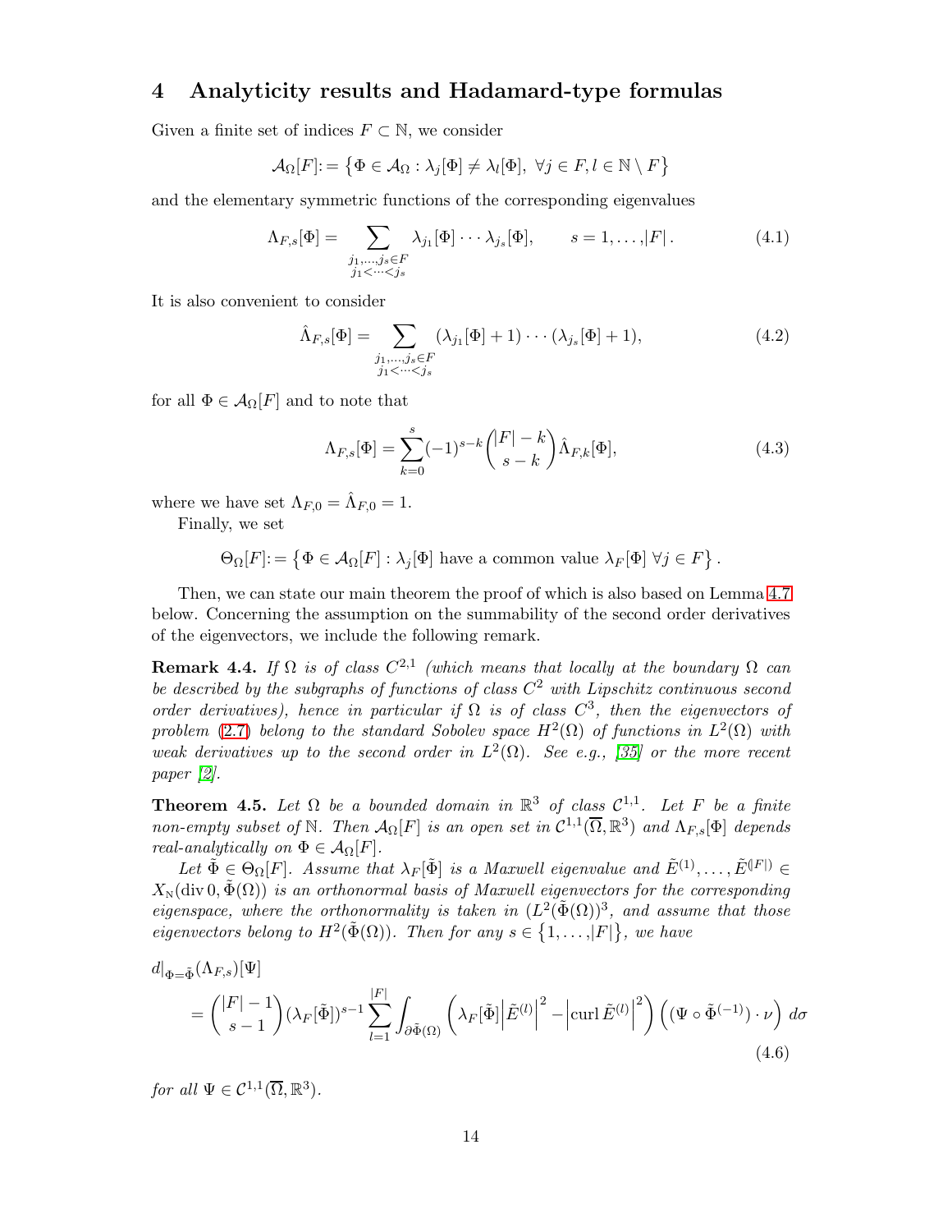# 4 Analyticity results and Hadamard-type formulas

Given a finite set of indices $F \subset \mathbb{N}$, we consider

$$\mathcal{A}_\Omega[F] := \left\{\Phi \in \mathcal{A}_\Omega : \lambda_j[\Phi] \neq \lambda_l[\Phi],\ \forall j \in F, l \in \mathbb{N} \setminus F\right\}$$

and the elementary symmetric functions of the corresponding eigenvalues

$$\Lambda_{F,s}[\Phi] = \sum_{\substack{j_1,\dots,j_s \in F \\ j_1 < \dots < j_s}} \lambda_{j_1}[\Phi] \cdots \lambda_{j_s}[\Phi], \qquad s = 1, \dots, |F|. \tag{4.1}$$

It is also convenient to consider

$$\hat{\Lambda}_{F,s}[\Phi] = \sum_{\substack{j_1,\dots,j_s \in F \\ j_1 < \dots < j_s}} (\lambda_{j_1}[\Phi] + 1) \cdots (\lambda_{j_s}[\Phi] + 1), \tag{4.2}$$

for all $\Phi \in \mathcal{A}_\Omega[F]$ and to note that

$$\Lambda_{F,s}[\Phi] = \sum_{k=0}^{s} (-1)^{s-k} \binom{|F| - k}{s - k} \hat{\Lambda}_{F,k}[\Phi], \tag{4.3}$$

where we have set $\Lambda_{F,0} = \hat{\Lambda}_{F,0} = 1$.

Finally, we set

$$\Theta_\Omega[F] := \left\{\Phi \in \mathcal{A}_\Omega[F] : \lambda_j[\Phi] \text{ have a common value } \lambda_F[\Phi]\ \forall j \in F\right\}.$$

Then, we can state our main theorem the proof of which is also based on Lemma 4.7 below. Concerning the assumption on the summability of the second order derivatives of the eigenvectors, we include the following remark.

**Remark 4.4.** *If $\Omega$ is of class $C^{2,1}$ (which means that locally at the boundary $\Omega$ can be described by the subgraphs of functions of class $C^2$ with Lipschitz continuous second order derivatives), hence in particular if $\Omega$ is of class $C^3$, then the eigenvectors of problem (2.7) belong to the standard Sobolev space $H^2(\Omega)$ of functions in $L^2(\Omega)$ with weak derivatives up to the second order in $L^2(\Omega)$. See e.g., [35] or the more recent paper [2].*

**Theorem 4.5.** *Let $\Omega$ be a bounded domain in $\mathbb{R}^3$ of class $\mathcal{C}^{1,1}$. Let $F$ be a finite non-empty subset of $\mathbb{N}$. Then $\mathcal{A}_\Omega[F]$ is an open set in $\mathcal{C}^{1,1}(\overline{\Omega}, \mathbb{R}^3)$ and $\Lambda_{F,s}[\Phi]$ depends real-analytically on $\Phi \in \mathcal{A}_\Omega[F]$.*

*Let $\tilde{\Phi} \in \Theta_\Omega[F]$. Assume that $\lambda_F[\tilde{\Phi}]$ is a Maxwell eigenvalue and $\tilde{E}^{(1)}, \dots, \tilde{E}^{(|F|)} \in X_{\mathrm{N}}(\mathrm{div}\, 0, \tilde{\Phi}(\Omega))$ is an orthonormal basis of Maxwell eigenvectors for the corresponding eigenspace, where the orthonormality is taken in $(L^2(\tilde{\Phi}(\Omega)))^3$, and assume that those eigenvectors belong to $H^2(\tilde{\Phi}(\Omega))$. Then for any $s \in \{1, \dots, |F|\}$, we have*

$$d|_{\Phi=\tilde{\Phi}}(\Lambda_{F,s})[\Psi] = \binom{|F| - 1}{s - 1} (\lambda_F[\tilde{\Phi}])^{s-1} \sum_{l=1}^{|F|} \int_{\partial\tilde{\Phi}(\Omega)} \left(\lambda_F[\tilde{\Phi}] \left|\tilde{E}^{(l)}\right|^2 - \left|\mathrm{curl}\, \tilde{E}^{(l)}\right|^2\right) \left((\Psi \circ \tilde{\Phi}^{(-1)}) \cdot \nu\right) d\sigma \tag{4.6}$$

*for all $\Psi \in \mathcal{C}^{1,1}(\overline{\Omega}, \mathbb{R}^3)$.*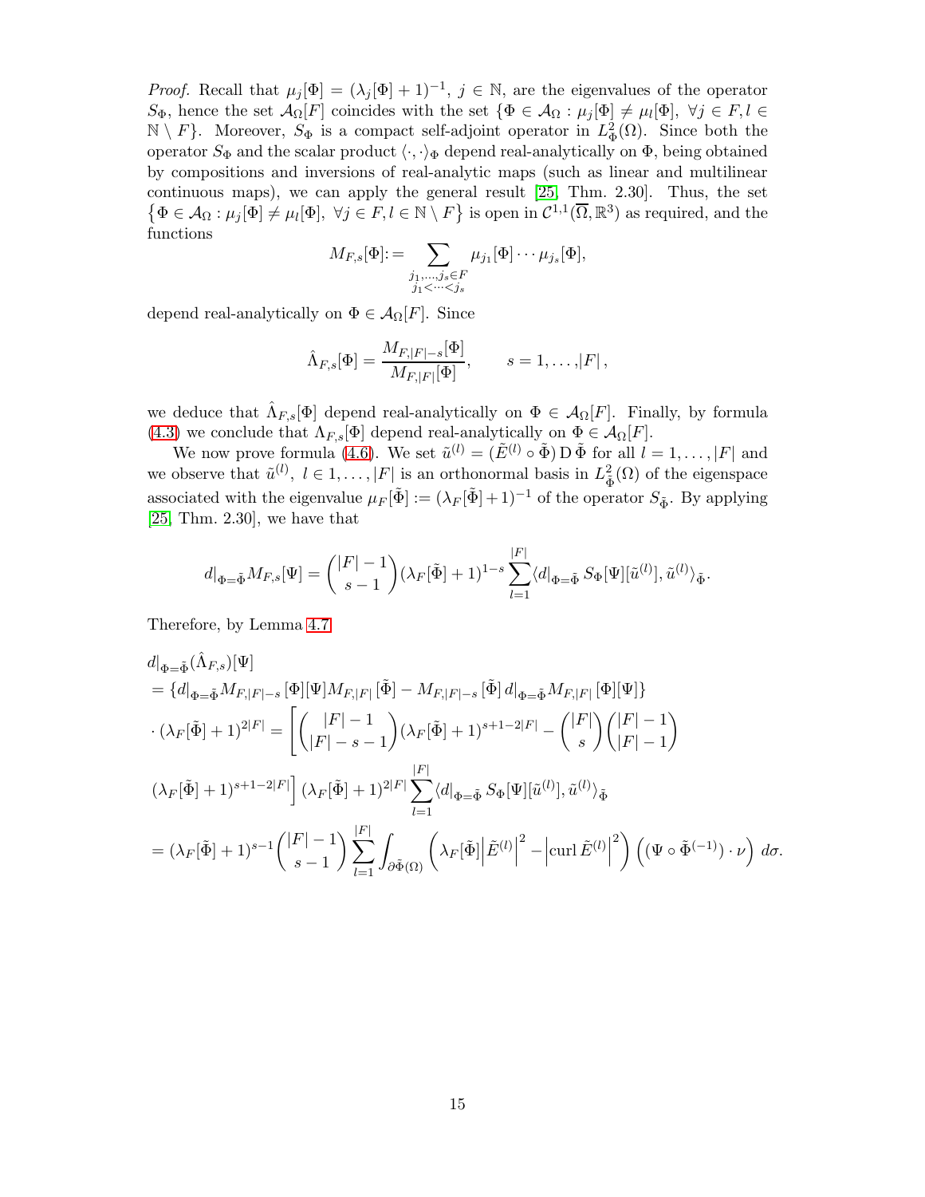*Proof.* Recall that $\mu_j[\Phi] = (\lambda_j[\Phi]+1)^{-1}$, $j \in \mathbb{N}$, are the eigenvalues of the operator $S_\Phi$, hence the set $\mathcal{A}_\Omega[F]$ coincides with the set $\{\Phi \in \mathcal{A}_\Omega : \mu_j[\Phi] \neq \mu_l[\Phi],\ \forall j \in F, l \in \mathbb{N} \setminus F\}$. Moreover, $S_\Phi$ is a compact self-adjoint operator in $L^2_\Phi(\Omega)$. Since both the operator $S_\Phi$ and the scalar product $\langle \cdot, \cdot \rangle_\Phi$ depend real-analytically on $\Phi$, being obtained by compositions and inversions of real-analytic maps (such as linear and multilinear continuous maps), we can apply the general result [25, Thm. 2.30]. Thus, the set $\{\Phi \in \mathcal{A}_\Omega : \mu_j[\Phi] \neq \mu_l[\Phi],\ \forall j \in F, l \in \mathbb{N} \setminus F\}$ is open in $\mathcal{C}^{1,1}(\overline{\Omega}, \mathbb{R}^3)$ as required, and the functions

$$M_{F,s}[\Phi] := \sum_{\substack{j_1,\dots,j_s \in F \\ j_1 < \cdots < j_s}} \mu_{j_1}[\Phi] \cdots \mu_{j_s}[\Phi],$$

depend real-analytically on $\Phi \in \mathcal{A}_\Omega[F]$. Since

$$\hat{\Lambda}_{F,s}[\Phi] = \frac{M_{F,|F|-s}[\Phi]}{M_{F,|F|}[\Phi]}, \qquad s = 1, \dots, |F|,$$

we deduce that $\hat{\Lambda}_{F,s}[\Phi]$ depend real-analytically on $\Phi \in \mathcal{A}_\Omega[F]$. Finally, by formula (4.3) we conclude that $\Lambda_{F,s}[\Phi]$ depend real-analytically on $\Phi \in \mathcal{A}_\Omega[F]$.

We now prove formula (4.6). We set $\tilde{u}^{(l)} = (\tilde{E}^{(l)} \circ \tilde{\Phi})\, \mathrm{D}\, \tilde{\Phi}$ for all $l = 1, \dots, |F|$ and we observe that $\tilde{u}^{(l)}$, $l \in 1, \dots, |F|$ is an orthonormal basis in $L^2_{\tilde{\Phi}}(\Omega)$ of the eigenspace associated with the eigenvalue $\mu_F[\tilde{\Phi}] := (\lambda_F[\tilde{\Phi}]+1)^{-1}$ of the operator $S_{\tilde{\Phi}}$. By applying [25, Thm. 2.30], we have that

$$d|_{\Phi=\tilde{\Phi}} M_{F,s}[\Psi] = \binom{|F|-1}{s-1} (\lambda_F[\tilde{\Phi}]+1)^{1-s} \sum_{l=1}^{|F|} \langle d|_{\Phi=\tilde{\Phi}}\, S_\Phi[\Psi][\tilde{u}^{(l)}], \tilde{u}^{(l)} \rangle_{\tilde{\Phi}}.$$

Therefore, by Lemma 4.7

$$\begin{aligned}
&d|_{\Phi=\tilde{\Phi}}(\hat{\Lambda}_{F,s})[\Psi] \\
&= \{d|_{\Phi=\tilde{\Phi}} M_{F,|F|-s}[\Phi][\Psi] M_{F,|F|}[\tilde{\Phi}] - M_{F,|F|-s}[\tilde{\Phi}]\, d|_{\Phi=\tilde{\Phi}} M_{F,|F|}[\Phi][\Psi]\} \\
&\cdot (\lambda_F[\tilde{\Phi}]+1)^{2|F|} = \left[ \binom{|F|-1}{|F|-s-1} (\lambda_F[\tilde{\Phi}]+1)^{s+1-2|F|} - \binom{|F|}{s}\binom{|F|-1}{|F|-1} \right. \\
&\left. (\lambda_F[\tilde{\Phi}]+1)^{s+1-2|F|} \right] (\lambda_F[\tilde{\Phi}]+1)^{2|F|} \sum_{l=1}^{|F|} \langle d|_{\Phi=\tilde{\Phi}}\, S_\Phi[\Psi][\tilde{u}^{(l)}], \tilde{u}^{(l)} \rangle_{\tilde{\Phi}} \\
&= (\lambda_F[\tilde{\Phi}]+1)^{s-1} \binom{|F|-1}{s-1} \sum_{l=1}^{|F|} \int_{\partial \tilde{\Phi}(\Omega)} \left( \lambda_F[\tilde{\Phi}] \left| \tilde{E}^{(l)} \right|^2 - \left| \operatorname{curl} \tilde{E}^{(l)} \right|^2 \right) \left( (\Psi \circ \tilde{\Phi}^{(-1)}) \cdot \nu \right) d\sigma.
\end{aligned}$$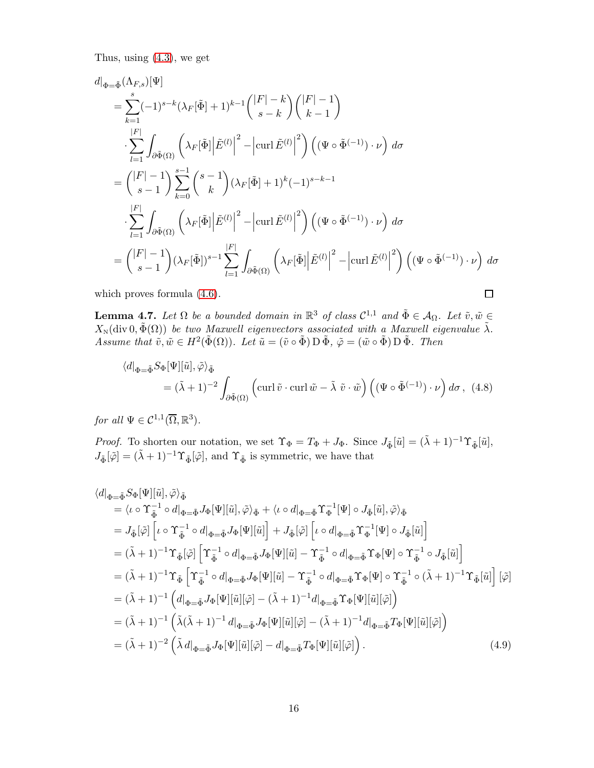Thus, using (4.3), we get

$$
\begin{aligned}
d|_{\Phi=\tilde\Phi}(\Lambda_{F,s})[\Psi]
&= \sum_{k=1}^{s}(-1)^{s-k}(\lambda_F[\tilde\Phi]+1)^{k-1}\binom{|F|-k}{s-k}\binom{|F|-1}{k-1} \\
&\quad \cdot \sum_{l=1}^{|F|}\int_{\partial\tilde\Phi(\Omega)}\left(\lambda_F[\tilde\Phi]\left|\tilde E^{(l)}\right|^2-\left|\operatorname{curl}\tilde E^{(l)}\right|^2\right)\left((\Psi\circ\tilde\Phi^{(-1)})\cdot\nu\right)\,d\sigma \\
&= \binom{|F|-1}{s-1}\sum_{k=0}^{s-1}\binom{s-1}{k}(\lambda_F[\tilde\Phi]+1)^k(-1)^{s-k-1} \\
&\quad \cdot \sum_{l=1}^{|F|}\int_{\partial\tilde\Phi(\Omega)}\left(\lambda_F[\tilde\Phi]\left|\tilde E^{(l)}\right|^2-\left|\operatorname{curl}\tilde E^{(l)}\right|^2\right)\left((\Psi\circ\tilde\Phi^{(-1)})\cdot\nu\right)\,d\sigma \\
&= \binom{|F|-1}{s-1}(\lambda_F[\tilde\Phi])^{s-1}\sum_{l=1}^{|F|}\int_{\partial\tilde\Phi(\Omega)}\left(\lambda_F[\tilde\Phi]\left|\tilde E^{(l)}\right|^2-\left|\operatorname{curl}\tilde E^{(l)}\right|^2\right)\left((\Psi\circ\tilde\Phi^{(-1)})\cdot\nu\right)\,d\sigma
\end{aligned}
$$

which proves formula (4.6). ∎

**Lemma 4.7.** *Let $\Omega$ be a bounded domain in $\mathbb{R}^3$ of class $\mathcal{C}^{1,1}$ and $\tilde\Phi\in\mathcal{A}_\Omega$. Let $\tilde v,\tilde w\in X_{\mathrm{N}}(\operatorname{div}0,\tilde\Phi(\Omega))$ be two Maxwell eigenvectors associated with a Maxwell eigenvalue $\tilde\lambda$. Assume that $\tilde v,\tilde w\in H^2(\tilde\Phi(\Omega))$. Let $\tilde u=(\tilde v\circ\tilde\Phi)\,\mathrm{D}\,\tilde\Phi$, $\tilde\varphi=(\tilde w\circ\tilde\Phi)\,\mathrm{D}\,\tilde\Phi$. Then*

$$
\langle d|_{\Phi=\tilde\Phi}S_\Phi[\Psi][\tilde u],\tilde\varphi\rangle_{\tilde\Phi}
=(\tilde\lambda+1)^{-2}\int_{\partial\tilde\Phi(\Omega)}\left(\operatorname{curl}\tilde v\cdot\operatorname{curl}\tilde w-\tilde\lambda\ \tilde v\cdot\tilde w\right)\left((\Psi\circ\tilde\Phi^{(-1)})\cdot\nu\right)d\sigma\,, \quad (4.8)
$$

*for all $\Psi\in\mathcal{C}^{1,1}(\overline\Omega,\mathbb{R}^3)$.*

*Proof.* To shorten our notation, we set $\Upsilon_\Phi=T_\Phi+J_\Phi$. Since $J_{\tilde\Phi}[\tilde u]=(\tilde\lambda+1)^{-1}\Upsilon_{\tilde\Phi}[\tilde u]$, $J_{\tilde\Phi}[\tilde\varphi]=(\tilde\lambda+1)^{-1}\Upsilon_{\tilde\Phi}[\tilde\varphi]$, and $\Upsilon_{\tilde\Phi}$ is symmetric, we have that

$$
\begin{aligned}
&\langle d|_{\Phi=\tilde\Phi}S_\Phi[\Psi][\tilde u],\tilde\varphi\rangle_{\tilde\Phi} \\
&= \langle\iota\circ\Upsilon_{\tilde\Phi}^{-1}\circ d|_{\Phi=\tilde\Phi}J_\Phi[\Psi][\tilde u],\tilde\varphi\rangle_{\tilde\Phi}+\langle\iota\circ d|_{\Phi=\tilde\Phi}\Upsilon_\Phi^{-1}[\Psi]\circ J_{\tilde\Phi}[\tilde u],\tilde\varphi\rangle_{\tilde\Phi} \\
&= J_{\tilde\Phi}[\tilde\varphi]\left[\iota\circ\Upsilon_{\tilde\Phi}^{-1}\circ d|_{\Phi=\tilde\Phi}J_\Phi[\Psi][\tilde u]\right]+J_{\tilde\Phi}[\tilde\varphi]\left[\iota\circ d|_{\Phi=\tilde\Phi}\Upsilon_\Phi^{-1}[\Psi]\circ J_{\tilde\Phi}[\tilde u]\right] \\
&= (\tilde\lambda+1)^{-1}\Upsilon_{\tilde\Phi}[\tilde\varphi]\left[\Upsilon_{\tilde\Phi}^{-1}\circ d|_{\Phi=\tilde\Phi}J_\Phi[\Psi][\tilde u]-\Upsilon_{\tilde\Phi}^{-1}\circ d|_{\Phi=\tilde\Phi}\Upsilon_\Phi[\Psi]\circ\Upsilon_{\tilde\Phi}^{-1}\circ J_{\tilde\Phi}[\tilde u]\right] \\
&= (\tilde\lambda+1)^{-1}\Upsilon_{\tilde\Phi}\left[\Upsilon_{\tilde\Phi}^{-1}\circ d|_{\Phi=\tilde\Phi}J_\Phi[\Psi][\tilde u]-\Upsilon_{\tilde\Phi}^{-1}\circ d|_{\Phi=\tilde\Phi}\Upsilon_\Phi[\Psi]\circ\Upsilon_{\tilde\Phi}^{-1}\circ(\tilde\lambda+1)^{-1}\Upsilon_{\tilde\Phi}[\tilde u]\right][\tilde\varphi] \\
&= (\tilde\lambda+1)^{-1}\left(d|_{\Phi=\tilde\Phi}J_\Phi[\Psi][\tilde u][\tilde\varphi]-(\tilde\lambda+1)^{-1}d|_{\Phi=\tilde\Phi}\Upsilon_\Phi[\Psi][\tilde u][\tilde\varphi]\right) \\
&= (\tilde\lambda+1)^{-1}\left(\tilde\lambda(\tilde\lambda+1)^{-1}\,d|_{\Phi=\tilde\Phi}J_\Phi[\Psi][\tilde u][\tilde\varphi]-(\tilde\lambda+1)^{-1}d|_{\Phi=\tilde\Phi}T_\Phi[\Psi][\tilde u][\tilde\varphi]\right) \\
&= (\tilde\lambda+1)^{-2}\left(\tilde\lambda\,d|_{\Phi=\tilde\Phi}J_\Phi[\Psi][\tilde u][\tilde\varphi]-d|_{\Phi=\tilde\Phi}T_\Phi[\Psi][\tilde u][\tilde\varphi]\right). \qquad (4.9)
\end{aligned}
$$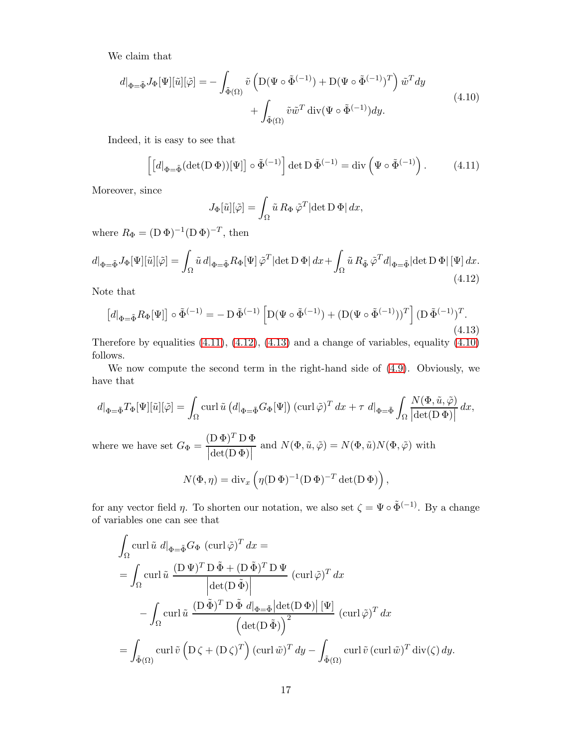We claim that

$$
\begin{aligned}
d|_{\Phi=\tilde\Phi} J_\Phi[\Psi][\tilde u][\tilde\varphi] = - \int_{\tilde\Phi(\Omega)} \tilde v \left( \mathrm{D}(\Psi\circ\tilde\Phi^{(-1)}) + \mathrm{D}(\Psi\circ\tilde\Phi^{(-1)})^T \right) \tilde w^T dy \\
+ \int_{\tilde\Phi(\Omega)} \tilde v \tilde w^T \operatorname{div}(\Psi\circ\tilde\Phi^{(-1)}) dy.
\end{aligned}
\tag{4.10}
$$

Indeed, it is easy to see that

$$
\left[ \left[ d|_{\Phi=\tilde\Phi} (\det(\mathrm{D}\,\Phi))[\Psi] \right] \circ \tilde\Phi^{(-1)} \right] \det \mathrm{D}\,\tilde\Phi^{(-1)} = \operatorname{div}\left( \Psi\circ\tilde\Phi^{(-1)} \right). \tag{4.11}
$$

Moreover, since

$$
J_\Phi[\tilde u][\tilde\varphi] = \int_\Omega \tilde u\, R_\Phi\, \tilde\varphi^T |\det \mathrm{D}\,\Phi|\, dx,
$$

where $R_\Phi = (\mathrm{D}\,\Phi)^{-1}(\mathrm{D}\,\Phi)^{-T}$, then

$$
d|_{\Phi=\tilde\Phi} J_\Phi[\Psi][\tilde u][\tilde\varphi] = \int_\Omega \tilde u\, d|_{\Phi=\tilde\Phi} R_\Phi[\Psi]\, \tilde\varphi^T |\det \mathrm{D}\,\Phi|\, dx + \int_\Omega \tilde u\, R_{\tilde\Phi}\, \tilde\varphi^T d|_{\Phi=\tilde\Phi} |\det \mathrm{D}\,\Phi|\,[\Psi]\, dx. \tag{4.12}
$$

Note that

$$
\left[ d|_{\Phi=\tilde\Phi} R_\Phi[\Psi] \right] \circ \tilde\Phi^{(-1)} = - \mathrm{D}\,\tilde\Phi^{(-1)} \left[ \mathrm{D}(\Psi\circ\tilde\Phi^{(-1)}) + (\mathrm{D}(\Psi\circ\tilde\Phi^{(-1)}))^T \right] (\mathrm{D}\,\tilde\Phi^{(-1)})^T. \tag{4.13}
$$

Therefore by equalities (4.11), (4.12), (4.13) and a change of variables, equality (4.10) follows.

We now compute the second term in the right-hand side of (4.9). Obviously, we have that

$$
d|_{\Phi=\tilde\Phi} T_\Phi[\Psi][\tilde u][\tilde\varphi] = \int_\Omega \operatorname{curl} \tilde u \left( d|_{\Phi=\tilde\Phi} G_\Phi[\Psi] \right) (\operatorname{curl} \tilde\varphi)^T dx + \tau\ d|_{\Phi=\tilde\Phi} \int_\Omega \frac{N(\Phi,\tilde u,\tilde\varphi)}{\left|\det(\mathrm{D}\,\Phi)\right|} dx,
$$

where we have set $G_\Phi = \dfrac{(\mathrm{D}\,\Phi)^T \mathrm{D}\,\Phi}{\left|\det(\mathrm{D}\,\Phi)\right|}$ and $N(\Phi,\tilde u,\tilde\varphi) = N(\Phi,\tilde u) N(\Phi,\tilde\varphi)$ with

$$
N(\Phi,\eta) = \operatorname{div}_x \left( \eta (\mathrm{D}\,\Phi)^{-1} (\mathrm{D}\,\Phi)^{-T} \det(\mathrm{D}\,\Phi) \right),
$$

for any vector field $\eta$. To shorten our notation, we also set $\zeta = \Psi\circ\tilde\Phi^{(-1)}$. By a change of variables one can see that

$$
\begin{aligned}
&\int_\Omega \operatorname{curl} \tilde u\ d|_{\Phi=\tilde\Phi} G_\Phi\ (\operatorname{curl} \tilde\varphi)^T dx = \\
&= \int_\Omega \operatorname{curl} \tilde u\ \frac{(\mathrm{D}\,\Psi)^T \mathrm{D}\,\tilde\Phi + (\mathrm{D}\,\tilde\Phi)^T \mathrm{D}\,\Psi}{\left|\det(\mathrm{D}\,\tilde\Phi)\right|}\ (\operatorname{curl} \tilde\varphi)^T dx \\
&\quad - \int_\Omega \operatorname{curl} \tilde u\ \frac{(\mathrm{D}\,\tilde\Phi)^T \mathrm{D}\,\tilde\Phi\ d|_{\Phi=\tilde\Phi} \left|\det(\mathrm{D}\,\Phi)\right| [\Psi]}{\left(\det(\mathrm{D}\,\tilde\Phi)\right)^2}\ (\operatorname{curl} \tilde\varphi)^T dx \\
&= \int_{\tilde\Phi(\Omega)} \operatorname{curl} \tilde v \left( \mathrm{D}\,\zeta + (\mathrm{D}\,\zeta)^T \right) (\operatorname{curl} \tilde w)^T dy - \int_{\tilde\Phi(\Omega)} \operatorname{curl} \tilde v\, (\operatorname{curl} \tilde w)^T \operatorname{div}(\zeta)\, dy.
\end{aligned}
$$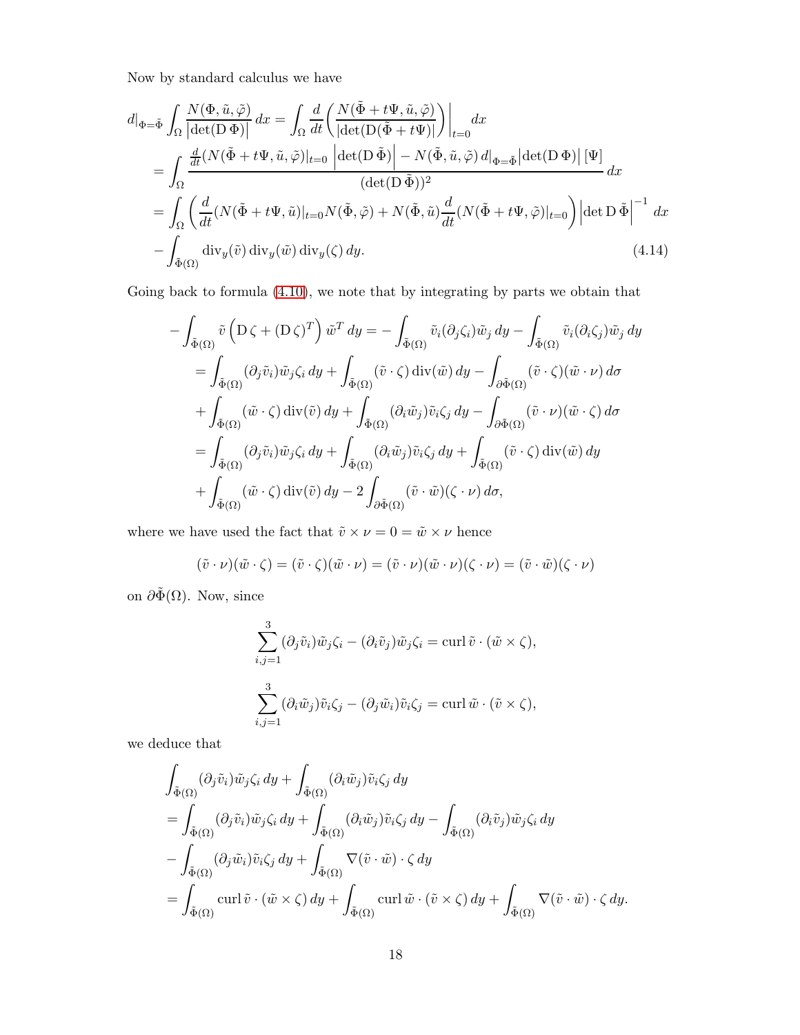Now by standard calculus we have

$$
\begin{aligned}
d|_{\Phi=\tilde\Phi}\int_\Omega \frac{N(\Phi,\tilde u,\tilde\varphi)}{\left|\det(\mathrm{D}\,\Phi)\right|}\,dx &= \int_\Omega \frac{d}{dt}\left(\frac{N(\tilde\Phi+t\Psi,\tilde u,\tilde\varphi)}{|\det(\mathrm{D}(\tilde\Phi+t\Psi)|}\right)\bigg|_{t=0}dx\\
&= \int_\Omega \frac{\frac{d}{dt}(N(\tilde\Phi+t\Psi,\tilde u,\tilde\varphi)|_{t=0}\,\left|\det(\mathrm{D}\,\tilde\Phi)\right| - N(\tilde\Phi,\tilde u,\tilde\varphi)\,d|_{\Phi=\tilde\Phi}\left|\det(\mathrm{D}\,\Phi)\right|[\Psi]}{(\det(\mathrm{D}\,\tilde\Phi))^2}\,dx\\
&= \int_\Omega\left(\frac{d}{dt}(N(\tilde\Phi+t\Psi,\tilde u)|_{t=0}N(\tilde\Phi,\tilde\varphi) + N(\tilde\Phi,\tilde u)\frac{d}{dt}(N(\tilde\Phi+t\Psi,\tilde\varphi)|_{t=0}\right)\left|\det\mathrm{D}\,\tilde\Phi\right|^{-1}dx\\
&\quad -\int_{\tilde\Phi(\Omega)}\mathrm{div}_y(\tilde v)\,\mathrm{div}_y(\tilde w)\,\mathrm{div}_y(\zeta)\,dy.
\end{aligned}
\tag{4.14}
$$

Going back to formula (4.10), we note that by integrating by parts we obtain that

$$
\begin{aligned}
-\int_{\tilde\Phi(\Omega)}\tilde v\left(\mathrm{D}\,\zeta+(\mathrm{D}\,\zeta)^T\right)\tilde w^T\,dy &= -\int_{\tilde\Phi(\Omega)}\tilde v_i(\partial_j\zeta_i)\tilde w_j\,dy - \int_{\tilde\Phi(\Omega)}\tilde v_i(\partial_i\zeta_j)\tilde w_j\,dy\\
&= \int_{\tilde\Phi(\Omega)}(\partial_j\tilde v_i)\tilde w_j\zeta_i\,dy + \int_{\tilde\Phi(\Omega)}(\tilde v\cdot\zeta)\,\mathrm{div}(\tilde w)\,dy - \int_{\partial\tilde\Phi(\Omega)}(\tilde v\cdot\zeta)(\tilde w\cdot\nu)\,d\sigma\\
&\quad + \int_{\tilde\Phi(\Omega)}(\tilde w\cdot\zeta)\,\mathrm{div}(\tilde v)\,dy + \int_{\tilde\Phi(\Omega)}(\partial_i\tilde w_j)\tilde v_i\zeta_j\,dy - \int_{\partial\tilde\Phi(\Omega)}(\tilde v\cdot\nu)(\tilde w\cdot\zeta)\,d\sigma\\
&= \int_{\tilde\Phi(\Omega)}(\partial_j\tilde v_i)\tilde w_j\zeta_i\,dy + \int_{\tilde\Phi(\Omega)}(\partial_i\tilde w_j)\tilde v_i\zeta_j\,dy + \int_{\tilde\Phi(\Omega)}(\tilde v\cdot\zeta)\,\mathrm{div}(\tilde w)\,dy\\
&\quad + \int_{\tilde\Phi(\Omega)}(\tilde w\cdot\zeta)\,\mathrm{div}(\tilde v)\,dy - 2\int_{\partial\tilde\Phi(\Omega)}(\tilde v\cdot\tilde w)(\zeta\cdot\nu)\,d\sigma,
\end{aligned}
$$

where we have used the fact that $\tilde v\times\nu = 0 = \tilde w\times\nu$ hence

$$
(\tilde v\cdot\nu)(\tilde w\cdot\zeta) = (\tilde v\cdot\zeta)(\tilde w\cdot\nu) = (\tilde v\cdot\nu)(\tilde w\cdot\nu)(\zeta\cdot\nu) = (\tilde v\cdot\tilde w)(\zeta\cdot\nu)
$$

on $\partial\tilde\Phi(\Omega)$. Now, since

$$
\sum_{i,j=1}^3(\partial_j\tilde v_i)\tilde w_j\zeta_i - (\partial_i\tilde v_j)\tilde w_j\zeta_i = \mathrm{curl}\,\tilde v\cdot(\tilde w\times\zeta),
$$

$$
\sum_{i,j=1}^3(\partial_i\tilde w_j)\tilde v_i\zeta_j - (\partial_j\tilde w_i)\tilde v_i\zeta_j = \mathrm{curl}\,\tilde w\cdot(\tilde v\times\zeta),
$$

we deduce that

$$
\begin{aligned}
&\int_{\tilde\Phi(\Omega)}(\partial_j\tilde v_i)\tilde w_j\zeta_i\,dy + \int_{\tilde\Phi(\Omega)}(\partial_i\tilde w_j)\tilde v_i\zeta_j\,dy\\
&= \int_{\tilde\Phi(\Omega)}(\partial_j\tilde v_i)\tilde w_j\zeta_i\,dy + \int_{\tilde\Phi(\Omega)}(\partial_i\tilde w_j)\tilde v_i\zeta_j\,dy - \int_{\tilde\Phi(\Omega)}(\partial_i\tilde v_j)\tilde w_j\zeta_i\,dy\\
&\quad - \int_{\tilde\Phi(\Omega)}(\partial_j\tilde w_i)\tilde v_i\zeta_j\,dy + \int_{\tilde\Phi(\Omega)}\nabla(\tilde v\cdot\tilde w)\cdot\zeta\,dy\\
&= \int_{\tilde\Phi(\Omega)}\mathrm{curl}\,\tilde v\cdot(\tilde w\times\zeta)\,dy + \int_{\tilde\Phi(\Omega)}\mathrm{curl}\,\tilde w\cdot(\tilde v\times\zeta)\,dy + \int_{\tilde\Phi(\Omega)}\nabla(\tilde v\cdot\tilde w)\cdot\zeta\,dy.
\end{aligned}
$$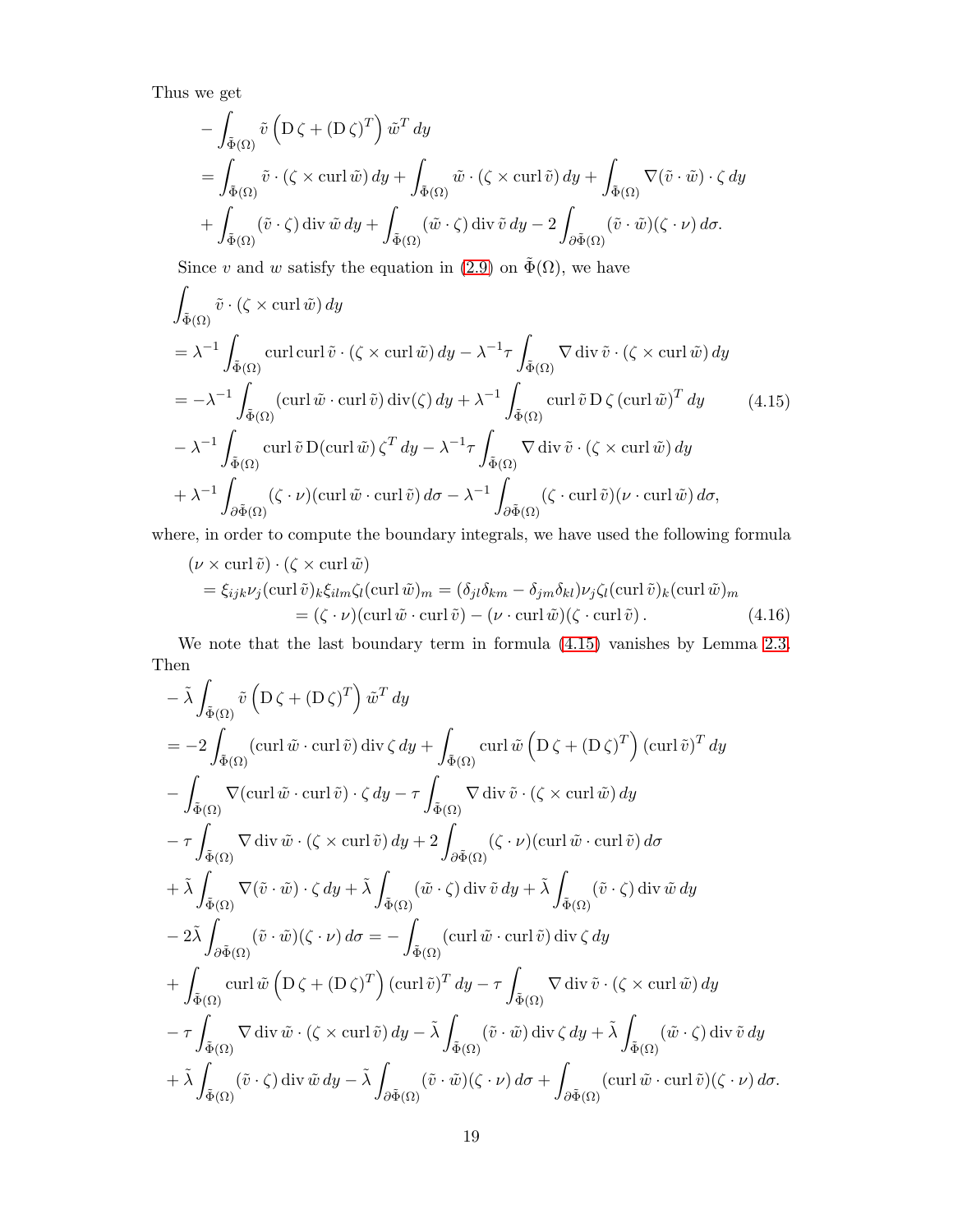Thus we get

$$
\begin{aligned}
&- \int_{\tilde\Phi(\Omega)} \tilde v \left(\mathrm{D}\,\zeta + (\mathrm{D}\,\zeta)^T\right) \tilde w^T \, dy \\
&= \int_{\tilde\Phi(\Omega)} \tilde v \cdot (\zeta \times \operatorname{curl} \tilde w)\, dy + \int_{\tilde\Phi(\Omega)} \tilde w \cdot (\zeta \times \operatorname{curl} \tilde v)\, dy + \int_{\tilde\Phi(\Omega)} \nabla(\tilde v \cdot \tilde w)\cdot \zeta \, dy \\
&+ \int_{\tilde\Phi(\Omega)} (\tilde v \cdot \zeta) \operatorname{div} \tilde w \, dy + \int_{\tilde\Phi(\Omega)} (\tilde w \cdot \zeta) \operatorname{div} \tilde v \, dy - 2\int_{\partial\tilde\Phi(\Omega)} (\tilde v \cdot \tilde w)(\zeta\cdot\nu)\, d\sigma.
\end{aligned}
$$

Since $v$ and $w$ satisfy the equation in (2.9) on $\tilde\Phi(\Omega)$, we have

$$
\begin{aligned}
&\int_{\tilde\Phi(\Omega)} \tilde v \cdot (\zeta \times \operatorname{curl} \tilde w)\, dy \\
&= \lambda^{-1} \int_{\tilde\Phi(\Omega)} \operatorname{curl}\operatorname{curl} \tilde v \cdot (\zeta \times \operatorname{curl} \tilde w)\, dy - \lambda^{-1}\tau \int_{\tilde\Phi(\Omega)} \nabla \operatorname{div} \tilde v \cdot (\zeta \times \operatorname{curl} \tilde w)\, dy \\
&= -\lambda^{-1} \int_{\tilde\Phi(\Omega)} (\operatorname{curl} \tilde w \cdot \operatorname{curl} \tilde v) \operatorname{div}(\zeta)\, dy + \lambda^{-1} \int_{\tilde\Phi(\Omega)} \operatorname{curl} \tilde v \, \mathrm{D}\,\zeta \, (\operatorname{curl} \tilde w)^T \, dy \qquad (4.15)\\
&- \lambda^{-1} \int_{\tilde\Phi(\Omega)} \operatorname{curl} \tilde v \, \mathrm{D}(\operatorname{curl} \tilde w)\, \zeta^T \, dy - \lambda^{-1}\tau \int_{\tilde\Phi(\Omega)} \nabla \operatorname{div} \tilde v \cdot (\zeta \times \operatorname{curl} \tilde w)\, dy \\
&+ \lambda^{-1} \int_{\partial\tilde\Phi(\Omega)} (\zeta\cdot\nu)(\operatorname{curl} \tilde w \cdot \operatorname{curl} \tilde v)\, d\sigma - \lambda^{-1} \int_{\partial\tilde\Phi(\Omega)} (\zeta \cdot \operatorname{curl} \tilde v)(\nu \cdot \operatorname{curl} \tilde w)\, d\sigma,
\end{aligned}
$$

where, in order to compute the boundary integrals, we have used the following formula

$$
\begin{aligned}
&(\nu \times \operatorname{curl} \tilde v)\cdot(\zeta \times \operatorname{curl} \tilde w) \\
&= \xi_{ijk}\nu_j (\operatorname{curl} \tilde v)_k \xi_{ilm}\zeta_l (\operatorname{curl} \tilde w)_m = (\delta_{jl}\delta_{km} - \delta_{jm}\delta_{kl})\nu_j \zeta_l (\operatorname{curl} \tilde v)_k (\operatorname{curl} \tilde w)_m \\
&\qquad = (\zeta\cdot\nu)(\operatorname{curl} \tilde w \cdot \operatorname{curl} \tilde v) - (\nu \cdot \operatorname{curl} \tilde w)(\zeta \cdot \operatorname{curl} \tilde v). \qquad (4.16)
\end{aligned}
$$

We note that the last boundary term in formula (4.15) vanishes by Lemma 2.3. Then

$$
\begin{aligned}
&- \tilde\lambda \int_{\tilde\Phi(\Omega)} \tilde v \left(\mathrm{D}\,\zeta + (\mathrm{D}\,\zeta)^T\right) \tilde w^T \, dy \\
&= -2 \int_{\tilde\Phi(\Omega)} (\operatorname{curl} \tilde w \cdot \operatorname{curl} \tilde v) \operatorname{div} \zeta \, dy + \int_{\tilde\Phi(\Omega)} \operatorname{curl} \tilde w \left(\mathrm{D}\,\zeta + (\mathrm{D}\,\zeta)^T\right) (\operatorname{curl} \tilde v)^T \, dy \\
&- \int_{\tilde\Phi(\Omega)} \nabla(\operatorname{curl} \tilde w \cdot \operatorname{curl} \tilde v)\cdot\zeta\, dy - \tau \int_{\tilde\Phi(\Omega)} \nabla \operatorname{div} \tilde v \cdot (\zeta \times \operatorname{curl} \tilde w)\, dy \\
&- \tau \int_{\tilde\Phi(\Omega)} \nabla \operatorname{div} \tilde w \cdot (\zeta \times \operatorname{curl} \tilde v)\, dy + 2\int_{\partial\tilde\Phi(\Omega)} (\zeta\cdot\nu)(\operatorname{curl} \tilde w \cdot \operatorname{curl} \tilde v)\, d\sigma \\
&+ \tilde\lambda \int_{\tilde\Phi(\Omega)} \nabla(\tilde v \cdot \tilde w)\cdot\zeta\, dy + \tilde\lambda \int_{\tilde\Phi(\Omega)} (\tilde w \cdot \zeta)\operatorname{div} \tilde v \, dy + \tilde\lambda \int_{\tilde\Phi(\Omega)} (\tilde v \cdot \zeta) \operatorname{div} \tilde w \, dy \\
&- 2\tilde\lambda \int_{\partial\tilde\Phi(\Omega)} (\tilde v \cdot \tilde w)(\zeta\cdot\nu)\, d\sigma = - \int_{\tilde\Phi(\Omega)} (\operatorname{curl} \tilde w \cdot \operatorname{curl} \tilde v)\operatorname{div}\zeta\, dy \\
&+ \int_{\tilde\Phi(\Omega)} \operatorname{curl} \tilde w \left(\mathrm{D}\,\zeta + (\mathrm{D}\,\zeta)^T\right) (\operatorname{curl} \tilde v)^T \, dy - \tau \int_{\tilde\Phi(\Omega)} \nabla \operatorname{div} \tilde v \cdot (\zeta \times \operatorname{curl} \tilde w)\, dy \\
&- \tau \int_{\tilde\Phi(\Omega)} \nabla \operatorname{div} \tilde w \cdot (\zeta \times \operatorname{curl} \tilde v)\, dy - \tilde\lambda \int_{\tilde\Phi(\Omega)} (\tilde v \cdot \tilde w) \operatorname{div}\zeta\, dy + \tilde\lambda \int_{\tilde\Phi(\Omega)} (\tilde w \cdot \zeta)\operatorname{div} \tilde v \, dy \\
&+ \tilde\lambda \int_{\tilde\Phi(\Omega)} (\tilde v \cdot \zeta)\operatorname{div} \tilde w \, dy - \tilde\lambda \int_{\partial\tilde\Phi(\Omega)} (\tilde v \cdot \tilde w)(\zeta\cdot\nu)\, d\sigma + \int_{\partial\tilde\Phi(\Omega)} (\operatorname{curl} \tilde w \cdot \operatorname{curl} \tilde v)(\zeta\cdot\nu)\, d\sigma.
\end{aligned}
$$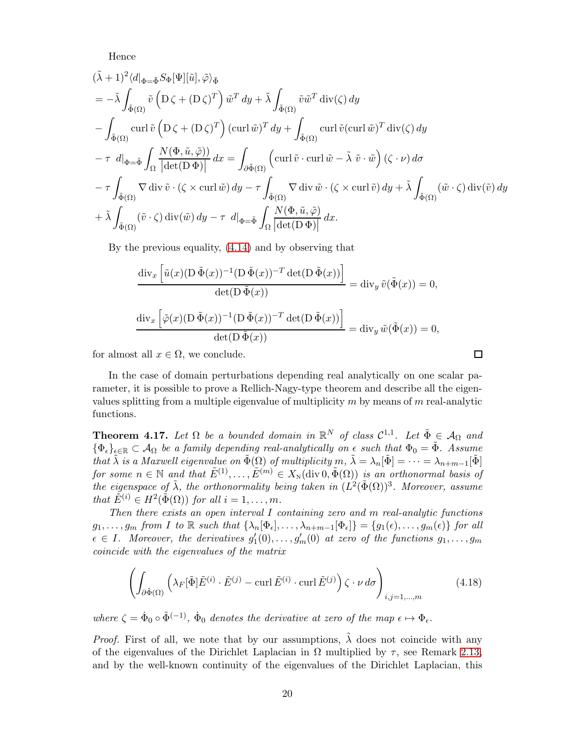Hence

$$
\begin{aligned}
&(\tilde{\lambda}+1)^2 \langle d|_{\Phi=\tilde{\Phi}} S_\Phi[\Psi][\tilde{u}], \tilde{\varphi}\rangle_{\tilde{\Phi}} \\
&= -\tilde{\lambda} \int_{\tilde{\Phi}(\Omega)} \tilde{v} \left(\mathrm{D}\,\zeta + (\mathrm{D}\,\zeta)^T\right) \tilde{w}^T \, dy + \tilde{\lambda} \int_{\tilde{\Phi}(\Omega)} \tilde{v} \tilde{w}^T \operatorname{div}(\zeta) \, dy \\
&- \int_{\tilde{\Phi}(\Omega)} \operatorname{curl} \tilde{v} \left(\mathrm{D}\,\zeta + (\mathrm{D}\,\zeta)^T\right) (\operatorname{curl} \tilde{w})^T \, dy + \int_{\tilde{\Phi}(\Omega)} \operatorname{curl} \tilde{v} (\operatorname{curl} \tilde{w})^T \operatorname{div}(\zeta) \, dy \\
&- \tau \ d|_{\Phi=\tilde{\Phi}} \int_\Omega \frac{N(\Phi, \tilde{u}, \tilde{\varphi})}{\left|\det(\mathrm{D}\,\Phi)\right|} \, dx = \int_{\partial\tilde{\Phi}(\Omega)} \left(\operatorname{curl} \tilde{v} \cdot \operatorname{curl} \tilde{w} - \tilde{\lambda} \ \tilde{v} \cdot \tilde{w}\right) (\zeta \cdot \nu) \, d\sigma \\
&- \tau \int_{\tilde{\Phi}(\Omega)} \nabla \operatorname{div} \tilde{v} \cdot (\zeta \times \operatorname{curl} \tilde{w}) \, dy - \tau \int_{\tilde{\Phi}(\Omega)} \nabla \operatorname{div} \tilde{w} \cdot (\zeta \times \operatorname{curl} \tilde{v}) \, dy + \tilde{\lambda} \int_{\tilde{\Phi}(\Omega)} (\tilde{w} \cdot \zeta) \operatorname{div}(\tilde{v}) \, dy \\
&+ \tilde{\lambda} \int_{\tilde{\Phi}(\Omega)} (\tilde{v} \cdot \zeta) \operatorname{div}(\tilde{w}) \, dy - \tau \ d|_{\Phi=\tilde{\Phi}} \int_\Omega \frac{N(\Phi, \tilde{u}, \tilde{\varphi})}{\left|\det(\mathrm{D}\,\Phi)\right|} \, dx.
\end{aligned}
$$

By the previous equality, (4.14) and by observing that

$$
\frac{\operatorname{div}_x \left[\tilde{u}(x) (\mathrm{D}\,\tilde{\Phi}(x))^{-1} (\mathrm{D}\,\tilde{\Phi}(x))^{-T} \det(\mathrm{D}\,\tilde{\Phi}(x))\right]}{\det(\mathrm{D}\,\tilde{\Phi}(x))} = \operatorname{div}_y \tilde{v}(\tilde{\Phi}(x)) = 0,
$$

$$
\frac{\operatorname{div}_x \left[\tilde{\varphi}(x) (\mathrm{D}\,\tilde{\Phi}(x))^{-1} (\mathrm{D}\,\tilde{\Phi}(x))^{-T} \det(\mathrm{D}\,\tilde{\Phi}(x))\right]}{\det(\mathrm{D}\,\tilde{\Phi}(x))} = \operatorname{div}_y \tilde{w}(\tilde{\Phi}(x)) = 0,
$$

for almost all $x \in \Omega$, we conclude. $\square$

In the case of domain perturbations depending real analytically on one scalar parameter, it is possible to prove a Rellich-Nagy-type theorem and describe all the eigenvalues splitting from a multiple eigenvalue of multiplicity $m$ by means of $m$ real-analytic functions.

**Theorem 4.17.** *Let $\Omega$ be a bounded domain in $\mathbb{R}^N$ of class $\mathcal{C}^{1,1}$. Let $\tilde{\Phi} \in \mathcal{A}_\Omega$ and $\{\Phi_\epsilon\}_{\epsilon \in \mathbb{R}} \subset \mathcal{A}_\Omega$ be a family depending real-analytically on $\epsilon$ such that $\Phi_0 = \tilde{\Phi}$. Assume that $\tilde{\lambda}$ is a Maxwell eigenvalue on $\tilde{\Phi}(\Omega)$ of multiplicity $m$, $\tilde{\lambda} = \lambda_n[\tilde{\Phi}] = \cdots = \lambda_{n+m-1}[\tilde{\Phi}]$ for some $n \in \mathbb{N}$ and that $\tilde{E}^{(1)}, \ldots, \tilde{E}^{(m)} \in X_{\mathrm{N}}(\operatorname{div} 0, \tilde{\Phi}(\Omega))$ is an orthonormal basis of the eigenspace of $\tilde{\lambda}$, the orthonormality being taken in $(L^2(\tilde{\Phi}(\Omega))^3$. Moreover, assume that $\tilde{E}^{(i)} \in H^2(\tilde{\Phi}(\Omega))$ for all $i = 1, \ldots, m$.*

*Then there exists an open interval $I$ containing zero and $m$ real-analytic functions $g_1, \ldots, g_m$ from $I$ to $\mathbb{R}$ such that $\{\lambda_n[\Phi_\epsilon], \ldots, \lambda_{n+m-1}[\Phi_\epsilon]\} = \{g_1(\epsilon), \ldots, g_m(\epsilon)\}$ for all $\epsilon \in I$. Moreover, the derivatives $g_1'(0), \ldots, g_m'(0)$ at zero of the functions $g_1, \ldots, g_m$ coincide with the eigenvalues of the matrix*

$$
\left(\int_{\partial\tilde{\Phi}(\Omega)} \left(\lambda_F[\tilde{\Phi}] \tilde{E}^{(i)} \cdot \tilde{E}^{(j)} - \operatorname{curl} \tilde{E}^{(i)} \cdot \operatorname{curl} \tilde{E}^{(j)}\right) \zeta \cdot \nu \, d\sigma\right)_{i,j=1,\ldots,m} \tag{4.18}
$$

*where $\zeta = \dot{\Phi}_0 \circ \tilde{\Phi}^{(-1)}$, $\dot{\Phi}_0$ denotes the derivative at zero of the map $\epsilon \mapsto \Phi_\epsilon$.*

*Proof.* First of all, we note that by our assumptions, $\tilde{\lambda}$ does not coincide with any of the eigenvalues of the Dirichlet Laplacian in $\Omega$ multiplied by $\tau$, see Remark 2.13, and by the well-known continuity of the eigenvalues of the Dirichlet Laplacian, this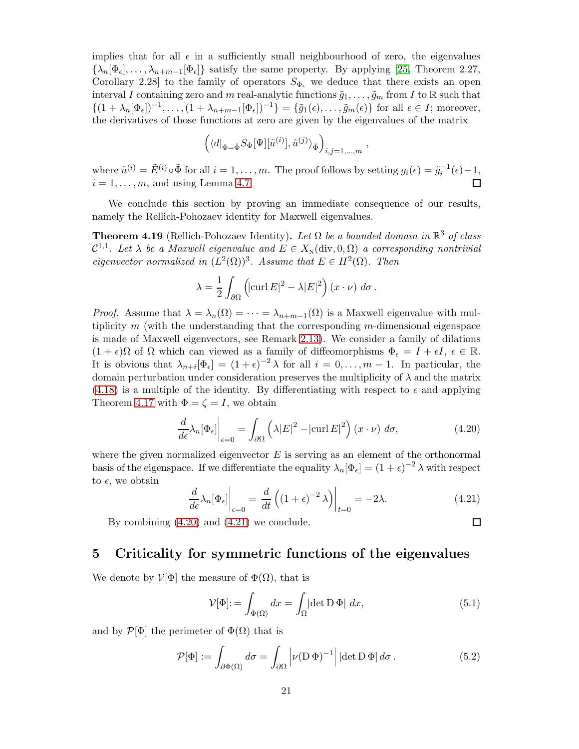implies that for all $\epsilon$ in a sufficiently small neighbourhood of zero, the eigenvalues $\{\lambda_n[\Phi_\epsilon], \ldots, \lambda_{n+m-1}[\Phi_\epsilon]\}$ satisfy the same property. By applying [25, Theorem 2.27, Corollary 2.28] to the family of operators $S_{\Phi_\epsilon}$ we deduce that there exists an open interval $I$ containing zero and $m$ real-analytic functions $\tilde{g}_1, \ldots, \tilde{g}_m$ from $I$ to $\mathbb{R}$ such that $\{(1+\lambda_n[\Phi_\epsilon])^{-1}, \ldots, (1+\lambda_{n+m-1}[\Phi_\epsilon])^{-1}\} = \{\tilde{g}_1(\epsilon), \ldots, \tilde{g}_m(\epsilon)\}$ for all $\epsilon \in I$; moreover, the derivatives of those functions at zero are given by the eigenvalues of the matrix

$$\left(\langle d|_{\Phi=\tilde{\Phi}} S_\Phi[\Psi][\tilde{u}^{(i)}], \tilde{u}^{(j)}\rangle_{\tilde{\Phi}}\right)_{i,j=1,\ldots,m},$$

where $\tilde{u}^{(i)} = \tilde{E}^{(i)} \circ \tilde{\Phi}$ for all $i = 1, \ldots, m$. The proof follows by setting $g_i(\epsilon) = \tilde{g}_i^{-1}(\epsilon) - 1$, $i = 1, \ldots, m$, and using Lemma 4.7. □

We conclude this section by proving an immediate consequence of our results, namely the Rellich-Pohozaev identity for Maxwell eigenvalues.

**Theorem 4.19** (Rellich-Pohozaev Identity)**.** *Let $\Omega$ be a bounded domain in $\mathbb{R}^3$ of class $\mathcal{C}^{1,1}$. Let $\lambda$ be a Maxwell eigenvalue and $E \in X_{\mathrm{N}}(\mathrm{div}, 0, \Omega)$ a corresponding nontrivial eigenvector normalized in $(L^2(\Omega))^3$. Assume that $E \in H^2(\Omega)$. Then*

$$\lambda = \frac{1}{2} \int_{\partial\Omega} \left(|\mathrm{curl}\, E|^2 - \lambda |E|^2\right) (x \cdot \nu)\, d\sigma\,.$$

*Proof.* Assume that $\lambda = \lambda_n(\Omega) = \cdots = \lambda_{n+m-1}(\Omega)$ is a Maxwell eigenvalue with multiplicity $m$ (with the understanding that the corresponding $m$-dimensional eigenspace is made of Maxwell eigenvectors, see Remark 2.13). We consider a family of dilations $(1+\epsilon)\Omega$ of $\Omega$ which can viewed as a family of diffeomorphisms $\Phi_\epsilon = I + \epsilon I$, $\epsilon \in \mathbb{R}$. It is obvious that $\lambda_{n+i}[\Phi_\epsilon] = (1+\epsilon)^{-2}\lambda$ for all $i = 0, \ldots, m-1$. In particular, the domain perturbation under consideration preserves the multiplicity of $\lambda$ and the matrix (4.18) is a multiple of the identity. By differentiating with respect to $\epsilon$ and applying Theorem 4.17 with $\Phi = \zeta = I$, we obtain

$$\left.\frac{d}{d\epsilon}\lambda_n[\Phi_\epsilon]\right|_{\epsilon=0} = \int_{\partial\Omega} \left(\lambda|E|^2 - |\mathrm{curl}\, E|^2\right)(x \cdot \nu)\, d\sigma, \tag{4.20}$$

where the given normalized eigenvector $E$ is serving as an element of the orthonormal basis of the eigenspace. If we differentiate the equality $\lambda_n[\Phi_\epsilon] = (1+\epsilon)^{-2}\lambda$ with respect to $\epsilon$, we obtain

$$\left.\frac{d}{d\epsilon}\lambda_n[\Phi_\epsilon]\right|_{\epsilon=0} = \left.\frac{d}{dt}\left((1+\epsilon)^{-2}\lambda\right)\right|_{t=0} = -2\lambda. \tag{4.21}$$

By combining (4.20) and (4.21) we conclude. □

## 5 Criticality for symmetric functions of the eigenvalues

We denote by $\mathcal{V}[\Phi]$ the measure of $\Phi(\Omega)$, that is

$$\mathcal{V}[\Phi] := \int_{\Phi(\Omega)} dx = \int_\Omega |\det \mathrm{D}\,\Phi|\, dx, \tag{5.1}$$

and by $\mathcal{P}[\Phi]$ the perimeter of $\Phi(\Omega)$ that is

$$\mathcal{P}[\Phi] := \int_{\partial\Phi(\Omega)} d\sigma = \int_{\partial\Omega} \left|\nu(\mathrm{D}\,\Phi)^{-1}\right| |\det \mathrm{D}\,\Phi|\, d\sigma\,. \tag{5.2}$$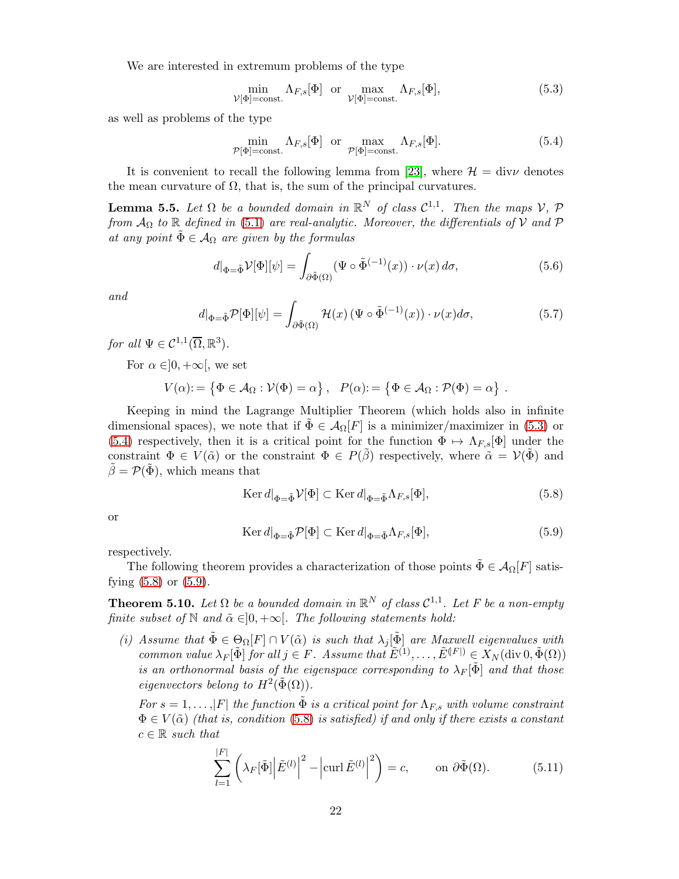We are interested in extremum problems of the type

$$\min_{\mathcal{V}[\Phi]=\text{const.}} \Lambda_{F,s}[\Phi] \quad \text{or} \quad \max_{\mathcal{V}[\Phi]=\text{const.}} \Lambda_{F,s}[\Phi], \tag{5.3}$$

as well as problems of the type

$$\min_{\mathcal{P}[\Phi]=\text{const.}} \Lambda_{F,s}[\Phi] \quad \text{or} \quad \max_{\mathcal{P}[\Phi]=\text{const.}} \Lambda_{F,s}[\Phi]. \tag{5.4}$$

It is convenient to recall the following lemma from [23], where $\mathcal{H} = \operatorname{div}\nu$ denotes the mean curvature of $\Omega$, that is, the sum of the principal curvatures.

**Lemma 5.5.** *Let $\Omega$ be a bounded domain in $\mathbb{R}^N$ of class $\mathcal{C}^{1,1}$. Then the maps $\mathcal{V}$, $\mathcal{P}$ from $\mathcal{A}_\Omega$ to $\mathbb{R}$ defined in (5.1) are real-analytic. Moreover, the differentials of $\mathcal{V}$ and $\mathcal{P}$ at any point $\tilde{\Phi} \in \mathcal{A}_\Omega$ are given by the formulas*

$$d|_{\Phi=\tilde{\Phi}}\mathcal{V}[\Phi][\psi] = \int_{\partial\tilde{\Phi}(\Omega)} (\Psi \circ \tilde{\Phi}^{(-1)}(x)) \cdot \nu(x)\, d\sigma, \tag{5.6}$$

*and*

$$d|_{\Phi=\tilde{\Phi}}\mathcal{P}[\Phi][\psi] = \int_{\partial\tilde{\Phi}(\Omega)} \mathcal{H}(x)\, (\Psi \circ \tilde{\Phi}^{(-1)}(x)) \cdot \nu(x) d\sigma, \tag{5.7}$$

*for all $\Psi \in \mathcal{C}^{1,1}(\overline{\Omega}, \mathbb{R}^3)$.*

For $\alpha \in ]0, +\infty[$, we set

$$V(\alpha) := \left\{\Phi \in \mathcal{A}_\Omega : \mathcal{V}(\Phi) = \alpha\right\}, \quad P(\alpha) := \left\{\Phi \in \mathcal{A}_\Omega : \mathcal{P}(\Phi) = \alpha\right\}.$$

Keeping in mind the Lagrange Multiplier Theorem (which holds also in infinite dimensional spaces), we note that if $\tilde{\Phi} \in \mathcal{A}_\Omega[F]$ is a minimizer/maximizer in (5.3) or (5.4) respectively, then it is a critical point for the function $\Phi \mapsto \Lambda_{F,s}[\Phi]$ under the constraint $\Phi \in V(\tilde{\alpha})$ or the constraint $\Phi \in P(\tilde{\beta})$ respectively, where $\tilde{\alpha} = \mathcal{V}(\tilde{\Phi})$ and $\tilde{\beta} = \mathcal{P}(\tilde{\Phi})$, which means that

$$\operatorname{Ker} d|_{\Phi=\tilde{\Phi}}\mathcal{V}[\Phi] \subset \operatorname{Ker} d|_{\Phi=\tilde{\Phi}}\Lambda_{F,s}[\Phi], \tag{5.8}$$

or

$$\operatorname{Ker} d|_{\Phi=\tilde{\Phi}}\mathcal{P}[\Phi] \subset \operatorname{Ker} d|_{\Phi=\tilde{\Phi}}\Lambda_{F,s}[\Phi], \tag{5.9}$$

respectively.

The following theorem provides a characterization of those points $\tilde{\Phi} \in \mathcal{A}_\Omega[F]$ satisfying (5.8) or (5.9).

**Theorem 5.10.** *Let $\Omega$ be a bounded domain in $\mathbb{R}^N$ of class $\mathcal{C}^{1,1}$. Let $F$ be a non-empty finite subset of $\mathbb{N}$ and $\tilde{\alpha} \in ]0, +\infty[$. The following statements hold:*

*(i) Assume that $\tilde{\Phi} \in \Theta_\Omega[F] \cap V(\tilde{\alpha})$ is such that $\lambda_j[\tilde{\Phi}]$ are Maxwell eigenvalues with common value $\lambda_F[\tilde{\Phi}]$ for all $j \in F$. Assume that $\tilde{E}^{(1)}, \dots, \tilde{E}^{(|F|)} \in X_N(\operatorname{div} 0, \tilde{\Phi}(\Omega))$ is an orthonormal basis of the eigenspace corresponding to $\lambda_F[\tilde{\Phi}]$ and that those eigenvectors belong to $H^2(\tilde{\Phi}(\Omega))$.*

*For $s = 1, \dots, |F|$ the function $\tilde{\Phi}$ is a critical point for $\Lambda_{F,s}$ with volume constraint $\Phi \in V(\tilde{\alpha})$ (that is, condition (5.8) is satisfied) if and only if there exists a constant $c \in \mathbb{R}$ such that*

$$\sum_{l=1}^{|F|} \left(\lambda_F[\tilde{\Phi}]\left|\tilde{E}^{(l)}\right|^2 - \left|\operatorname{curl} \tilde{E}^{(l)}\right|^2\right) = c, \qquad \text{on } \partial\tilde{\Phi}(\Omega). \tag{5.11}$$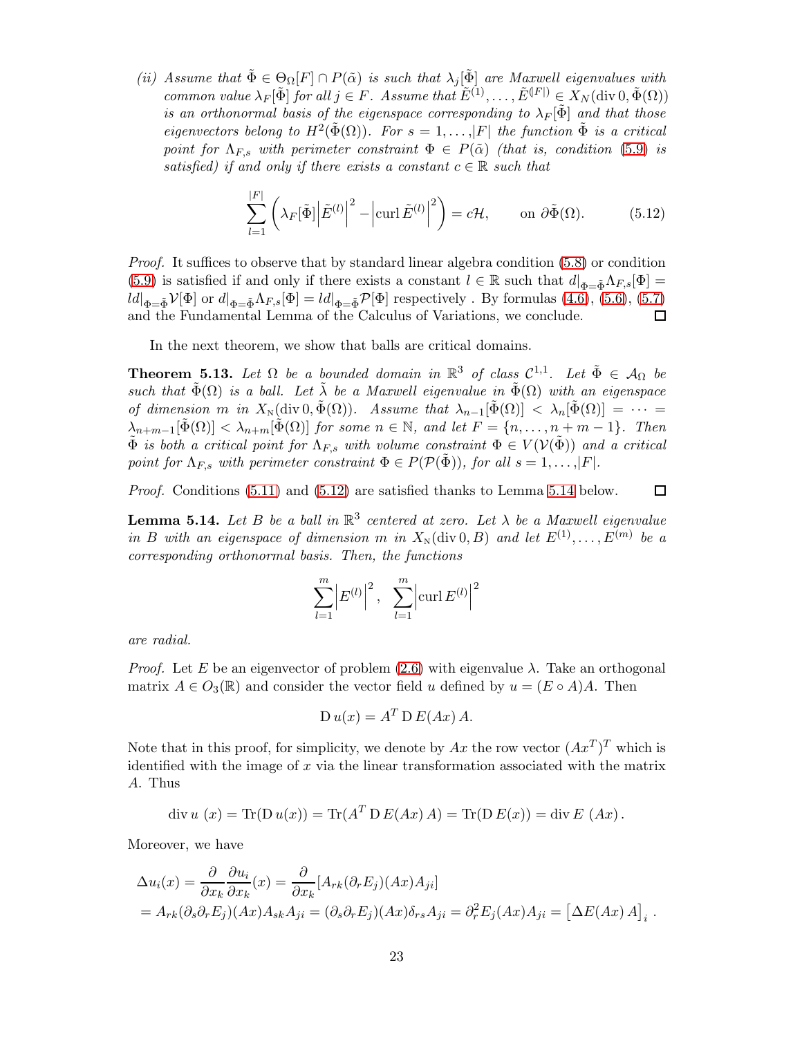*(ii) Assume that $\tilde{\Phi} \in \Theta_\Omega[F] \cap P(\tilde{\alpha})$ is such that $\lambda_j[\tilde{\Phi}]$ are Maxwell eigenvalues with common value $\lambda_F[\tilde{\Phi}]$ for all $j \in F$. Assume that $\tilde{E}^{(1)}, \dots, \tilde{E}^{(|F|)} \in X_N(\operatorname{div} 0, \tilde{\Phi}(\Omega))$ is an orthonormal basis of the eigenspace corresponding to $\lambda_F[\tilde{\Phi}]$ and that those eigenvectors belong to $H^2(\tilde{\Phi}(\Omega))$. For $s = 1, \dots, |F|$ the function $\tilde{\Phi}$ is a critical point for $\Lambda_{F,s}$ with perimeter constraint $\Phi \in P(\tilde{\alpha})$ (that is, condition (5.9) is satisfied) if and only if there exists a constant $c \in \mathbb{R}$ such that*

$$\sum_{l=1}^{|F|} \left( \lambda_F[\tilde{\Phi}] \left| \tilde{E}^{(l)} \right|^2 - \left| \operatorname{curl} \tilde{E}^{(l)} \right|^2 \right) = c\mathcal{H}, \qquad \text{on } \partial\tilde{\Phi}(\Omega). \tag{5.12}$$

*Proof.* It suffices to observe that by standard linear algebra condition (5.8) or condition (5.9) is satisfied if and only if there exists a constant $l \in \mathbb{R}$ such that $d|_{\Phi=\tilde{\Phi}}\Lambda_{F,s}[\Phi] = l d|_{\Phi=\tilde{\Phi}}\mathcal{V}[\Phi]$ or $d|_{\Phi=\tilde{\Phi}}\Lambda_{F,s}[\Phi] = l d|_{\Phi=\tilde{\Phi}}\mathcal{P}[\Phi]$ respectively . By formulas (4.6), (5.6), (5.7) and the Fundamental Lemma of the Calculus of Variations, we conclude. ◻

In the next theorem, we show that balls are critical domains.

**Theorem 5.13.** *Let $\Omega$ be a bounded domain in $\mathbb{R}^3$ of class $\mathcal{C}^{1,1}$. Let $\tilde{\Phi} \in \mathcal{A}_\Omega$ be such that $\tilde{\Phi}(\Omega)$ is a ball. Let $\tilde{\lambda}$ be a Maxwell eigenvalue in $\tilde{\Phi}(\Omega)$ with an eigenspace of dimension $m$ in $X_N(\operatorname{div} 0, \tilde{\Phi}(\Omega))$. Assume that $\lambda_{n-1}[\tilde{\Phi}(\Omega)] < \lambda_n[\tilde{\Phi}(\Omega)] = \dots = \lambda_{n+m-1}[\tilde{\Phi}(\Omega)] < \lambda_{n+m}[\tilde{\Phi}(\Omega)]$ for some $n \in \mathbb{N}$, and let $F = \{n, \dots, n+m-1\}$. Then $\tilde{\Phi}$ is both a critical point for $\Lambda_{F,s}$ with volume constraint $\Phi \in V(\mathcal{V}(\tilde{\Phi}))$ and a critical point for $\Lambda_{F,s}$ with perimeter constraint $\Phi \in P(\mathcal{P}(\tilde{\Phi}))$, for all $s = 1, \dots, |F|$.*

*Proof.* Conditions (5.11) and (5.12) are satisfied thanks to Lemma 5.14 below. ◻

**Lemma 5.14.** *Let $B$ be a ball in $\mathbb{R}^3$ centered at zero. Let $\lambda$ be a Maxwell eigenvalue in $B$ with an eigenspace of dimension $m$ in $X_N(\operatorname{div} 0, B)$ and let $E^{(1)}, \dots, E^{(m)}$ be a corresponding orthonormal basis. Then, the functions*

$$\sum_{l=1}^{m} \left| E^{(l)} \right|^2, \quad \sum_{l=1}^{m} \left| \operatorname{curl} E^{(l)} \right|^2$$

*are radial.*

*Proof.* Let $E$ be an eigenvector of problem (2.6) with eigenvalue $\lambda$. Take an orthogonal matrix $A \in O_3(\mathbb{R})$ and consider the vector field $u$ defined by $u = (E \circ A)A$. Then

$$\mathrm{D}\, u(x) = A^T \, \mathrm{D}\, E(Ax)\, A.$$

Note that in this proof, for simplicity, we denote by $Ax$ the row vector $(Ax^T)^T$ which is identified with the image of $x$ via the linear transformation associated with the matrix $A$. Thus

$$\operatorname{div} u\ (x) = \operatorname{Tr}(\mathrm{D}\, u(x)) = \operatorname{Tr}(A^T \, \mathrm{D}\, E(Ax)\, A) = \operatorname{Tr}(\mathrm{D}\, E(x)) = \operatorname{div} E\ (Ax).$$

Moreover, we have

$$\begin{aligned}
\Delta u_i(x) &= \frac{\partial}{\partial x_k}\frac{\partial u_i}{\partial x_k}(x) = \frac{\partial}{\partial x_k}[A_{rk}(\partial_r E_j)(Ax)A_{ji}] \\
&= A_{rk}(\partial_s \partial_r E_j)(Ax)A_{sk}A_{ji} = (\partial_s \partial_r E_j)(Ax)\delta_{rs}A_{ji} = \partial_r^2 E_j(Ax)A_{ji} = \left[\Delta E(Ax)\, A\right]_i .
\end{aligned}$$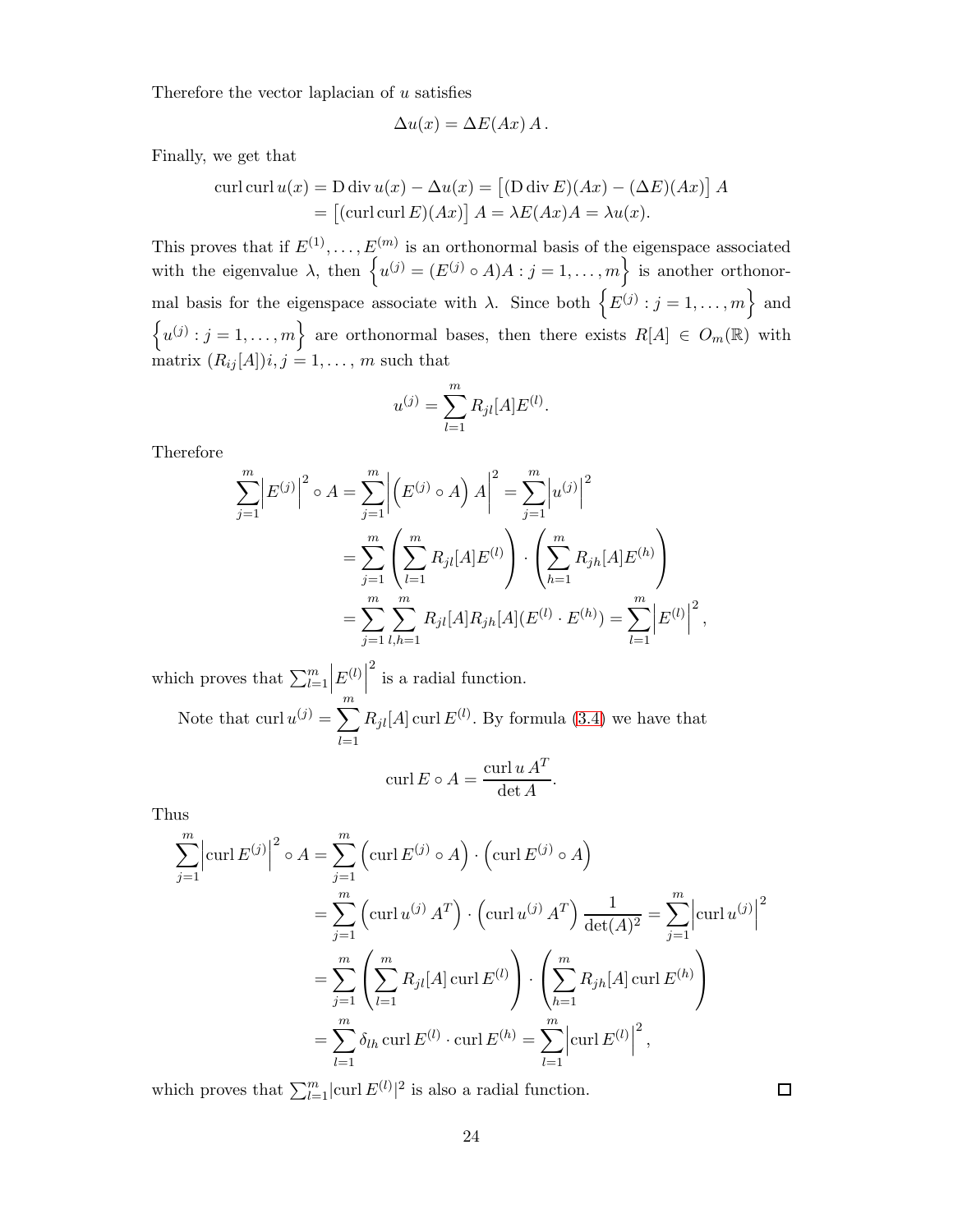Therefore the vector laplacian of $u$ satisfies

$$\Delta u(x) = \Delta E(Ax)\, A\,.$$

Finally, we get that

$$\begin{aligned}
\operatorname{curl}\operatorname{curl} u(x) &= \mathrm{D}\operatorname{div} u(x) - \Delta u(x) = \left[(\mathrm{D}\operatorname{div} E)(Ax) - (\Delta E)(Ax)\right] A \\
&= \left[(\operatorname{curl}\operatorname{curl} E)(Ax)\right] A = \lambda E(Ax) A = \lambda u(x).
\end{aligned}$$

This proves that if $E^{(1)}, \ldots, E^{(m)}$ is an orthonormal basis of the eigenspace associated with the eigenvalue $\lambda$, then $\left\{u^{(j)} = (E^{(j)} \circ A)A : j = 1, \ldots, m\right\}$ is another orthonormal basis for the eigenspace associate with $\lambda$. Since both $\left\{E^{(j)} : j = 1, \ldots, m\right\}$ and $\left\{u^{(j)} : j = 1, \ldots, m\right\}$ are orthonormal bases, then there exists $R[A] \in O_m(\mathbb{R})$ with matrix $(R_{ij}[A])i, j = 1, \ldots, m$ such that

$$u^{(j)} = \sum_{l=1}^{m} R_{jl}[A] E^{(l)}.$$

Therefore

$$\begin{aligned}
\sum_{j=1}^{m} \left|E^{(j)}\right|^2 \circ A &= \sum_{j=1}^{m} \left|\left(E^{(j)} \circ A\right) A\right|^2 = \sum_{j=1}^{m} \left|u^{(j)}\right|^2 \\
&= \sum_{j=1}^{m} \left(\sum_{l=1}^{m} R_{jl}[A] E^{(l)}\right) \cdot \left(\sum_{h=1}^{m} R_{jh}[A] E^{(h)}\right) \\
&= \sum_{j=1}^{m} \sum_{l,h=1}^{m} R_{jl}[A] R_{jh}[A] (E^{(l)} \cdot E^{(h)}) = \sum_{l=1}^{m} \left|E^{(l)}\right|^2,
\end{aligned}$$

which proves that $\sum_{l=1}^{m} \left|E^{(l)}\right|^2$ is a radial function.

Note that $\operatorname{curl} u^{(j)} = \sum_{l=1}^{m} R_{jl}[A] \operatorname{curl} E^{(l)}$. By formula (3.4) we have that

$$\operatorname{curl} E \circ A = \frac{\operatorname{curl} u\, A^T}{\det A}.$$

Thus

$$\begin{aligned}
\sum_{j=1}^{m} \left|\operatorname{curl} E^{(j)}\right|^2 \circ A &= \sum_{j=1}^{m} \left(\operatorname{curl} E^{(j)} \circ A\right) \cdot \left(\operatorname{curl} E^{(j)} \circ A\right) \\
&= \sum_{j=1}^{m} \left(\operatorname{curl} u^{(j)}\, A^T\right) \cdot \left(\operatorname{curl} u^{(j)}\, A^T\right) \frac{1}{\det(A)^2} = \sum_{j=1}^{m} \left|\operatorname{curl} u^{(j)}\right|^2 \\
&= \sum_{j=1}^{m} \left(\sum_{l=1}^{m} R_{jl}[A] \operatorname{curl} E^{(l)}\right) \cdot \left(\sum_{h=1}^{m} R_{jh}[A] \operatorname{curl} E^{(h)}\right) \\
&= \sum_{l=1}^{m} \delta_{lh} \operatorname{curl} E^{(l)} \cdot \operatorname{curl} E^{(h)} = \sum_{l=1}^{m} \left|\operatorname{curl} E^{(l)}\right|^2,
\end{aligned}$$

which proves that $\sum_{l=1}^{m} |\operatorname{curl} E^{(l)}|^2$ is also a radial function. □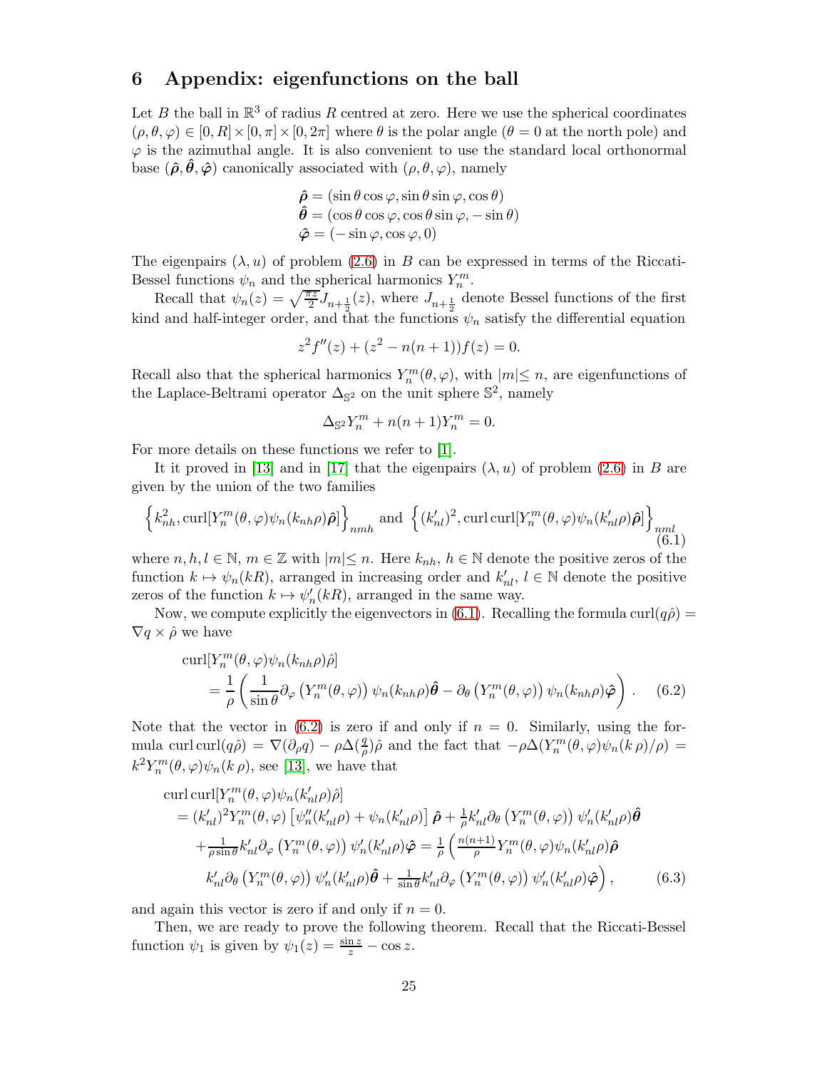# 6 Appendix: eigenfunctions on the ball

Let $B$ the ball in $\mathbb{R}^3$ of radius $R$ centred at zero. Here we use the spherical coordinates $(\rho, \theta, \varphi) \in [0, R] \times [0, \pi] \times [0, 2\pi]$ where $\theta$ is the polar angle ($\theta = 0$ at the north pole) and $\varphi$ is the azimuthal angle. It is also convenient to use the standard local orthonormal base $(\hat{\boldsymbol{\rho}}, \hat{\boldsymbol{\theta}}, \hat{\boldsymbol{\varphi}})$ canonically associated with $(\rho, \theta, \varphi)$, namely

$$
\begin{aligned}
\hat{\boldsymbol{\rho}} &= (\sin\theta\cos\varphi, \sin\theta\sin\varphi, \cos\theta) \\
\hat{\boldsymbol{\theta}} &= (\cos\theta\cos\varphi, \cos\theta\sin\varphi, -\sin\theta) \\
\hat{\boldsymbol{\varphi}} &= (-\sin\varphi, \cos\varphi, 0)
\end{aligned}
$$

The eigenpairs $(\lambda, u)$ of problem (2.6) in $B$ can be expressed in terms of the Riccati-Bessel functions $\psi_n$ and the spherical harmonics $Y_n^m$.

Recall that $\psi_n(z) = \sqrt{\frac{\pi z}{2}} J_{n+\frac{1}{2}}(z)$, where $J_{n+\frac{1}{2}}$ denote Bessel functions of the first kind and half-integer order, and that the functions $\psi_n$ satisfy the differential equation

$$
z^2 f''(z) + (z^2 - n(n+1)) f(z) = 0.
$$

Recall also that the spherical harmonics $Y_n^m(\theta, \varphi)$, with $|m| \le n$, are eigenfunctions of the Laplace-Beltrami operator $\Delta_{\mathbb{S}^2}$ on the unit sphere $\mathbb{S}^2$, namely

$$
\Delta_{\mathbb{S}^2} Y_n^m + n(n+1) Y_n^m = 0.
$$

For more details on these functions we refer to [1].

It it proved in [13] and in [17] that the eigenpairs $(\lambda, u)$ of problem (2.6) in $B$ are given by the union of the two families

$$
\left\{ k_{nh}^2, \mathrm{curl}[Y_n^m(\theta, \varphi) \psi_n(k_{nh}\rho) \hat{\boldsymbol{\rho}}] \right\}_{nmh} \text{ and } \left\{ (k'_{nl})^2, \mathrm{curl}\,\mathrm{curl}[Y_n^m(\theta, \varphi) \psi_n(k'_{nl}\rho) \hat{\boldsymbol{\rho}}] \right\}_{nml} \tag{6.1}
$$

where $n, h, l \in \mathbb{N}$, $m \in \mathbb{Z}$ with $|m| \le n$. Here $k_{nh}$, $h \in \mathbb{N}$ denote the positive zeros of the function $k \mapsto \psi_n(kR)$, arranged in increasing order and $k'_{nl}$, $l \in \mathbb{N}$ denote the positive zeros of the function $k \mapsto \psi'_n(kR)$, arranged in the same way.

Now, we compute explicitly the eigenvectors in (6.1). Recalling the formula $\mathrm{curl}(q\hat{\rho}) = \nabla q \times \hat{\rho}$ we have

$$
\begin{aligned}
&\mathrm{curl}[Y_n^m(\theta, \varphi) \psi_n(k_{nh}\rho) \hat{\rho}] \\
&\quad = \frac{1}{\rho} \left( \frac{1}{\sin\theta} \partial_\varphi \left( Y_n^m(\theta, \varphi) \right) \psi_n(k_{nh}\rho) \hat{\boldsymbol{\theta}} - \partial_\theta \left( Y_n^m(\theta, \varphi) \right) \psi_n(k_{nh}\rho) \hat{\boldsymbol{\varphi}} \right).
\end{aligned} \tag{6.2}
$$

Note that the vector in (6.2) is zero if and only if $n = 0$. Similarly, using the formula $\mathrm{curl}\,\mathrm{curl}(q\hat{\rho}) = \nabla(\partial_\rho q) - \rho \Delta(\frac{q}{\rho}) \hat{\rho}$ and the fact that $-\rho \Delta(Y_n^m(\theta, \varphi) \psi_n(k\,\rho)/\rho) = k^2 Y_n^m(\theta, \varphi) \psi_n(k\,\rho)$, see [13], we have that

$$
\begin{aligned}
&\mathrm{curl}\,\mathrm{curl}[Y_n^m(\theta, \varphi) \psi_n(k'_{nl}\rho) \hat{\rho}] \\
&\quad = (k'_{nl})^2 Y_n^m(\theta, \varphi) \left[ \psi''_n(k'_{nl}\rho) + \psi_n(k'_{nl}\rho) \right] \hat{\boldsymbol{\rho}} + \tfrac{1}{\rho} k'_{nl} \partial_\theta \left( Y_n^m(\theta, \varphi) \right) \psi'_n(k'_{nl}\rho) \hat{\boldsymbol{\theta}} \\
&\qquad + \tfrac{1}{\rho \sin\theta} k'_{nl} \partial_\varphi \left( Y_n^m(\theta, \varphi) \right) \psi'_n(k'_{nl}\rho) \hat{\boldsymbol{\varphi}} = \tfrac{1}{\rho} \Big( \tfrac{n(n+1)}{\rho} Y_n^m(\theta, \varphi) \psi_n(k'_{nl}\rho) \hat{\boldsymbol{\rho}} \\
&\qquad k'_{nl} \partial_\theta \left( Y_n^m(\theta, \varphi) \right) \psi'_n(k'_{nl}\rho) \hat{\boldsymbol{\theta}} + \tfrac{1}{\sin\theta} k'_{nl} \partial_\varphi \left( Y_n^m(\theta, \varphi) \right) \psi'_n(k'_{nl}\rho) \hat{\boldsymbol{\varphi}} \Big),
\end{aligned} \tag{6.3}
$$

and again this vector is zero if and only if $n = 0$.

Then, we are ready to prove the following theorem. Recall that the Riccati-Bessel function $\psi_1$ is given by $\psi_1(z) = \frac{\sin z}{z} - \cos z$.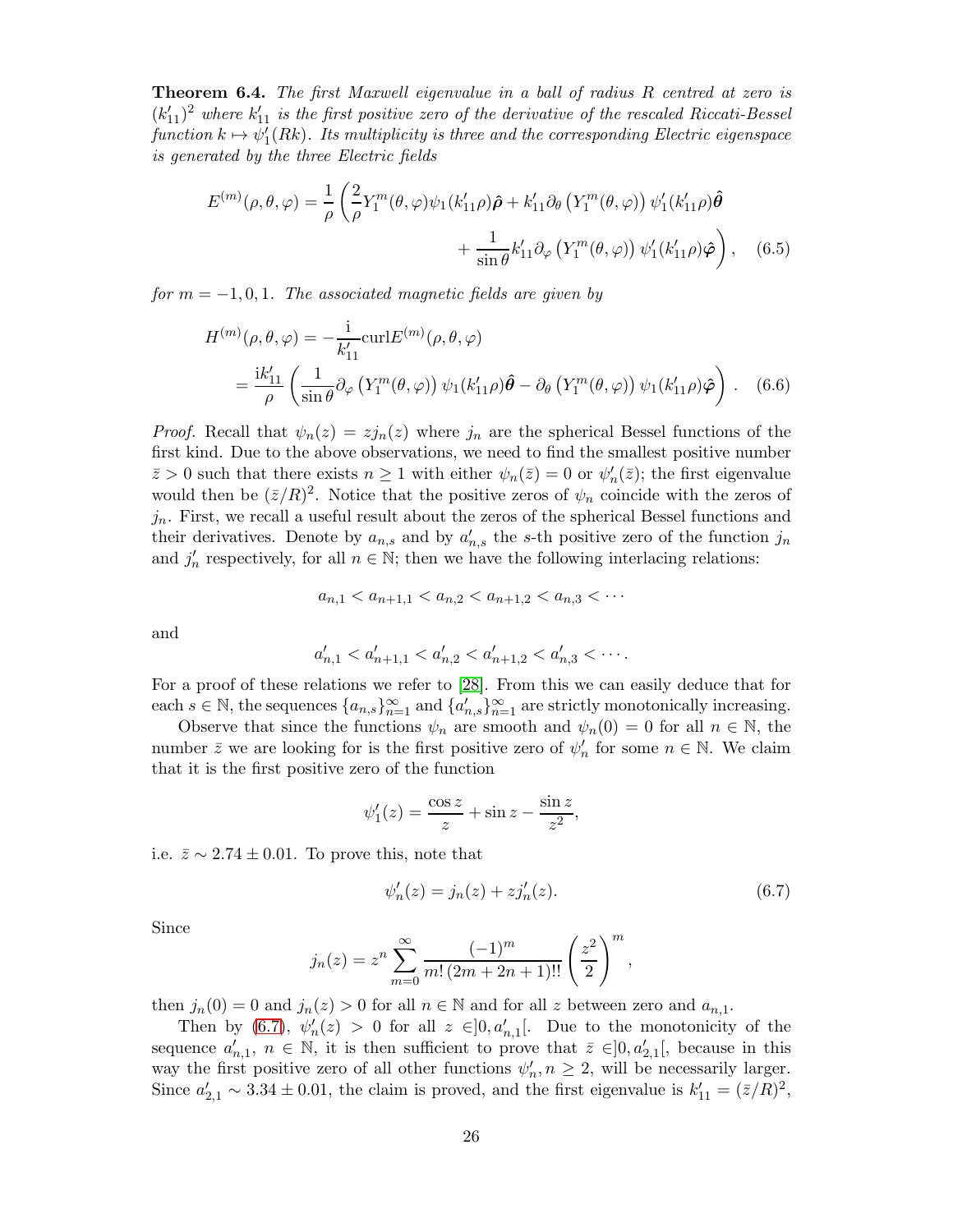**Theorem 6.4.** *The first Maxwell eigenvalue in a ball of radius $R$ centred at zero is $(k'_{11})^2$ where $k'_{11}$ is the first positive zero of the derivative of the rescaled Riccati-Bessel function $k \mapsto \psi'_1(Rk)$. Its multiplicity is three and the corresponding Electric eigenspace is generated by the three Electric fields*

$$E^{(m)}(\rho,\theta,\varphi) = \frac{1}{\rho}\left(\frac{2}{\rho}Y_1^m(\theta,\varphi)\psi_1(k'_{11}\rho)\hat{\boldsymbol{\rho}} + k'_{11}\partial_\theta\left(Y_1^m(\theta,\varphi)\right)\psi'_1(k'_{11}\rho)\hat{\boldsymbol{\theta}} + \frac{1}{\sin\theta}k'_{11}\partial_\varphi\left(Y_1^m(\theta,\varphi)\right)\psi'_1(k'_{11}\rho)\hat{\boldsymbol{\varphi}}\right), \quad (6.5)$$

*for $m = -1, 0, 1$. The associated magnetic fields are given by*

$$\begin{aligned} H^{(m)}(\rho,\theta,\varphi) &= -\frac{\mathrm{i}}{k'_{11}}\mathrm{curl}E^{(m)}(\rho,\theta,\varphi) \\ &= \frac{\mathrm{i}k'_{11}}{\rho}\left(\frac{1}{\sin\theta}\partial_\varphi\left(Y_1^m(\theta,\varphi)\right)\psi_1(k'_{11}\rho)\hat{\boldsymbol{\theta}} - \partial_\theta\left(Y_1^m(\theta,\varphi)\right)\psi_1(k'_{11}\rho)\hat{\boldsymbol{\varphi}}\right). \quad (6.6) \end{aligned}$$

*Proof.* Recall that $\psi_n(z) = zj_n(z)$ where $j_n$ are the spherical Bessel functions of the first kind. Due to the above observations, we need to find the smallest positive number $\bar{z} > 0$ such that there exists $n \geq 1$ with either $\psi_n(\bar{z}) = 0$ or $\psi'_n(\bar{z})$; the first eigenvalue would then be $(\bar{z}/R)^2$. Notice that the positive zeros of $\psi_n$ coincide with the zeros of $j_n$. First, we recall a useful result about the zeros of the spherical Bessel functions and their derivatives. Denote by $a_{n,s}$ and by $a'_{n,s}$ the $s$-th positive zero of the function $j_n$ and $j'_n$ respectively, for all $n \in \mathbb{N}$; then we have the following interlacing relations:

$$a_{n,1} < a_{n+1,1} < a_{n,2} < a_{n+1,2} < a_{n,3} < \cdots$$

and

$$a'_{n,1} < a'_{n+1,1} < a'_{n,2} < a'_{n+1,2} < a'_{n,3} < \cdots.$$

For a proof of these relations we refer to [28]. From this we can easily deduce that for each $s \in \mathbb{N}$, the sequences $\{a_{n,s}\}_{n=1}^\infty$ and $\{a'_{n,s}\}_{n=1}^\infty$ are strictly monotonically increasing.

Observe that since the functions $\psi_n$ are smooth and $\psi_n(0) = 0$ for all $n \in \mathbb{N}$, the number $\bar{z}$ we are looking for is the first positive zero of $\psi'_n$ for some $n \in \mathbb{N}$. We claim that it is the first positive zero of the function

$$\psi'_1(z) = \frac{\cos z}{z} + \sin z - \frac{\sin z}{z^2},$$

i.e. $\bar{z} \sim 2.74 \pm 0.01$. To prove this, note that

$$\psi'_n(z) = j_n(z) + zj'_n(z). \quad (6.7)$$

Since

$$j_n(z) = z^n \sum_{m=0}^\infty \frac{(-1)^m}{m!\,(2m+2n+1)!!}\left(\frac{z^2}{2}\right)^m,$$

then $j_n(0) = 0$ and $j_n(z) > 0$ for all $n \in \mathbb{N}$ and for all $z$ between zero and $a_{n,1}$.

Then by (6.7), $\psi'_n(z) > 0$ for all $z \in ]0, a'_{n,1}[$. Due to the monotonicity of the sequence $a'_{n,1}$, $n \in \mathbb{N}$, it is then sufficient to prove that $\bar{z} \in ]0, a'_{2,1}[$, because in this way the first positive zero of all other functions $\psi'_n, n \geq 2$, will be necessarily larger. Since $a'_{2,1} \sim 3.34 \pm 0.01$, the claim is proved, and the first eigenvalue is $k'_{11} = (\bar{z}/R)^2$,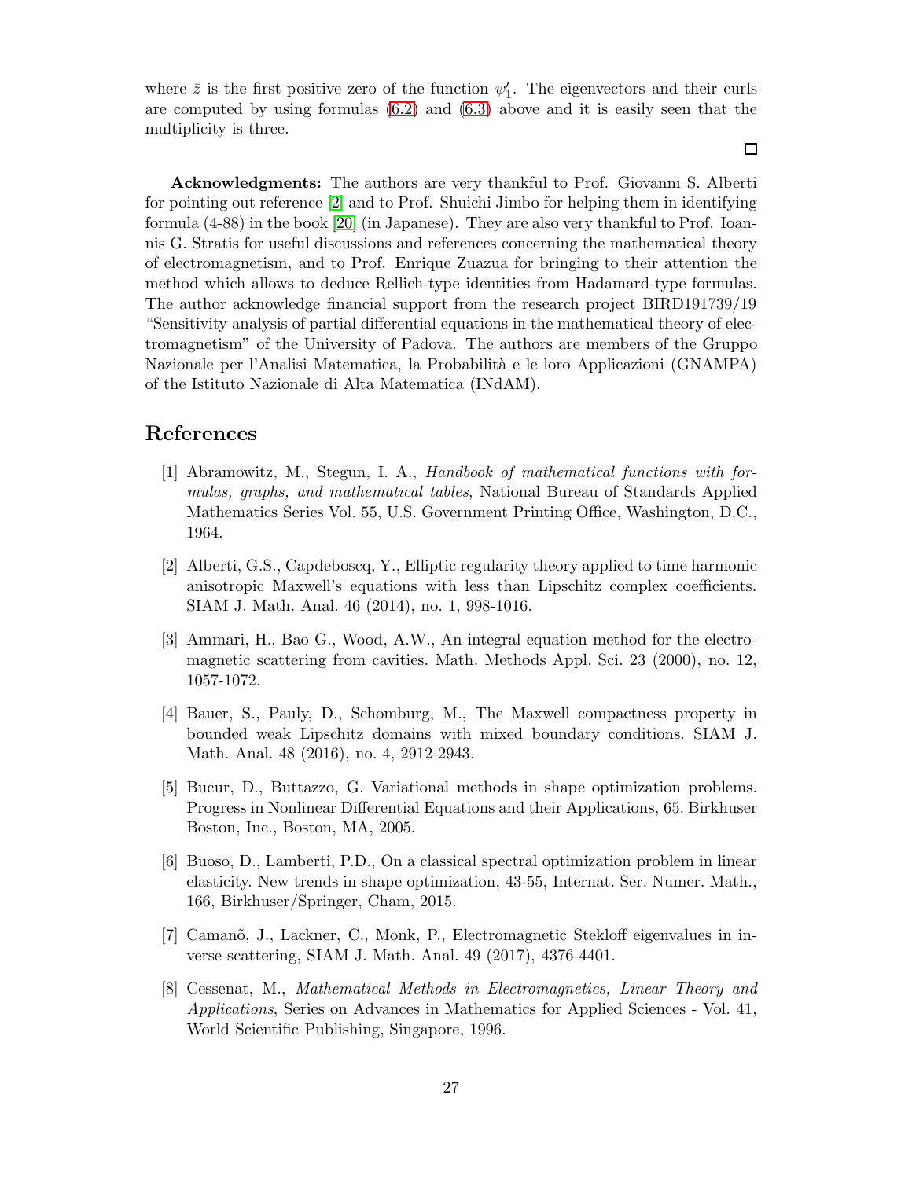where $\bar{z}$ is the first positive zero of the function $\psi_1'$. The eigenvectors and their curls are computed by using formulas (6.2) and (6.3) above and it is easily seen that the multiplicity is three.

□

**Acknowledgments:** The authors are very thankful to Prof. Giovanni S. Alberti for pointing out reference [2] and to Prof. Shuichi Jimbo for helping them in identifying formula (4-88) in the book [20] (in Japanese). They are also very thankful to Prof. Ioannis G. Stratis for useful discussions and references concerning the mathematical theory of electromagnetism, and to Prof. Enrique Zuazua for bringing to their attention the method which allows to deduce Rellich-type identities from Hadamard-type formulas. The author acknowledge financial support from the research project BIRD191739/19 "Sensitivity analysis of partial differential equations in the mathematical theory of electromagnetism" of the University of Padova. The authors are members of the Gruppo Nazionale per l'Analisi Matematica, la Probabilità e le loro Applicazioni (GNAMPA) of the Istituto Nazionale di Alta Matematica (INdAM).

## References

[1] Abramowitz, M., Stegun, I. A., *Handbook of mathematical functions with formulas, graphs, and mathematical tables*, National Bureau of Standards Applied Mathematics Series Vol. 55, U.S. Government Printing Office, Washington, D.C., 1964.

[2] Alberti, G.S., Capdeboscq, Y., Elliptic regularity theory applied to time harmonic anisotropic Maxwell's equations with less than Lipschitz complex coefficients. SIAM J. Math. Anal. 46 (2014), no. 1, 998-1016.

[3] Ammari, H., Bao G., Wood, A.W., An integral equation method for the electromagnetic scattering from cavities. Math. Methods Appl. Sci. 23 (2000), no. 12, 1057-1072.

[4] Bauer, S., Pauly, D., Schomburg, M., The Maxwell compactness property in bounded weak Lipschitz domains with mixed boundary conditions. SIAM J. Math. Anal. 48 (2016), no. 4, 2912-2943.

[5] Bucur, D., Buttazzo, G. Variational methods in shape optimization problems. Progress in Nonlinear Differential Equations and their Applications, 65. Birkhuser Boston, Inc., Boston, MA, 2005.

[6] Buoso, D., Lamberti, P.D., On a classical spectral optimization problem in linear elasticity. New trends in shape optimization, 43-55, Internat. Ser. Numer. Math., 166, Birkhuser/Springer, Cham, 2015.

[7] Camanõ, J., Lackner, C., Monk, P., Electromagnetic Stekloff eigenvalues in inverse scattering, SIAM J. Math. Anal. 49 (2017), 4376-4401.

[8] Cessenat, M., *Mathematical Methods in Electromagnetics, Linear Theory and Applications*, Series on Advances in Mathematics for Applied Sciences - Vol. 41, World Scientific Publishing, Singapore, 1996.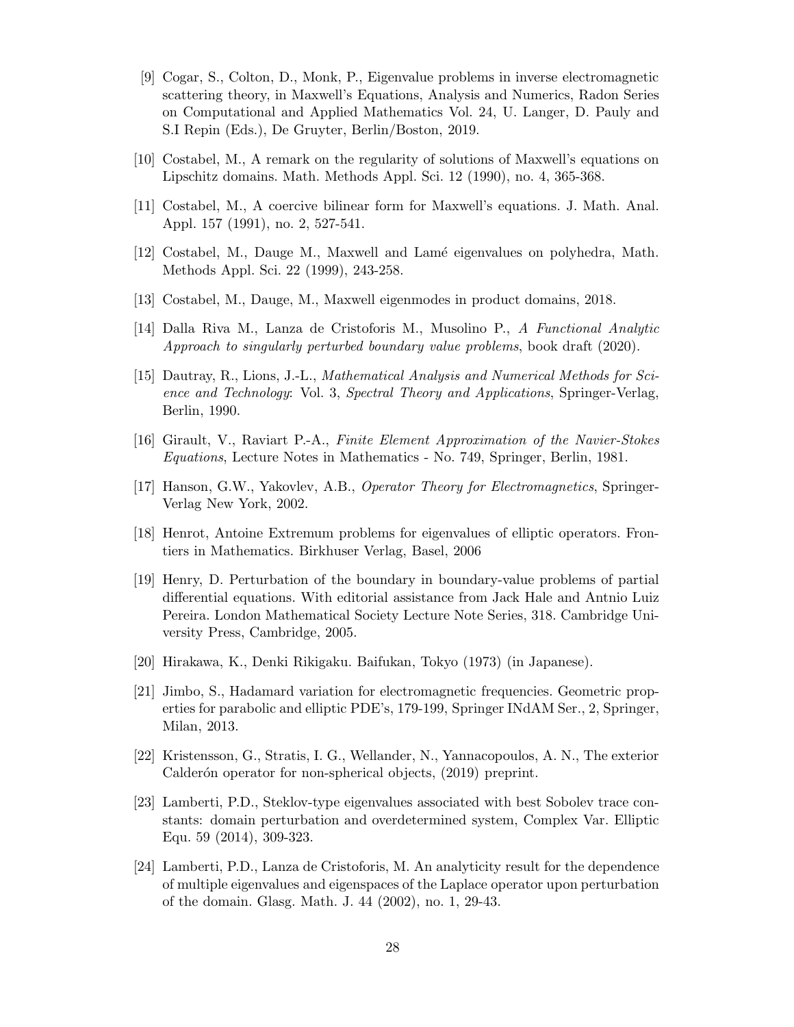[9] Cogar, S., Colton, D., Monk, P., Eigenvalue problems in inverse electromagnetic scattering theory, in Maxwell's Equations, Analysis and Numerics, Radon Series on Computational and Applied Mathematics Vol. 24, U. Langer, D. Pauly and S.I Repin (Eds.), De Gruyter, Berlin/Boston, 2019.

[10] Costabel, M., A remark on the regularity of solutions of Maxwell's equations on Lipschitz domains. Math. Methods Appl. Sci. 12 (1990), no. 4, 365-368.

[11] Costabel, M., A coercive bilinear form for Maxwell's equations. J. Math. Anal. Appl. 157 (1991), no. 2, 527-541.

[12] Costabel, M., Dauge M., Maxwell and Lamé eigenvalues on polyhedra, Math. Methods Appl. Sci. 22 (1999), 243-258.

[13] Costabel, M., Dauge, M., Maxwell eigenmodes in product domains, 2018.

[14] Dalla Riva M., Lanza de Cristoforis M., Musolino P., *A Functional Analytic Approach to singularly perturbed boundary value problems*, book draft (2020).

[15] Dautray, R., Lions, J.-L., *Mathematical Analysis and Numerical Methods for Science and Technology*: Vol. 3, *Spectral Theory and Applications*, Springer-Verlag, Berlin, 1990.

[16] Girault, V., Raviart P.-A., *Finite Element Approximation of the Navier-Stokes Equations*, Lecture Notes in Mathematics - No. 749, Springer, Berlin, 1981.

[17] Hanson, G.W., Yakovlev, A.B., *Operator Theory for Electromagnetics*, Springer-Verlag New York, 2002.

[18] Henrot, Antoine Extremum problems for eigenvalues of elliptic operators. Frontiers in Mathematics. Birkhuser Verlag, Basel, 2006

[19] Henry, D. Perturbation of the boundary in boundary-value problems of partial differential equations. With editorial assistance from Jack Hale and Antnio Luiz Pereira. London Mathematical Society Lecture Note Series, 318. Cambridge University Press, Cambridge, 2005.

[20] Hirakawa, K., Denki Rikigaku. Baifukan, Tokyo (1973) (in Japanese).

[21] Jimbo, S., Hadamard variation for electromagnetic frequencies. Geometric properties for parabolic and elliptic PDE's, 179-199, Springer INdAM Ser., 2, Springer, Milan, 2013.

[22] Kristensson, G., Stratis, I. G., Wellander, N., Yannacopoulos, A. N., The exterior Calderón operator for non-spherical objects, (2019) preprint.

[23] Lamberti, P.D., Steklov-type eigenvalues associated with best Sobolev trace constants: domain perturbation and overdetermined system, Complex Var. Elliptic Equ. 59 (2014), 309-323.

[24] Lamberti, P.D., Lanza de Cristoforis, M. An analyticity result for the dependence of multiple eigenvalues and eigenspaces of the Laplace operator upon perturbation of the domain. Glasg. Math. J. 44 (2002), no. 1, 29-43.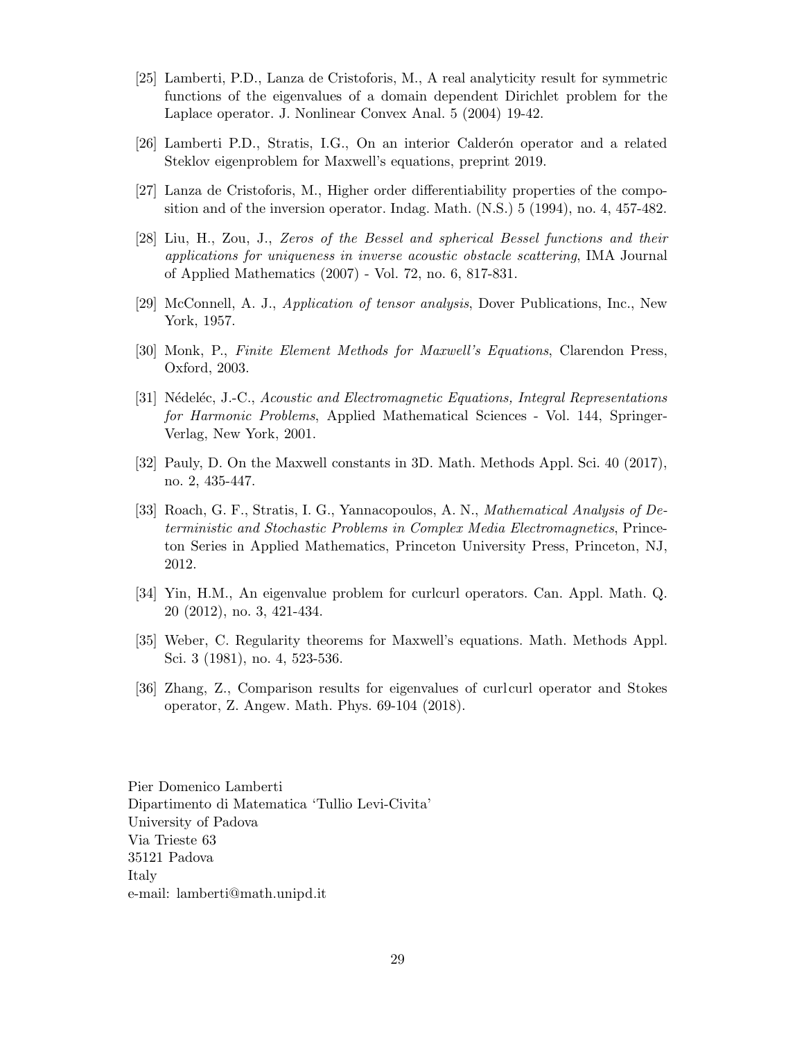[25] Lamberti, P.D., Lanza de Cristoforis, M., A real analyticity result for symmetric functions of the eigenvalues of a domain dependent Dirichlet problem for the Laplace operator. J. Nonlinear Convex Anal. 5 (2004) 19-42.

[26] Lamberti P.D., Stratis, I.G., On an interior Calderón operator and a related Steklov eigenproblem for Maxwell's equations, preprint 2019.

[27] Lanza de Cristoforis, M., Higher order differentiability properties of the composition and of the inversion operator. Indag. Math. (N.S.) 5 (1994), no. 4, 457-482.

[28] Liu, H., Zou, J., *Zeros of the Bessel and spherical Bessel functions and their applications for uniqueness in inverse acoustic obstacle scattering*, IMA Journal of Applied Mathematics (2007) - Vol. 72, no. 6, 817-831.

[29] McConnell, A. J., *Application of tensor analysis*, Dover Publications, Inc., New York, 1957.

[30] Monk, P., *Finite Element Methods for Maxwell's Equations*, Clarendon Press, Oxford, 2003.

[31] Nédeléc, J.-C., *Acoustic and Electromagnetic Equations, Integral Representations for Harmonic Problems*, Applied Mathematical Sciences - Vol. 144, Springer-Verlag, New York, 2001.

[32] Pauly, D. On the Maxwell constants in 3D. Math. Methods Appl. Sci. 40 (2017), no. 2, 435-447.

[33] Roach, G. F., Stratis, I. G., Yannacopoulos, A. N., *Mathematical Analysis of Deterministic and Stochastic Problems in Complex Media Electromagnetics*, Princeton Series in Applied Mathematics, Princeton University Press, Princeton, NJ, 2012.

[34] Yin, H.M., An eigenvalue problem for curlcurl operators. Can. Appl. Math. Q. 20 (2012), no. 3, 421-434.

[35] Weber, C. Regularity theorems for Maxwell's equations. Math. Methods Appl. Sci. 3 (1981), no. 4, 523-536.

[36] Zhang, Z., Comparison results for eigenvalues of curlcurl operator and Stokes operator, Z. Angew. Math. Phys. 69-104 (2018).

Pier Domenico Lamberti
Dipartimento di Matematica 'Tullio Levi-Civita'
University of Padova
Via Trieste 63
35121 Padova
Italy
e-mail: lamberti@math.unipd.it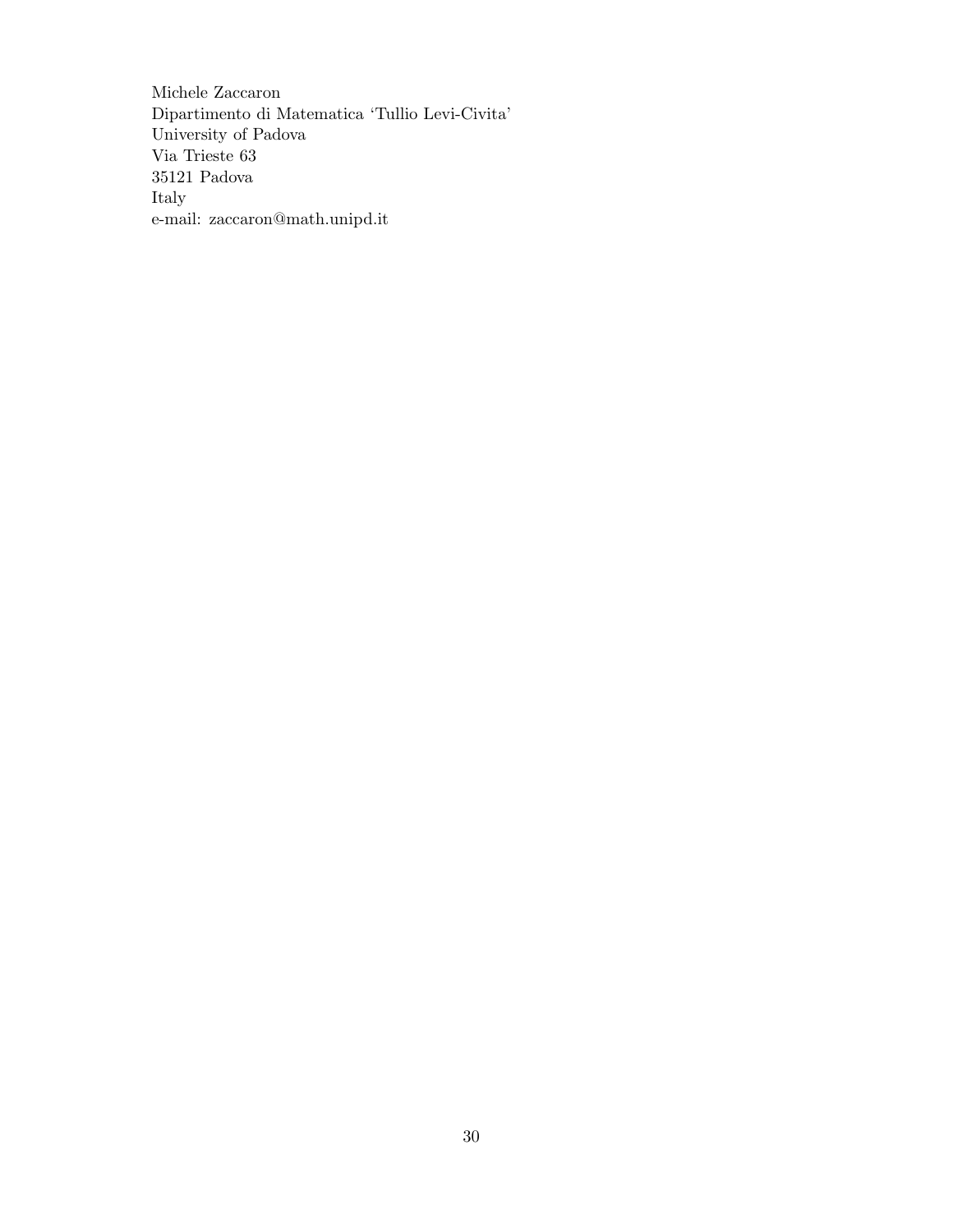Michele Zaccaron
Dipartimento di Matematica 'Tullio Levi-Civita'
University of Padova
Via Trieste 63
35121 Padova
Italy
e-mail: zaccaron@math.unipd.it